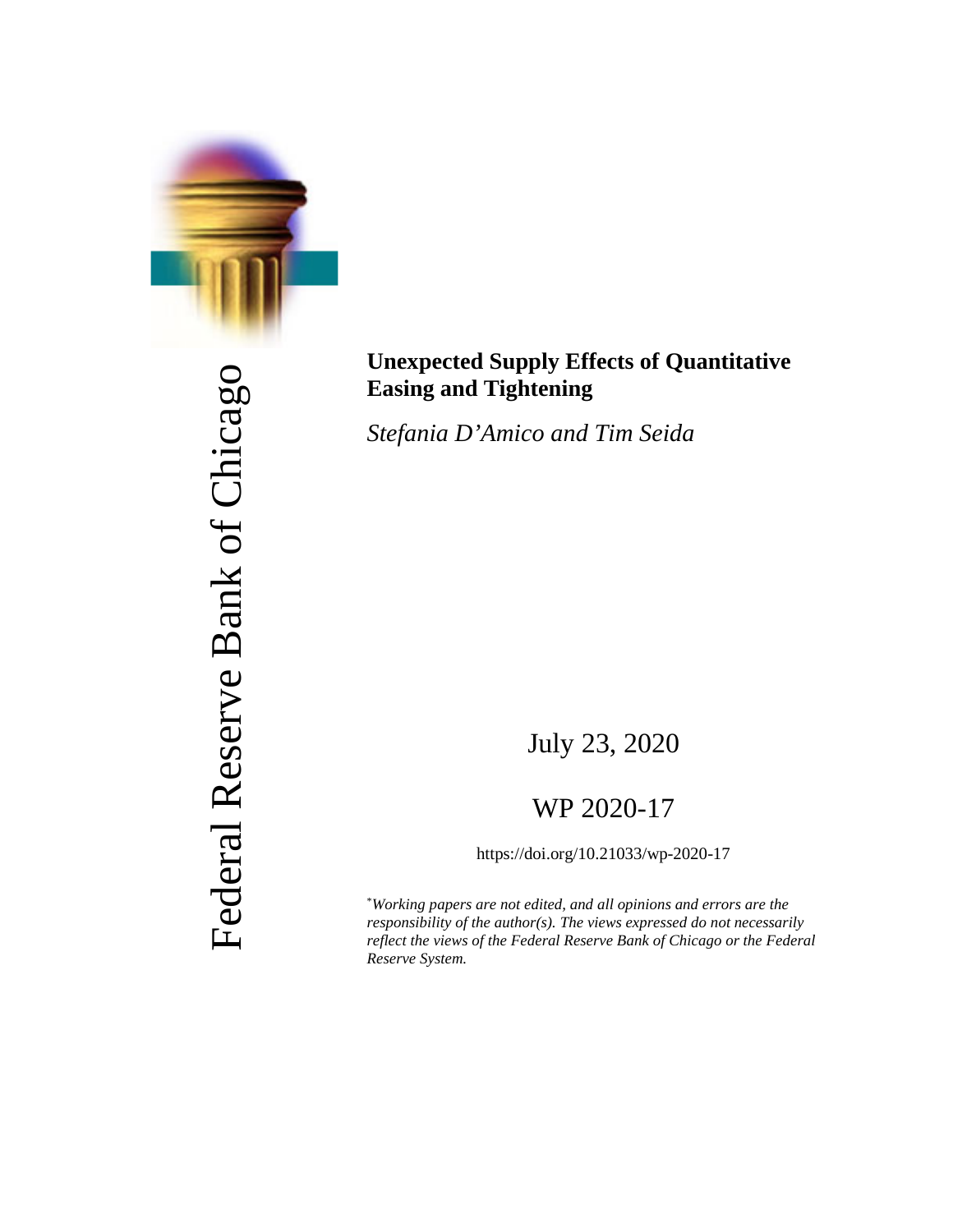Federal Reserve Bank of Chicago

# Unexpected Supply Effects of Quantitative Easing and Tightening

*Stefania D'Amico and Tim Seida*

July 23, 2020

WP 2020-17

https://doi.org/10.21033/wp-2020-17

[*]*Working papers are not edited, and all opinions and errors are the responsibility of the author(s). The views expressed do not necessarily reflect the views of the Federal Reserve Bank of Chicago or the Federal Reserve System.*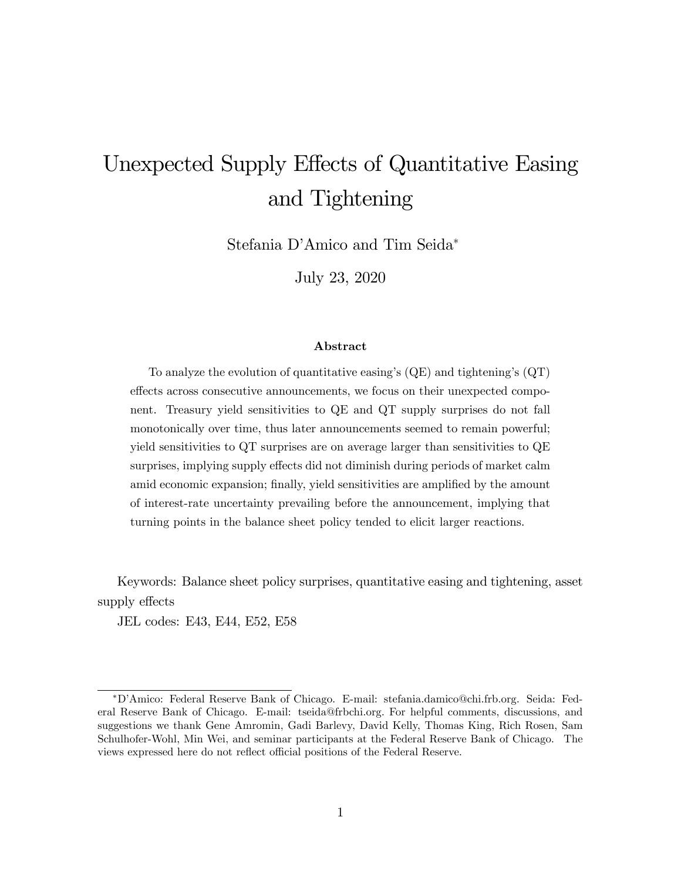# Unexpected Supply Effects of Quantitative Easing and Tightening

Stefania D'Amico and Tim Seida*

July 23, 2020

### Abstract

To analyze the evolution of quantitative easing's (QE) and tightening's (QT) effects across consecutive announcements, we focus on their unexpected component. Treasury yield sensitivities to QE and QT supply surprises do not fall monotonically over time, thus later announcements seemed to remain powerful; yield sensitivities to QT surprises are on average larger than sensitivities to QE surprises, implying supply effects did not diminish during periods of market calm amid economic expansion; finally, yield sensitivities are amplified by the amount of interest-rate uncertainty prevailing before the announcement, implying that turning points in the balance sheet policy tended to elicit larger reactions.

Keywords: Balance sheet policy surprises, quantitative easing and tightening, asset supply effects

JEL codes: E43, E44, E52, E58

---

*D'Amico: Federal Reserve Bank of Chicago. E-mail: stefania.damico@chi.frb.org. Seida: Federal Reserve Bank of Chicago. E-mail: tseida@frbchi.org. For helpful comments, discussions, and suggestions we thank Gene Amromin, Gadi Barlevy, David Kelly, Thomas King, Rich Rosen, Sam Schulhofer-Wohl, Min Wei, and seminar participants at the Federal Reserve Bank of Chicago. The views expressed here do not reflect official positions of the Federal Reserve.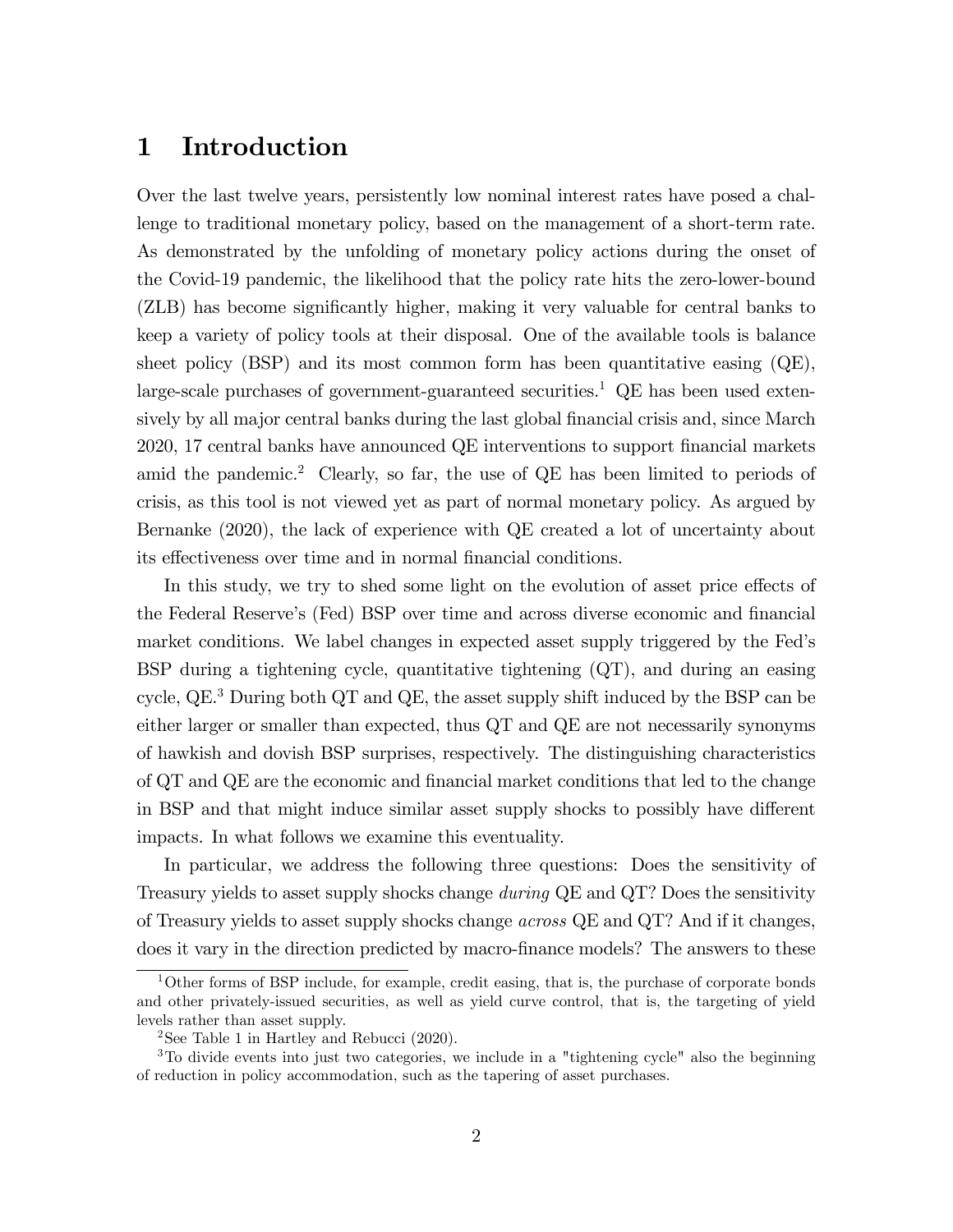# 1 Introduction

Over the last twelve years, persistently low nominal interest rates have posed a challenge to traditional monetary policy, based on the management of a short-term rate. As demonstrated by the unfolding of monetary policy actions during the onset of the Covid-19 pandemic, the likelihood that the policy rate hits the zero-lower-bound (ZLB) has become significantly higher, making it very valuable for central banks to keep a variety of policy tools at their disposal. One of the available tools is balance sheet policy (BSP) and its most common form has been quantitative easing (QE), large-scale purchases of government-guaranteed securities.[1] QE has been used extensively by all major central banks during the last global financial crisis and, since March 2020, 17 central banks have announced QE interventions to support financial markets amid the pandemic.[2] Clearly, so far, the use of QE has been limited to periods of crisis, as this tool is not viewed yet as part of normal monetary policy. As argued by Bernanke (2020), the lack of experience with QE created a lot of uncertainty about its effectiveness over time and in normal financial conditions.

In this study, we try to shed some light on the evolution of asset price effects of the Federal Reserve's (Fed) BSP over time and across diverse economic and financial market conditions. We label changes in expected asset supply triggered by the Fed's BSP during a tightening cycle, quantitative tightening (QT), and during an easing cycle, QE.[3] During both QT and QE, the asset supply shift induced by the BSP can be either larger or smaller than expected, thus QT and QE are not necessarily synonyms of hawkish and dovish BSP surprises, respectively. The distinguishing characteristics of QT and QE are the economic and financial market conditions that led to the change in BSP and that might induce similar asset supply shocks to possibly have different impacts. In what follows we examine this eventuality.

In particular, we address the following three questions: Does the sensitivity of Treasury yields to asset supply shocks change *during* QE and QT? Does the sensitivity of Treasury yields to asset supply shocks change *across* QE and QT? And if it changes, does it vary in the direction predicted by macro-finance models? The answers to these

[1] Other forms of BSP include, for example, credit easing, that is, the purchase of corporate bonds and other privately-issued securities, as well as yield curve control, that is, the targeting of yield levels rather than asset supply.

[2] See Table 1 in Hartley and Rebucci (2020).

[3] To divide events into just two categories, we include in a "tightening cycle" also the beginning of reduction in policy accommodation, such as the tapering of asset purchases.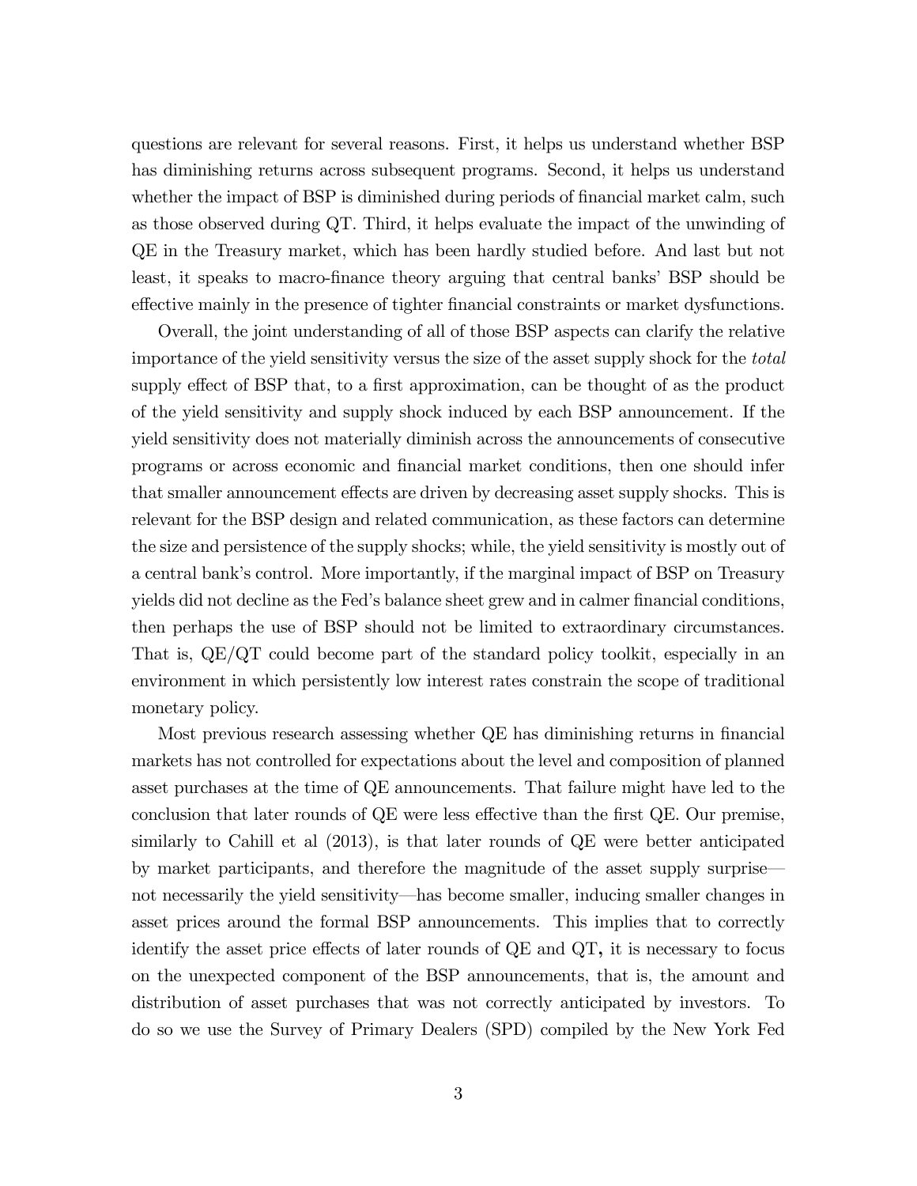questions are relevant for several reasons. First, it helps us understand whether BSP has diminishing returns across subsequent programs. Second, it helps us understand whether the impact of BSP is diminished during periods of financial market calm, such as those observed during QT. Third, it helps evaluate the impact of the unwinding of QE in the Treasury market, which has been hardly studied before. And last but not least, it speaks to macro-finance theory arguing that central banks' BSP should be effective mainly in the presence of tighter financial constraints or market dysfunctions.

Overall, the joint understanding of all of those BSP aspects can clarify the relative importance of the yield sensitivity versus the size of the asset supply shock for the *total* supply effect of BSP that, to a first approximation, can be thought of as the product of the yield sensitivity and supply shock induced by each BSP announcement. If the yield sensitivity does not materially diminish across the announcements of consecutive programs or across economic and financial market conditions, then one should infer that smaller announcement effects are driven by decreasing asset supply shocks. This is relevant for the BSP design and related communication, as these factors can determine the size and persistence of the supply shocks; while, the yield sensitivity is mostly out of a central bank's control. More importantly, if the marginal impact of BSP on Treasury yields did not decline as the Fed's balance sheet grew and in calmer financial conditions, then perhaps the use of BSP should not be limited to extraordinary circumstances. That is, QE/QT could become part of the standard policy toolkit, especially in an environment in which persistently low interest rates constrain the scope of traditional monetary policy.

Most previous research assessing whether QE has diminishing returns in financial markets has not controlled for expectations about the level and composition of planned asset purchases at the time of QE announcements. That failure might have led to the conclusion that later rounds of QE were less effective than the first QE. Our premise, similarly to Cahill et al (2013), is that later rounds of QE were better anticipated by market participants, and therefore the magnitude of the asset supply surprise—not necessarily the yield sensitivity—has become smaller, inducing smaller changes in asset prices around the formal BSP announcements. This implies that to correctly identify the asset price effects of later rounds of QE and QT**,** it is necessary to focus on the unexpected component of the BSP announcements, that is, the amount and distribution of asset purchases that was not correctly anticipated by investors. To do so we use the Survey of Primary Dealers (SPD) compiled by the New York Fed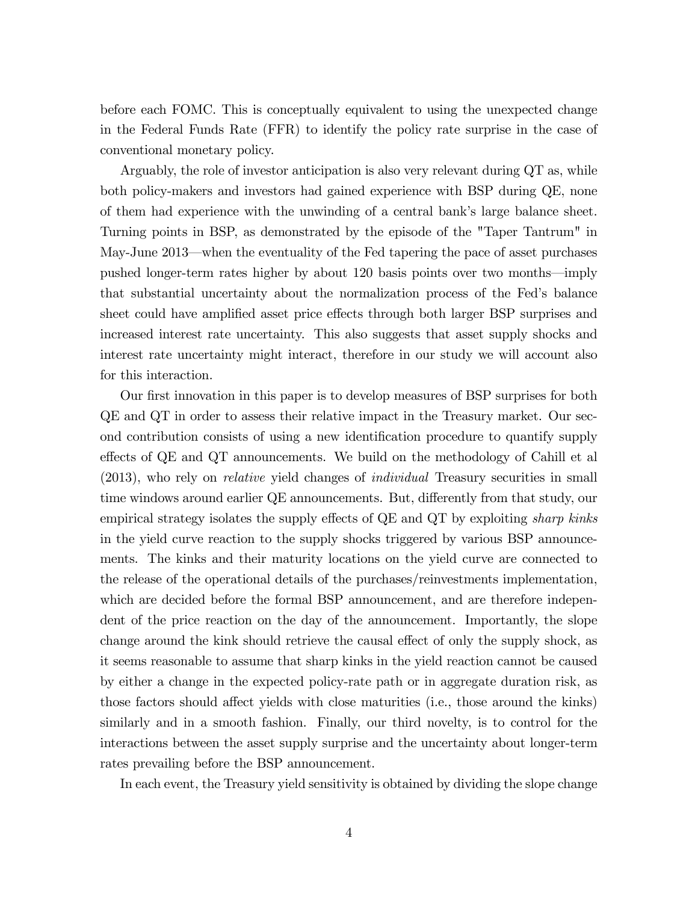before each FOMC. This is conceptually equivalent to using the unexpected change in the Federal Funds Rate (FFR) to identify the policy rate surprise in the case of conventional monetary policy.

Arguably, the role of investor anticipation is also very relevant during QT as, while both policy-makers and investors had gained experience with BSP during QE, none of them had experience with the unwinding of a central bank's large balance sheet. Turning points in BSP, as demonstrated by the episode of the "Taper Tantrum" in May-June 2013—when the eventuality of the Fed tapering the pace of asset purchases pushed longer-term rates higher by about 120 basis points over two months—imply that substantial uncertainty about the normalization process of the Fed's balance sheet could have amplified asset price effects through both larger BSP surprises and increased interest rate uncertainty. This also suggests that asset supply shocks and interest rate uncertainty might interact, therefore in our study we will account also for this interaction.

Our first innovation in this paper is to develop measures of BSP surprises for both QE and QT in order to assess their relative impact in the Treasury market. Our second contribution consists of using a new identification procedure to quantify supply effects of QE and QT announcements. We build on the methodology of Cahill et al (2013), who rely on *relative* yield changes of *individual* Treasury securities in small time windows around earlier QE announcements. But, differently from that study, our empirical strategy isolates the supply effects of QE and QT by exploiting *sharp kinks* in the yield curve reaction to the supply shocks triggered by various BSP announcements. The kinks and their maturity locations on the yield curve are connected to the release of the operational details of the purchases/reinvestments implementation, which are decided before the formal BSP announcement, and are therefore independent of the price reaction on the day of the announcement. Importantly, the slope change around the kink should retrieve the causal effect of only the supply shock, as it seems reasonable to assume that sharp kinks in the yield reaction cannot be caused by either a change in the expected policy-rate path or in aggregate duration risk, as those factors should affect yields with close maturities (i.e., those around the kinks) similarly and in a smooth fashion. Finally, our third novelty, is to control for the interactions between the asset supply surprise and the uncertainty about longer-term rates prevailing before the BSP announcement.

In each event, the Treasury yield sensitivity is obtained by dividing the slope change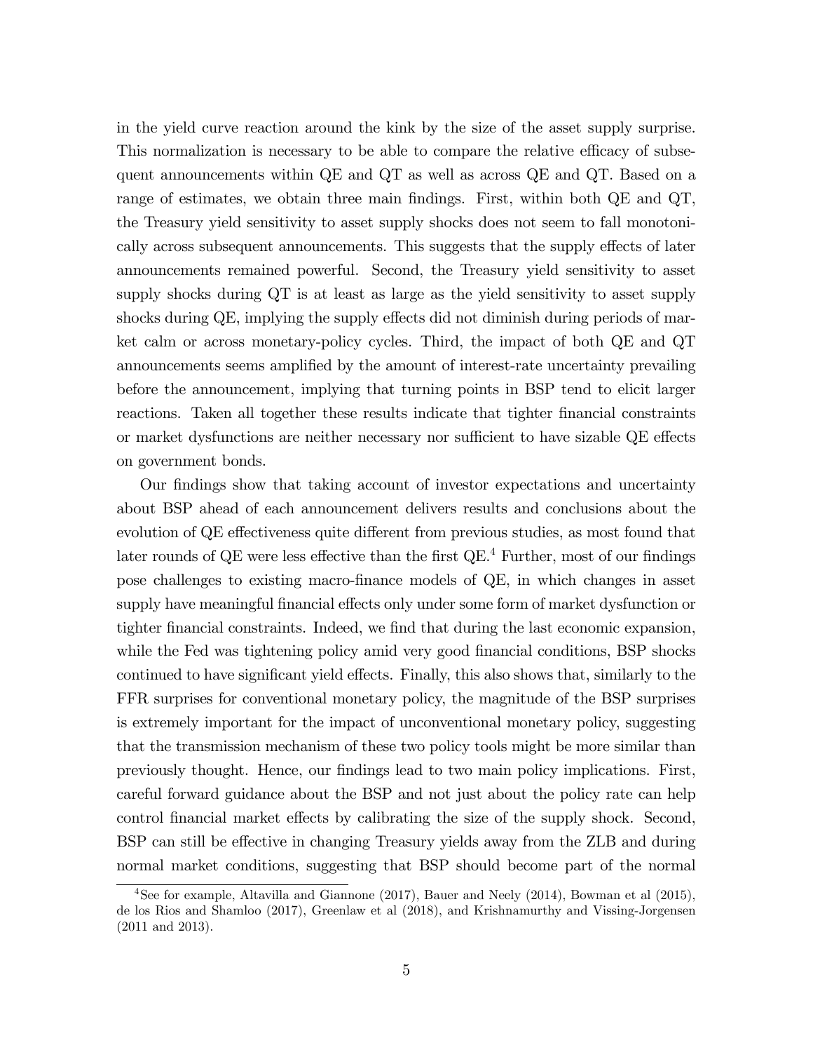in the yield curve reaction around the kink by the size of the asset supply surprise. This normalization is necessary to be able to compare the relative efficacy of subsequent announcements within QE and QT as well as across QE and QT. Based on a range of estimates, we obtain three main findings. First, within both QE and QT, the Treasury yield sensitivity to asset supply shocks does not seem to fall monotonically across subsequent announcements. This suggests that the supply effects of later announcements remained powerful. Second, the Treasury yield sensitivity to asset supply shocks during QT is at least as large as the yield sensitivity to asset supply shocks during QE, implying the supply effects did not diminish during periods of market calm or across monetary-policy cycles. Third, the impact of both QE and QT announcements seems amplified by the amount of interest-rate uncertainty prevailing before the announcement, implying that turning points in BSP tend to elicit larger reactions. Taken all together these results indicate that tighter financial constraints or market dysfunctions are neither necessary nor sufficient to have sizable QE effects on government bonds.

Our findings show that taking account of investor expectations and uncertainty about BSP ahead of each announcement delivers results and conclusions about the evolution of QE effectiveness quite different from previous studies, as most found that later rounds of QE were less effective than the first QE.[4] Further, most of our findings pose challenges to existing macro-finance models of QE, in which changes in asset supply have meaningful financial effects only under some form of market dysfunction or tighter financial constraints. Indeed, we find that during the last economic expansion, while the Fed was tightening policy amid very good financial conditions, BSP shocks continued to have significant yield effects. Finally, this also shows that, similarly to the FFR surprises for conventional monetary policy, the magnitude of the BSP surprises is extremely important for the impact of unconventional monetary policy, suggesting that the transmission mechanism of these two policy tools might be more similar than previously thought. Hence, our findings lead to two main policy implications. First, careful forward guidance about the BSP and not just about the policy rate can help control financial market effects by calibrating the size of the supply shock. Second, BSP can still be effective in changing Treasury yields away from the ZLB and during normal market conditions, suggesting that BSP should become part of the normal

[4] See for example, Altavilla and Giannone (2017), Bauer and Neely (2014), Bowman et al (2015), de los Rios and Shamloo (2017), Greenlaw et al (2018), and Krishnamurthy and Vissing-Jorgensen (2011 and 2013).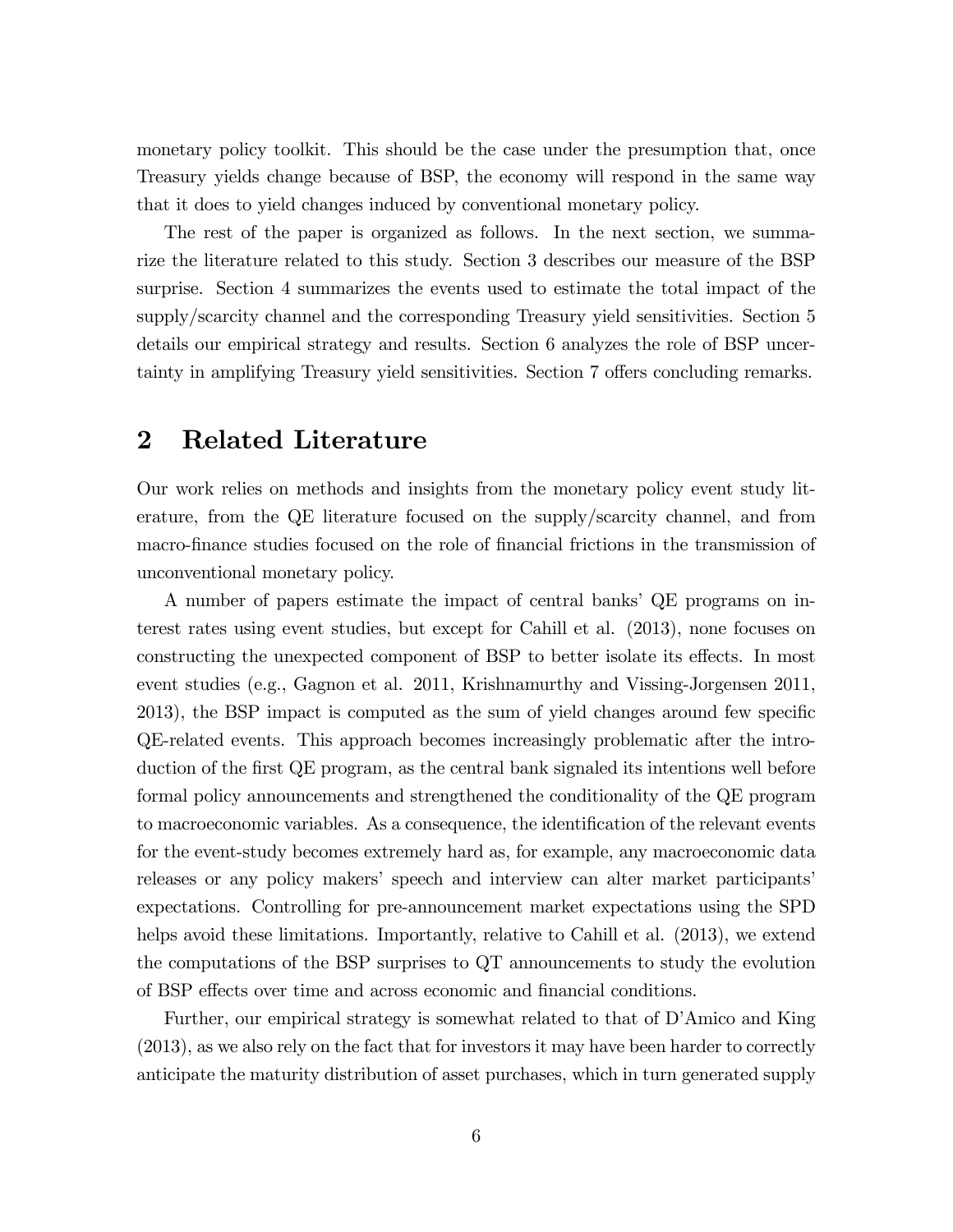monetary policy toolkit. This should be the case under the presumption that, once Treasury yields change because of BSP, the economy will respond in the same way that it does to yield changes induced by conventional monetary policy.

The rest of the paper is organized as follows. In the next section, we summarize the literature related to this study. Section 3 describes our measure of the BSP surprise. Section 4 summarizes the events used to estimate the total impact of the supply/scarcity channel and the corresponding Treasury yield sensitivities. Section 5 details our empirical strategy and results. Section 6 analyzes the role of BSP uncertainty in amplifying Treasury yield sensitivities. Section 7 offers concluding remarks.

## 2 Related Literature

Our work relies on methods and insights from the monetary policy event study literature, from the QE literature focused on the supply/scarcity channel, and from macro-finance studies focused on the role of financial frictions in the transmission of unconventional monetary policy.

A number of papers estimate the impact of central banks' QE programs on interest rates using event studies, but except for Cahill et al. (2013), none focuses on constructing the unexpected component of BSP to better isolate its effects. In most event studies (e.g., Gagnon et al. 2011, Krishnamurthy and Vissing-Jorgensen 2011, 2013), the BSP impact is computed as the sum of yield changes around few specific QE-related events. This approach becomes increasingly problematic after the introduction of the first QE program, as the central bank signaled its intentions well before formal policy announcements and strengthened the conditionality of the QE program to macroeconomic variables. As a consequence, the identification of the relevant events for the event-study becomes extremely hard as, for example, any macroeconomic data releases or any policy makers' speech and interview can alter market participants' expectations. Controlling for pre-announcement market expectations using the SPD helps avoid these limitations. Importantly, relative to Cahill et al. (2013), we extend the computations of the BSP surprises to QT announcements to study the evolution of BSP effects over time and across economic and financial conditions.

Further, our empirical strategy is somewhat related to that of D'Amico and King (2013), as we also rely on the fact that for investors it may have been harder to correctly anticipate the maturity distribution of asset purchases, which in turn generated supply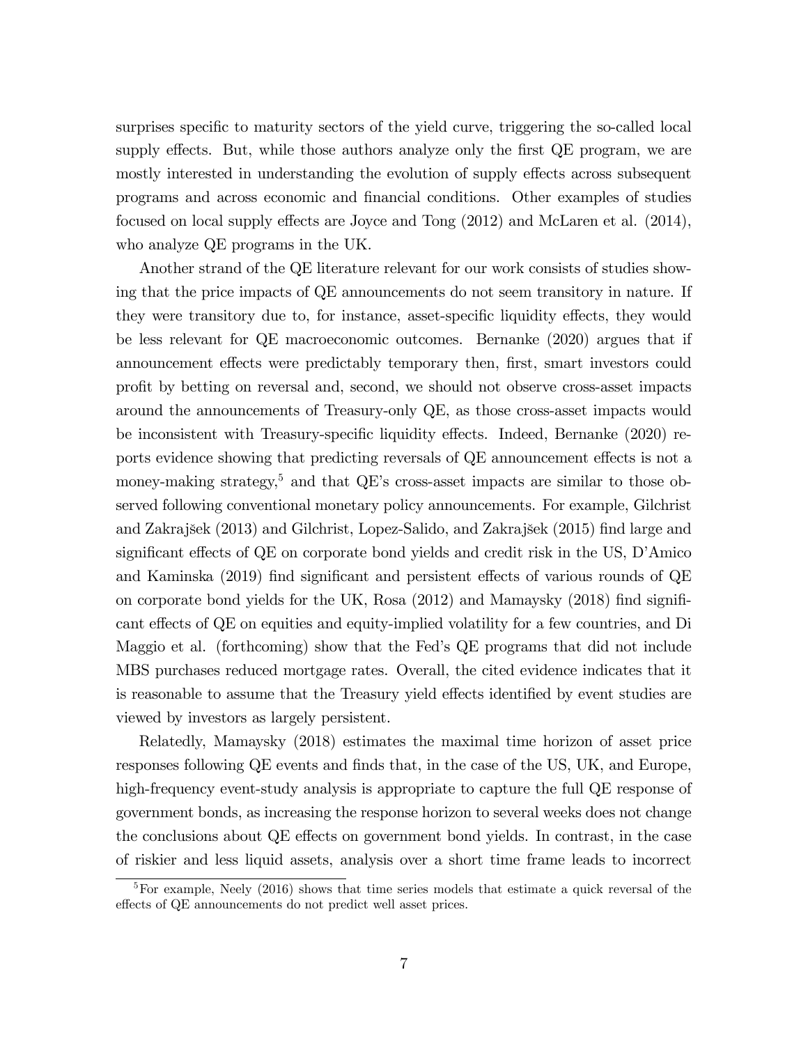surprises specific to maturity sectors of the yield curve, triggering the so-called local supply effects. But, while those authors analyze only the first QE program, we are mostly interested in understanding the evolution of supply effects across subsequent programs and across economic and financial conditions. Other examples of studies focused on local supply effects are Joyce and Tong (2012) and McLaren et al. (2014), who analyze QE programs in the UK.

Another strand of the QE literature relevant for our work consists of studies showing that the price impacts of QE announcements do not seem transitory in nature. If they were transitory due to, for instance, asset-specific liquidity effects, they would be less relevant for QE macroeconomic outcomes. Bernanke (2020) argues that if announcement effects were predictably temporary then, first, smart investors could profit by betting on reversal and, second, we should not observe cross-asset impacts around the announcements of Treasury-only QE, as those cross-asset impacts would be inconsistent with Treasury-specific liquidity effects. Indeed, Bernanke (2020) reports evidence showing that predicting reversals of QE announcement effects is not a money-making strategy,[5] and that QE's cross-asset impacts are similar to those observed following conventional monetary policy announcements. For example, Gilchrist and Zakrajšek (2013) and Gilchrist, Lopez-Salido, and Zakrajšek (2015) find large and significant effects of QE on corporate bond yields and credit risk in the US, D'Amico and Kaminska (2019) find significant and persistent effects of various rounds of QE on corporate bond yields for the UK, Rosa (2012) and Mamaysky (2018) find significant effects of QE on equities and equity-implied volatility for a few countries, and Di Maggio et al. (forthcoming) show that the Fed's QE programs that did not include MBS purchases reduced mortgage rates. Overall, the cited evidence indicates that it is reasonable to assume that the Treasury yield effects identified by event studies are viewed by investors as largely persistent.

Relatedly, Mamaysky (2018) estimates the maximal time horizon of asset price responses following QE events and finds that, in the case of the US, UK, and Europe, high-frequency event-study analysis is appropriate to capture the full QE response of government bonds, as increasing the response horizon to several weeks does not change the conclusions about QE effects on government bond yields. In contrast, in the case of riskier and less liquid assets, analysis over a short time frame leads to incorrect

[5] For example, Neely (2016) shows that time series models that estimate a quick reversal of the effects of QE announcements do not predict well asset prices.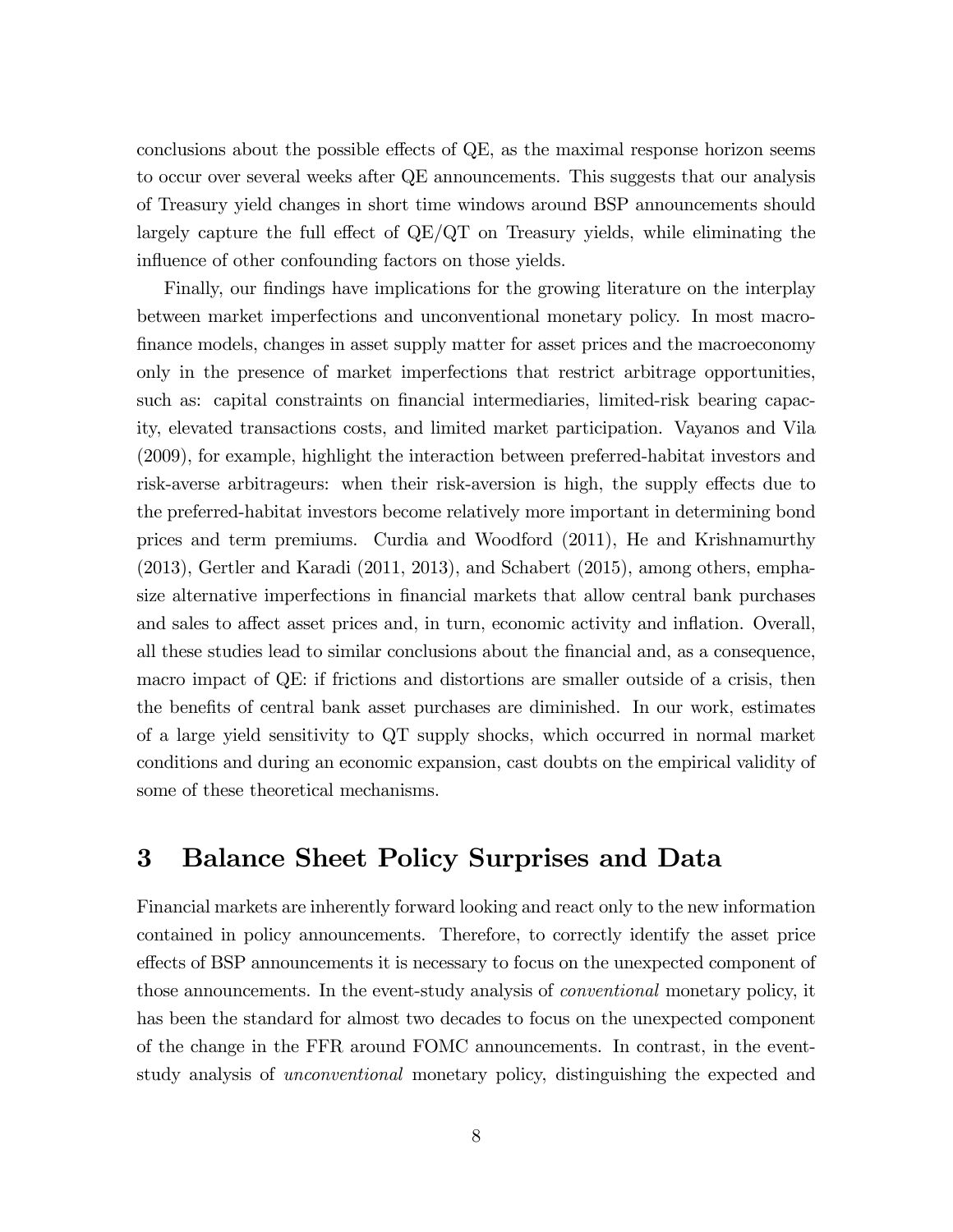conclusions about the possible effects of QE, as the maximal response horizon seems to occur over several weeks after QE announcements. This suggests that our analysis of Treasury yield changes in short time windows around BSP announcements should largely capture the full effect of QE/QT on Treasury yields, while eliminating the influence of other confounding factors on those yields.

Finally, our findings have implications for the growing literature on the interplay between market imperfections and unconventional monetary policy. In most macro-finance models, changes in asset supply matter for asset prices and the macroeconomy only in the presence of market imperfections that restrict arbitrage opportunities, such as: capital constraints on financial intermediaries, limited-risk bearing capacity, elevated transactions costs, and limited market participation. Vayanos and Vila (2009), for example, highlight the interaction between preferred-habitat investors and risk-averse arbitrageurs: when their risk-aversion is high, the supply effects due to the preferred-habitat investors become relatively more important in determining bond prices and term premiums. Curdia and Woodford (2011), He and Krishnamurthy (2013), Gertler and Karadi (2011, 2013), and Schabert (2015), among others, emphasize alternative imperfections in financial markets that allow central bank purchases and sales to affect asset prices and, in turn, economic activity and inflation. Overall, all these studies lead to similar conclusions about the financial and, as a consequence, macro impact of QE: if frictions and distortions are smaller outside of a crisis, then the benefits of central bank asset purchases are diminished. In our work, estimates of a large yield sensitivity to QT supply shocks, which occurred in normal market conditions and during an economic expansion, cast doubts on the empirical validity of some of these theoretical mechanisms.

# 3 Balance Sheet Policy Surprises and Data

Financial markets are inherently forward looking and react only to the new information contained in policy announcements. Therefore, to correctly identify the asset price effects of BSP announcements it is necessary to focus on the unexpected component of those announcements. In the event-study analysis of *conventional* monetary policy, it has been the standard for almost two decades to focus on the unexpected component of the change in the FFR around FOMC announcements. In contrast, in the event-study analysis of *unconventional* monetary policy, distinguishing the expected and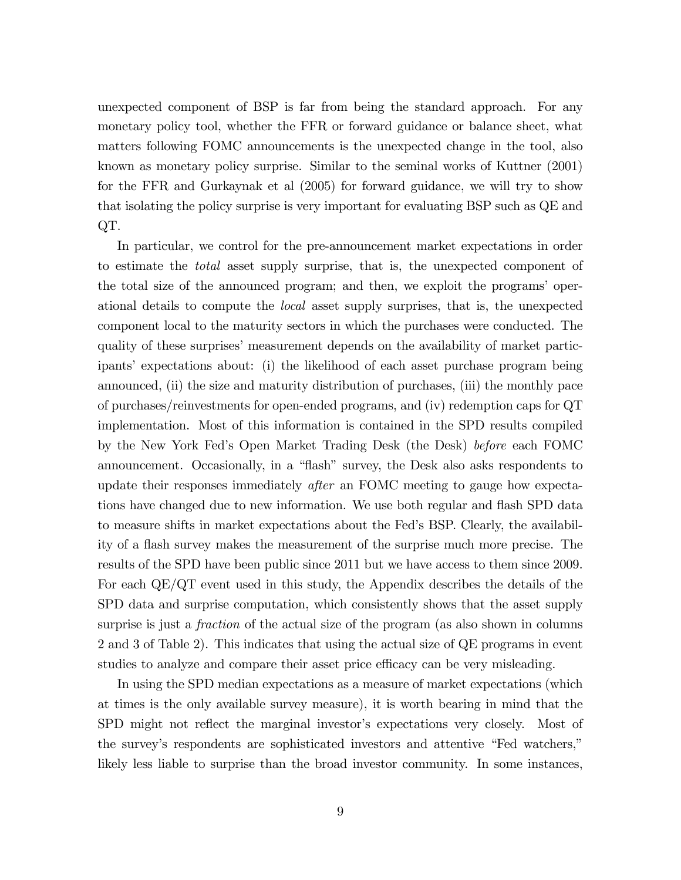unexpected component of BSP is far from being the standard approach. For any monetary policy tool, whether the FFR or forward guidance or balance sheet, what matters following FOMC announcements is the unexpected change in the tool, also known as monetary policy surprise. Similar to the seminal works of Kuttner (2001) for the FFR and Gurkaynak et al (2005) for forward guidance, we will try to show that isolating the policy surprise is very important for evaluating BSP such as QE and QT.

In particular, we control for the pre-announcement market expectations in order to estimate the *total* asset supply surprise, that is, the unexpected component of the total size of the announced program; and then, we exploit the programs' operational details to compute the *local* asset supply surprises, that is, the unexpected component local to the maturity sectors in which the purchases were conducted. The quality of these surprises' measurement depends on the availability of market participants' expectations about: (i) the likelihood of each asset purchase program being announced, (ii) the size and maturity distribution of purchases, (iii) the monthly pace of purchases/reinvestments for open-ended programs, and (iv) redemption caps for QT implementation. Most of this information is contained in the SPD results compiled by the New York Fed's Open Market Trading Desk (the Desk) *before* each FOMC announcement. Occasionally, in a "flash" survey, the Desk also asks respondents to update their responses immediately *after* an FOMC meeting to gauge how expectations have changed due to new information. We use both regular and flash SPD data to measure shifts in market expectations about the Fed's BSP. Clearly, the availability of a flash survey makes the measurement of the surprise much more precise. The results of the SPD have been public since 2011 but we have access to them since 2009. For each QE/QT event used in this study, the Appendix describes the details of the SPD data and surprise computation, which consistently shows that the asset supply surprise is just a *fraction* of the actual size of the program (as also shown in columns 2 and 3 of Table 2). This indicates that using the actual size of QE programs in event studies to analyze and compare their asset price efficacy can be very misleading.

In using the SPD median expectations as a measure of market expectations (which at times is the only available survey measure), it is worth bearing in mind that the SPD might not reflect the marginal investor's expectations very closely. Most of the survey's respondents are sophisticated investors and attentive "Fed watchers," likely less liable to surprise than the broad investor community. In some instances,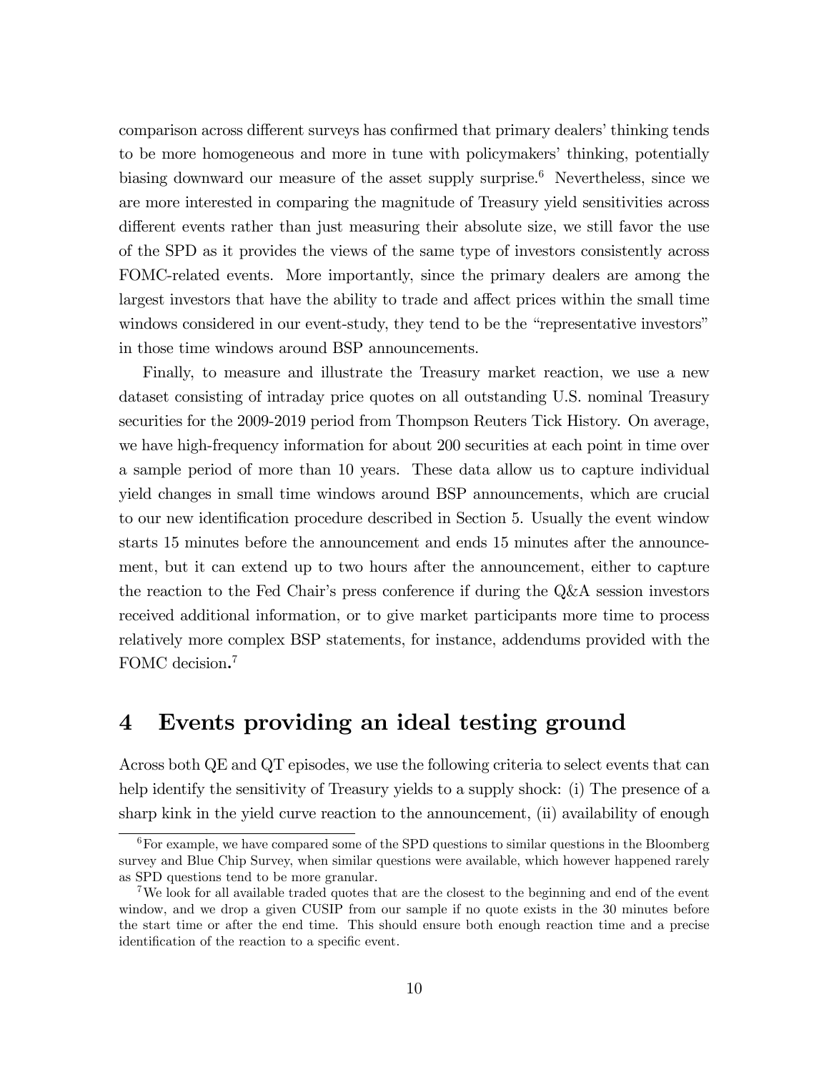comparison across different surveys has confirmed that primary dealers' thinking tends to be more homogeneous and more in tune with policymakers' thinking, potentially biasing downward our measure of the asset supply surprise.[6] Nevertheless, since we are more interested in comparing the magnitude of Treasury yield sensitivities across different events rather than just measuring their absolute size, we still favor the use of the SPD as it provides the views of the same type of investors consistently across FOMC-related events. More importantly, since the primary dealers are among the largest investors that have the ability to trade and affect prices within the small time windows considered in our event-study, they tend to be the "representative investors" in those time windows around BSP announcements.

Finally, to measure and illustrate the Treasury market reaction, we use a new dataset consisting of intraday price quotes on all outstanding U.S. nominal Treasury securities for the 2009-2019 period from Thompson Reuters Tick History. On average, we have high-frequency information for about 200 securities at each point in time over a sample period of more than 10 years. These data allow us to capture individual yield changes in small time windows around BSP announcements, which are crucial to our new identification procedure described in Section 5. Usually the event window starts 15 minutes before the announcement and ends 15 minutes after the announcement, but it can extend up to two hours after the announcement, either to capture the reaction to the Fed Chair's press conference if during the Q&A session investors received additional information, or to give market participants more time to process relatively more complex BSP statements, for instance, addendums provided with the FOMC decision.[7]

# 4 Events providing an ideal testing ground

Across both QE and QT episodes, we use the following criteria to select events that can help identify the sensitivity of Treasury yields to a supply shock: (i) The presence of a sharp kink in the yield curve reaction to the announcement, (ii) availability of enough

[6] For example, we have compared some of the SPD questions to similar questions in the Bloomberg survey and Blue Chip Survey, when similar questions were available, which however happened rarely as SPD questions tend to be more granular.

[7] We look for all available traded quotes that are the closest to the beginning and end of the event window, and we drop a given CUSIP from our sample if no quote exists in the 30 minutes before the start time or after the end time. This should ensure both enough reaction time and a precise identification of the reaction to a specific event.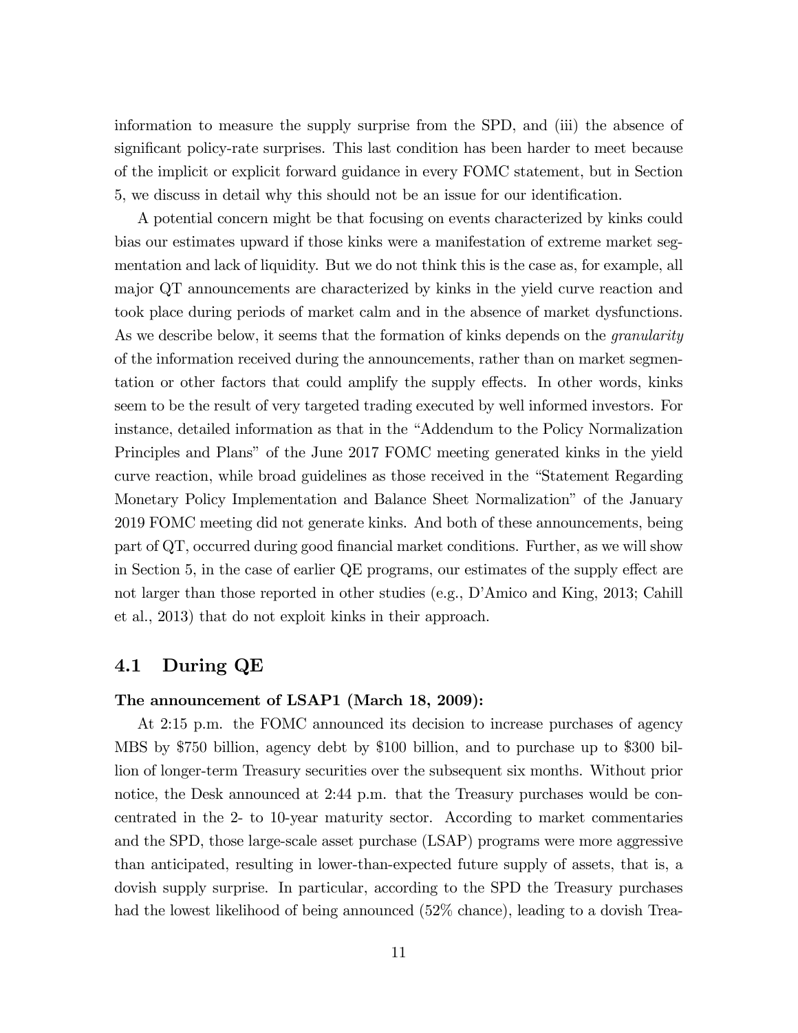information to measure the supply surprise from the SPD, and (iii) the absence of significant policy-rate surprises. This last condition has been harder to meet because of the implicit or explicit forward guidance in every FOMC statement, but in Section 5, we discuss in detail why this should not be an issue for our identification.

A potential concern might be that focusing on events characterized by kinks could bias our estimates upward if those kinks were a manifestation of extreme market segmentation and lack of liquidity. But we do not think this is the case as, for example, all major QT announcements are characterized by kinks in the yield curve reaction and took place during periods of market calm and in the absence of market dysfunctions. As we describe below, it seems that the formation of kinks depends on the *granularity* of the information received during the announcements, rather than on market segmentation or other factors that could amplify the supply effects. In other words, kinks seem to be the result of very targeted trading executed by well informed investors. For instance, detailed information as that in the "Addendum to the Policy Normalization Principles and Plans" of the June 2017 FOMC meeting generated kinks in the yield curve reaction, while broad guidelines as those received in the "Statement Regarding Monetary Policy Implementation and Balance Sheet Normalization" of the January 2019 FOMC meeting did not generate kinks. And both of these announcements, being part of QT, occurred during good financial market conditions. Further, as we will show in Section 5, in the case of earlier QE programs, our estimates of the supply effect are not larger than those reported in other studies (e.g., D'Amico and King, 2013; Cahill et al., 2013) that do not exploit kinks in their approach.

## 4.1 During QE

**The announcement of LSAP1 (March 18, 2009):**

At 2:15 p.m. the FOMC announced its decision to increase purchases of agency MBS by \$750 billion, agency debt by \$100 billion, and to purchase up to \$300 billion of longer-term Treasury securities over the subsequent six months. Without prior notice, the Desk announced at 2:44 p.m. that the Treasury purchases would be concentrated in the 2- to 10-year maturity sector. According to market commentaries and the SPD, those large-scale asset purchase (LSAP) programs were more aggressive than anticipated, resulting in lower-than-expected future supply of assets, that is, a dovish supply surprise. In particular, according to the SPD the Treasury purchases had the lowest likelihood of being announced (52% chance), leading to a dovish Trea-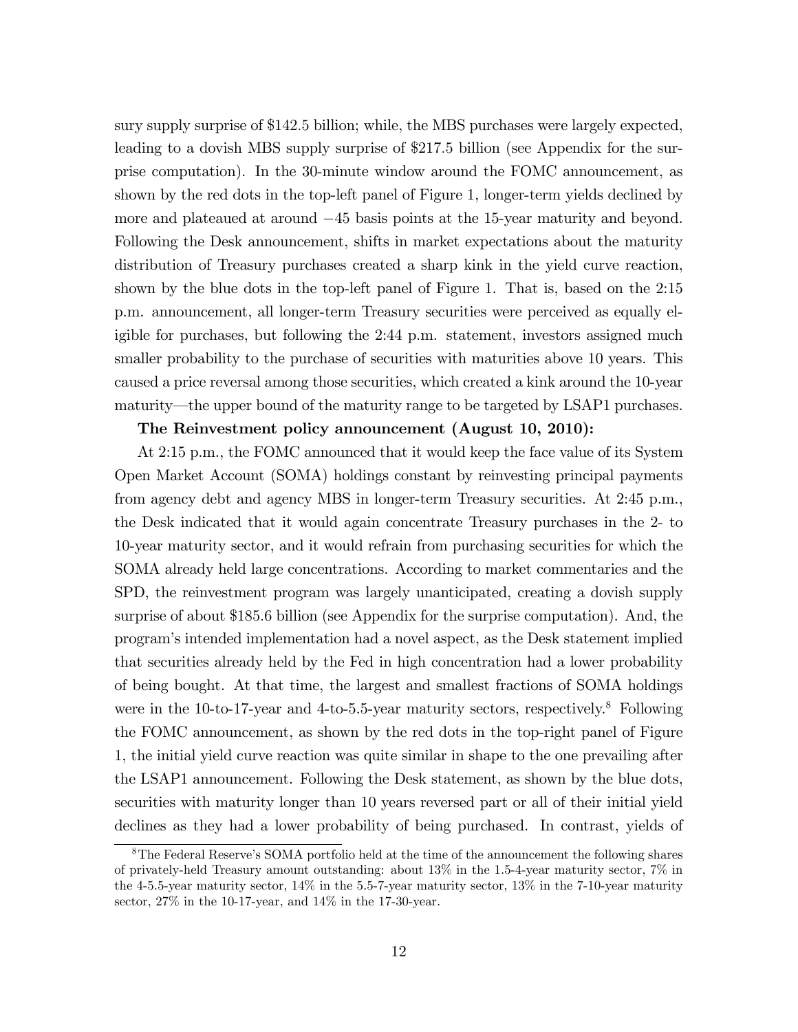sury supply surprise of \$142.5 billion; while, the MBS purchases were largely expected, leading to a dovish MBS supply surprise of \$217.5 billion (see Appendix for the surprise computation). In the 30-minute window around the FOMC announcement, as shown by the red dots in the top-left panel of Figure 1, longer-term yields declined by more and plateaued at around $-45$ basis points at the 15-year maturity and beyond. Following the Desk announcement, shifts in market expectations about the maturity distribution of Treasury purchases created a sharp kink in the yield curve reaction, shown by the blue dots in the top-left panel of Figure 1. That is, based on the 2:15 p.m. announcement, all longer-term Treasury securities were perceived as equally eligible for purchases, but following the 2:44 p.m. statement, investors assigned much smaller probability to the purchase of securities with maturities above 10 years. This caused a price reversal among those securities, which created a kink around the 10-year maturity—the upper bound of the maturity range to be targeted by LSAP1 purchases.

**The Reinvestment policy announcement (August 10, 2010):**

At 2:15 p.m., the FOMC announced that it would keep the face value of its System Open Market Account (SOMA) holdings constant by reinvesting principal payments from agency debt and agency MBS in longer-term Treasury securities. At 2:45 p.m., the Desk indicated that it would again concentrate Treasury purchases in the 2- to 10-year maturity sector, and it would refrain from purchasing securities for which the SOMA already held large concentrations. According to market commentaries and the SPD, the reinvestment program was largely unanticipated, creating a dovish supply surprise of about \$185.6 billion (see Appendix for the surprise computation). And, the program's intended implementation had a novel aspect, as the Desk statement implied that securities already held by the Fed in high concentration had a lower probability of being bought. At that time, the largest and smallest fractions of SOMA holdings were in the 10-to-17-year and 4-to-5.5-year maturity sectors, respectively.[8] Following the FOMC announcement, as shown by the red dots in the top-right panel of Figure 1, the initial yield curve reaction was quite similar in shape to the one prevailing after the LSAP1 announcement. Following the Desk statement, as shown by the blue dots, securities with maturity longer than 10 years reversed part or all of their initial yield declines as they had a lower probability of being purchased. In contrast, yields of

[8] The Federal Reserve's SOMA portfolio held at the time of the announcement the following shares of privately-held Treasury amount outstanding: about 13% in the 1.5-4-year maturity sector, 7% in the 4-5.5-year maturity sector, 14% in the 5.5-7-year maturity sector, 13% in the 7-10-year maturity sector, 27% in the 10-17-year, and 14% in the 17-30-year.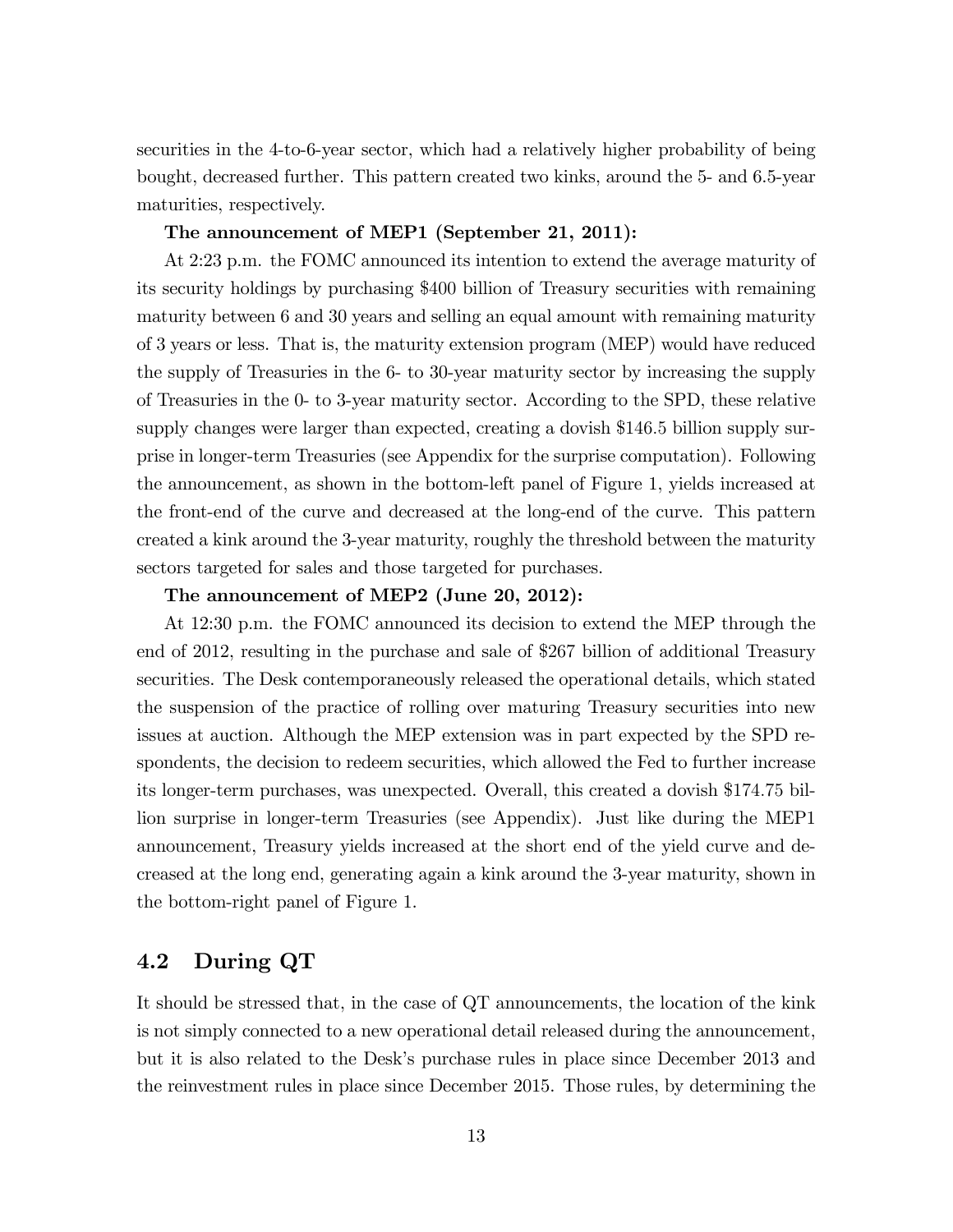securities in the 4-to-6-year sector, which had a relatively higher probability of being bought, decreased further. This pattern created two kinks, around the 5- and 6.5-year maturities, respectively.

**The announcement of MEP1 (September 21, 2011):**

At 2:23 p.m. the FOMC announced its intention to extend the average maturity of its security holdings by purchasing $400 billion of Treasury securities with remaining maturity between 6 and 30 years and selling an equal amount with remaining maturity of 3 years or less. That is, the maturity extension program (MEP) would have reduced the supply of Treasuries in the 6- to 30-year maturity sector by increasing the supply of Treasuries in the 0- to 3-year maturity sector. According to the SPD, these relative supply changes were larger than expected, creating a dovish $146.5 billion supply surprise in longer-term Treasuries (see Appendix for the surprise computation). Following the announcement, as shown in the bottom-left panel of Figure 1, yields increased at the front-end of the curve and decreased at the long-end of the curve. This pattern created a kink around the 3-year maturity, roughly the threshold between the maturity sectors targeted for sales and those targeted for purchases.

**The announcement of MEP2 (June 20, 2012):**

At 12:30 p.m. the FOMC announced its decision to extend the MEP through the end of 2012, resulting in the purchase and sale of $267 billion of additional Treasury securities. The Desk contemporaneously released the operational details, which stated the suspension of the practice of rolling over maturing Treasury securities into new issues at auction. Although the MEP extension was in part expected by the SPD respondents, the decision to redeem securities, which allowed the Fed to further increase its longer-term purchases, was unexpected. Overall, this created a dovish $174.75 billion surprise in longer-term Treasuries (see Appendix). Just like during the MEP1 announcement, Treasury yields increased at the short end of the yield curve and decreased at the long end, generating again a kink around the 3-year maturity, shown in the bottom-right panel of Figure 1.

## 4.2 During QT

It should be stressed that, in the case of QT announcements, the location of the kink is not simply connected to a new operational detail released during the announcement, but it is also related to the Desk's purchase rules in place since December 2013 and the reinvestment rules in place since December 2015. Those rules, by determining the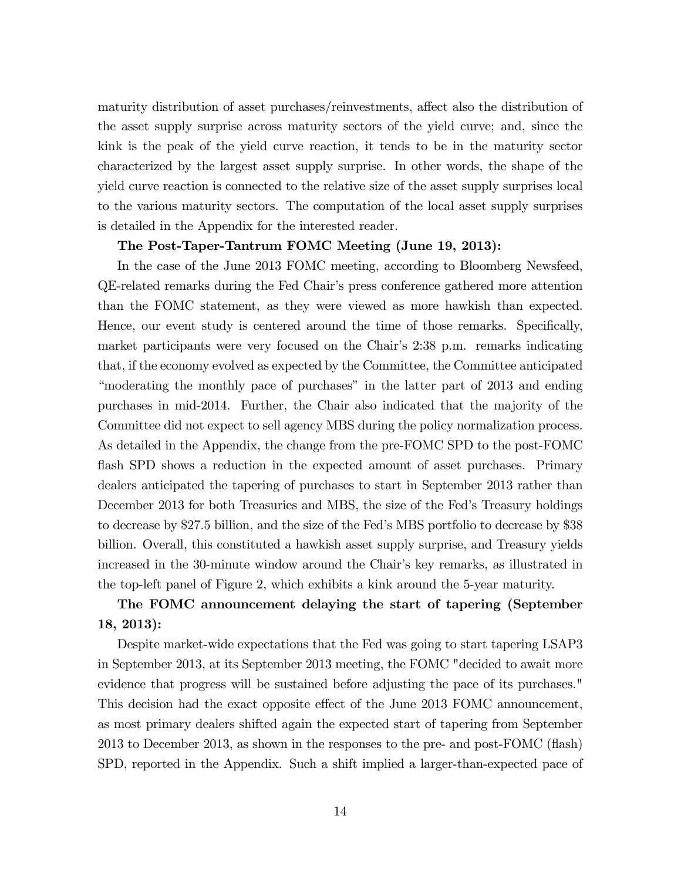maturity distribution of asset purchases/reinvestments, affect also the distribution of the asset supply surprise across maturity sectors of the yield curve; and, since the kink is the peak of the yield curve reaction, it tends to be in the maturity sector characterized by the largest asset supply surprise. In other words, the shape of the yield curve reaction is connected to the relative size of the asset supply surprises local to the various maturity sectors. The computation of the local asset supply surprises is detailed in the Appendix for the interested reader.

**The Post-Taper-Tantrum FOMC Meeting (June 19, 2013):**

In the case of the June 2013 FOMC meeting, according to Bloomberg Newsfeed, QE-related remarks during the Fed Chair's press conference gathered more attention than the FOMC statement, as they were viewed as more hawkish than expected. Hence, our event study is centered around the time of those remarks. Specifically, market participants were very focused on the Chair's 2:38 p.m. remarks indicating that, if the economy evolved as expected by the Committee, the Committee anticipated "moderating the monthly pace of purchases" in the latter part of 2013 and ending purchases in mid-2014. Further, the Chair also indicated that the majority of the Committee did not expect to sell agency MBS during the policy normalization process. As detailed in the Appendix, the change from the pre-FOMC SPD to the post-FOMC flash SPD shows a reduction in the expected amount of asset purchases. Primary dealers anticipated the tapering of purchases to start in September 2013 rather than December 2013 for both Treasuries and MBS, the size of the Fed's Treasury holdings to decrease by \$27.5 billion, and the size of the Fed's MBS portfolio to decrease by \$38 billion. Overall, this constituted a hawkish asset supply surprise, and Treasury yields increased in the 30-minute window around the Chair's key remarks, as illustrated in the top-left panel of Figure 2, which exhibits a kink around the 5-year maturity.

**The FOMC announcement delaying the start of tapering (September 18, 2013):**

Despite market-wide expectations that the Fed was going to start tapering LSAP3 in September 2013, at its September 2013 meeting, the FOMC "decided to await more evidence that progress will be sustained before adjusting the pace of its purchases." This decision had the exact opposite effect of the June 2013 FOMC announcement, as most primary dealers shifted again the expected start of tapering from September 2013 to December 2013, as shown in the responses to the pre- and post-FOMC (flash) SPD, reported in the Appendix. Such a shift implied a larger-than-expected pace of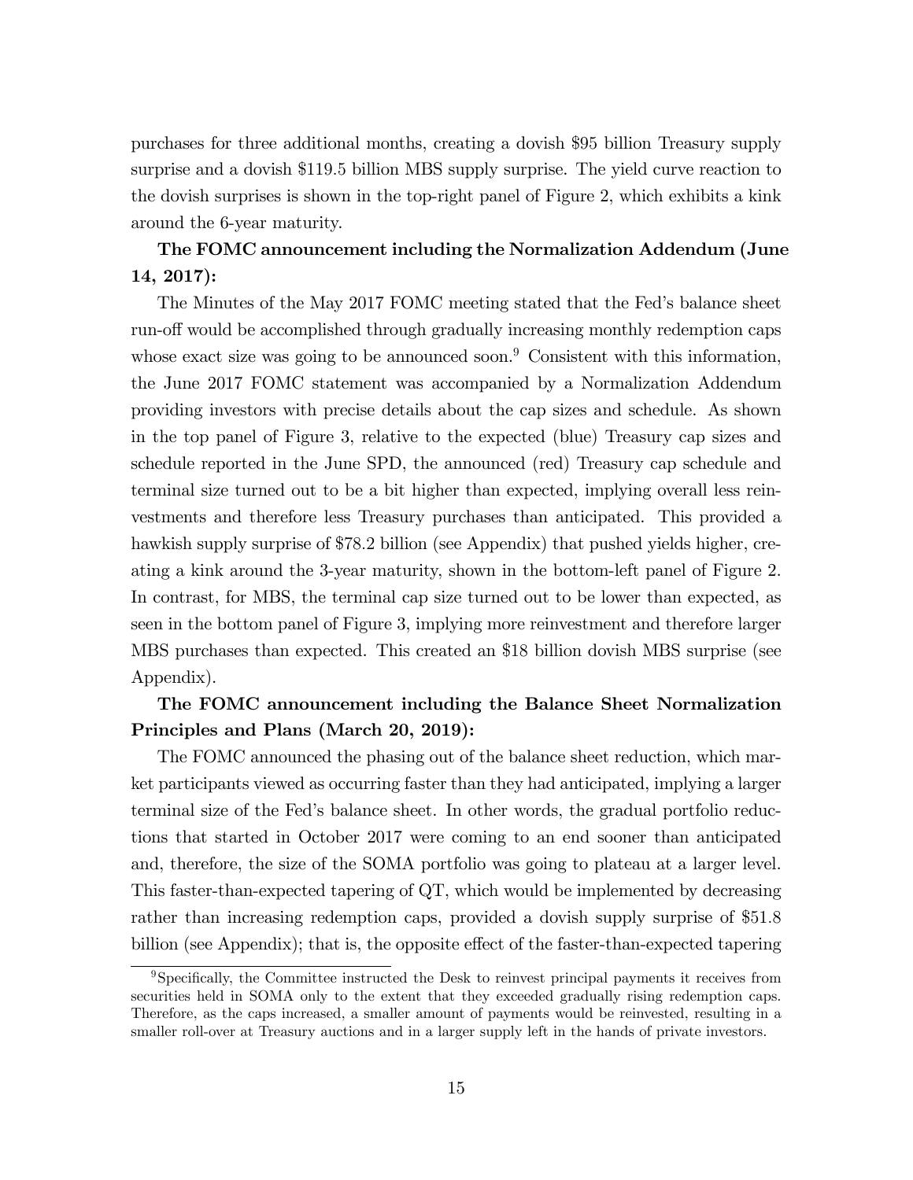purchases for three additional months, creating a dovish $95 billion Treasury supply surprise and a dovish $119.5 billion MBS supply surprise. The yield curve reaction to the dovish surprises is shown in the top-right panel of Figure 2, which exhibits a kink around the 6-year maturity.

**The FOMC announcement including the Normalization Addendum (June 14, 2017):**

The Minutes of the May 2017 FOMC meeting stated that the Fed's balance sheet run-off would be accomplished through gradually increasing monthly redemption caps whose exact size was going to be announced soon.[9] Consistent with this information, the June 2017 FOMC statement was accompanied by a Normalization Addendum providing investors with precise details about the cap sizes and schedule. As shown in the top panel of Figure 3, relative to the expected (blue) Treasury cap sizes and schedule reported in the June SPD, the announced (red) Treasury cap schedule and terminal size turned out to be a bit higher than expected, implying overall less reinvestments and therefore less Treasury purchases than anticipated. This provided a hawkish supply surprise of $78.2 billion (see Appendix) that pushed yields higher, creating a kink around the 3-year maturity, shown in the bottom-left panel of Figure 2. In contrast, for MBS, the terminal cap size turned out to be lower than expected, as seen in the bottom panel of Figure 3, implying more reinvestment and therefore larger MBS purchases than expected. This created an $18 billion dovish MBS surprise (see Appendix).

**The FOMC announcement including the Balance Sheet Normalization Principles and Plans (March 20, 2019):**

The FOMC announced the phasing out of the balance sheet reduction, which market participants viewed as occurring faster than they had anticipated, implying a larger terminal size of the Fed's balance sheet. In other words, the gradual portfolio reductions that started in October 2017 were coming to an end sooner than anticipated and, therefore, the size of the SOMA portfolio was going to plateau at a larger level. This faster-than-expected tapering of QT, which would be implemented by decreasing rather than increasing redemption caps, provided a dovish supply surprise of $51.8 billion (see Appendix); that is, the opposite effect of the faster-than-expected tapering

[9] Specifically, the Committee instructed the Desk to reinvest principal payments it receives from securities held in SOMA only to the extent that they exceeded gradually rising redemption caps. Therefore, as the caps increased, a smaller amount of payments would be reinvested, resulting in a smaller roll-over at Treasury auctions and in a larger supply left in the hands of private investors.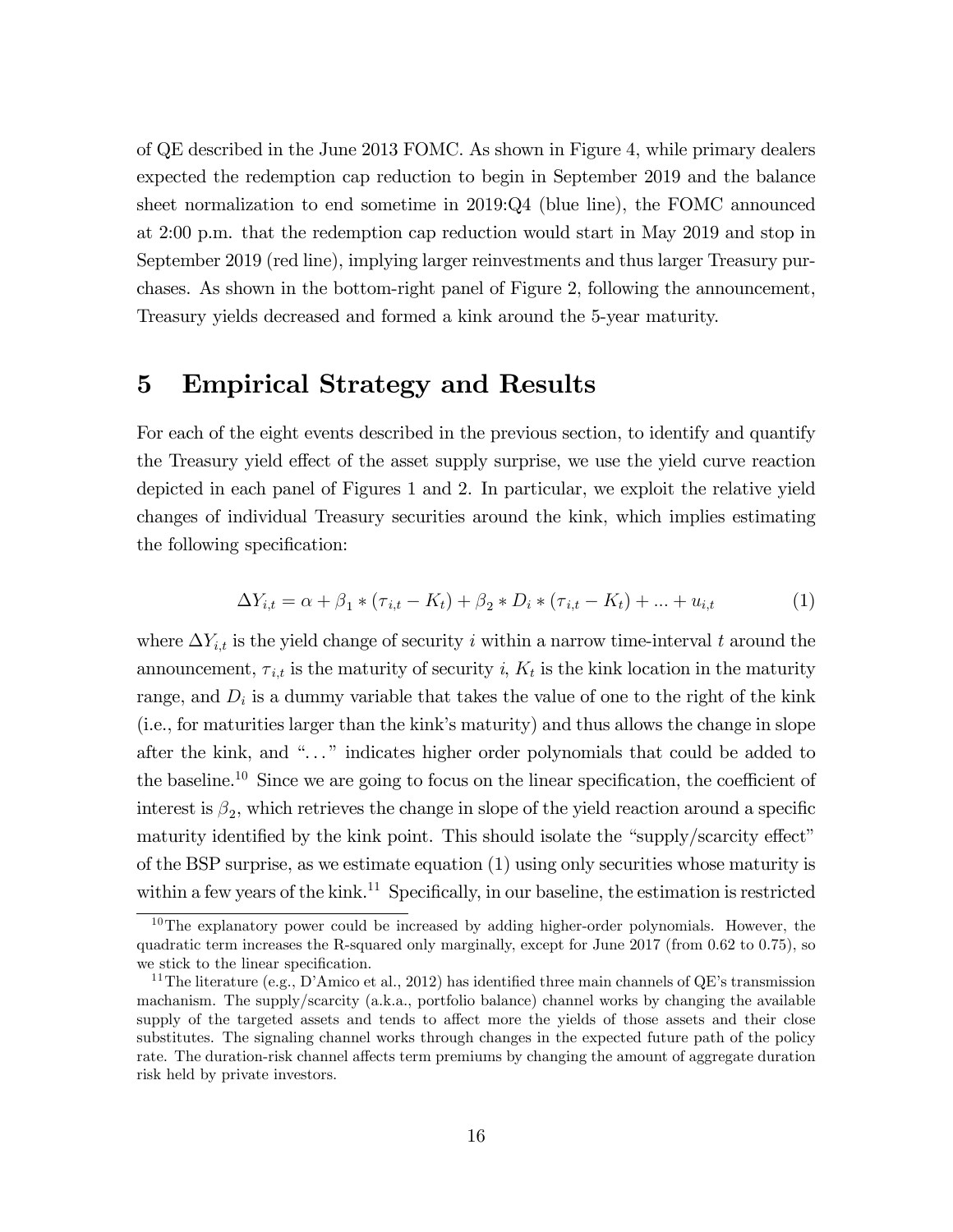of QE described in the June 2013 FOMC. As shown in Figure 4, while primary dealers expected the redemption cap reduction to begin in September 2019 and the balance sheet normalization to end sometime in 2019:Q4 (blue line), the FOMC announced at 2:00 p.m. that the redemption cap reduction would start in May 2019 and stop in September 2019 (red line), implying larger reinvestments and thus larger Treasury purchases. As shown in the bottom-right panel of Figure 2, following the announcement, Treasury yields decreased and formed a kink around the 5-year maturity.

# 5 Empirical Strategy and Results

For each of the eight events described in the previous section, to identify and quantify the Treasury yield effect of the asset supply surprise, we use the yield curve reaction depicted in each panel of Figures 1 and 2. In particular, we exploit the relative yield changes of individual Treasury securities around the kink, which implies estimating the following specification:

$$\Delta Y_{i,t} = \alpha + \beta_1 * (\tau_{i,t} - K_t) + \beta_2 * D_i * (\tau_{i,t} - K_t) + ... + u_{i,t} \tag{1}$$

where $\Delta Y_{i,t}$ is the yield change of security $i$ within a narrow time-interval $t$ around the announcement, $\tau_{i,t}$ is the maturity of security $i$, $K_t$ is the kink location in the maturity range, and $D_i$ is a dummy variable that takes the value of one to the right of the kink (i.e., for maturities larger than the kink's maturity) and thus allows the change in slope after the kink, and "..." indicates higher order polynomials that could be added to the baseline.[10] Since we are going to focus on the linear specification, the coefficient of interest is $\beta_2$, which retrieves the change in slope of the yield reaction around a specific maturity identified by the kink point. This should isolate the "supply/scarcity effect" of the BSP surprise, as we estimate equation (1) using only securities whose maturity is within a few years of the kink.[11] Specifically, in our baseline, the estimation is restricted

[10] The explanatory power could be increased by adding higher-order polynomials. However, the quadratic term increases the R-squared only marginally, except for June 2017 (from 0.62 to 0.75), so we stick to the linear specification.

[11] The literature (e.g., D'Amico et al., 2012) has identified three main channels of QE's transmission machanism. The supply/scarcity (a.k.a., portfolio balance) channel works by changing the available supply of the targeted assets and tends to affect more the yields of those assets and their close substitutes. The signaling channel works through changes in the expected future path of the policy rate. The duration-risk channel affects term premiums by changing the amount of aggregate duration risk held by private investors.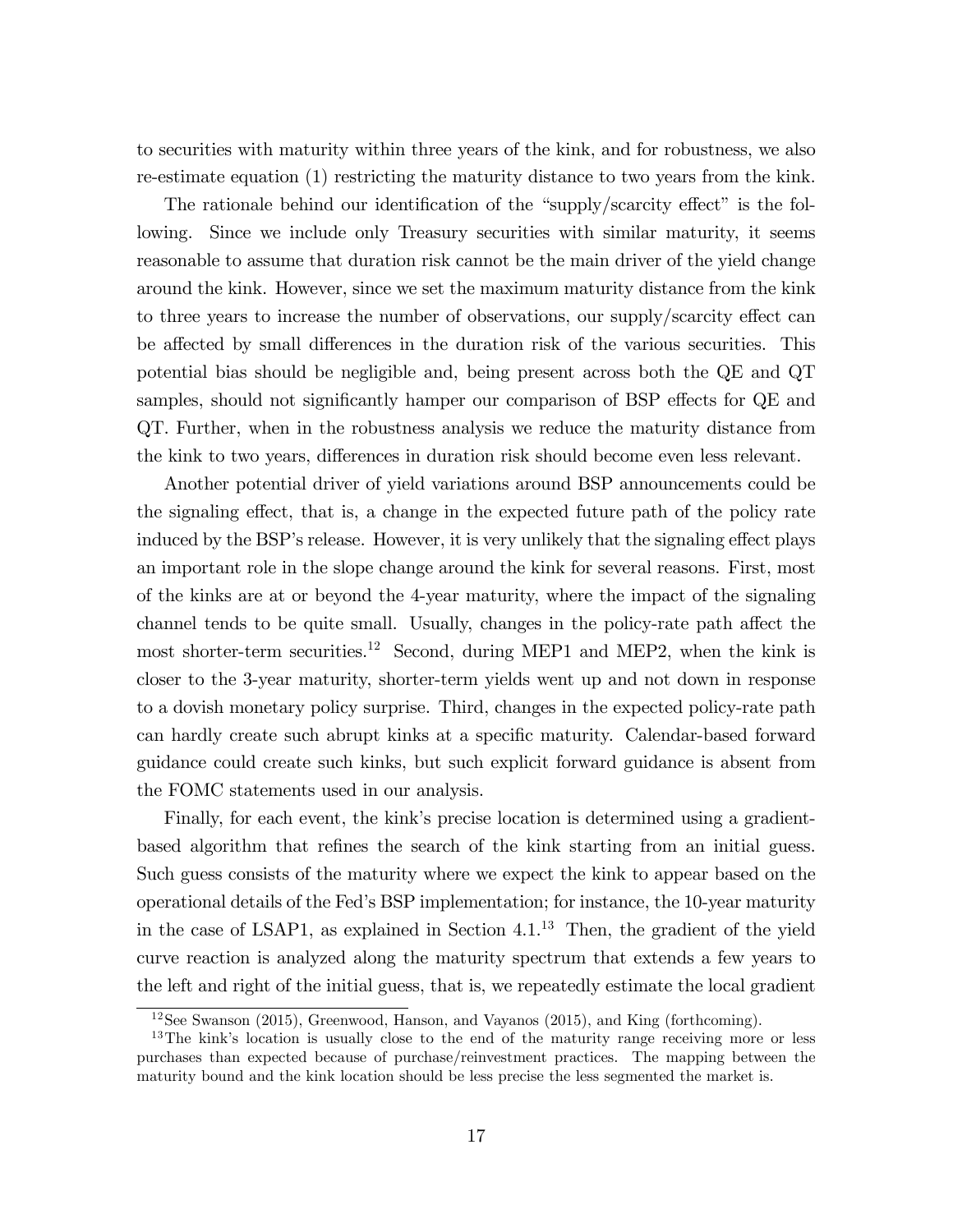to securities with maturity within three years of the kink, and for robustness, we also re-estimate equation (1) restricting the maturity distance to two years from the kink.

The rationale behind our identification of the "supply/scarcity effect" is the following. Since we include only Treasury securities with similar maturity, it seems reasonable to assume that duration risk cannot be the main driver of the yield change around the kink. However, since we set the maximum maturity distance from the kink to three years to increase the number of observations, our supply/scarcity effect can be affected by small differences in the duration risk of the various securities. This potential bias should be negligible and, being present across both the QE and QT samples, should not significantly hamper our comparison of BSP effects for QE and QT. Further, when in the robustness analysis we reduce the maturity distance from the kink to two years, differences in duration risk should become even less relevant.

Another potential driver of yield variations around BSP announcements could be the signaling effect, that is, a change in the expected future path of the policy rate induced by the BSP's release. However, it is very unlikely that the signaling effect plays an important role in the slope change around the kink for several reasons. First, most of the kinks are at or beyond the 4-year maturity, where the impact of the signaling channel tends to be quite small. Usually, changes in the policy-rate path affect the most shorter-term securities.[12] Second, during MEP1 and MEP2, when the kink is closer to the 3-year maturity, shorter-term yields went up and not down in response to a dovish monetary policy surprise. Third, changes in the expected policy-rate path can hardly create such abrupt kinks at a specific maturity. Calendar-based forward guidance could create such kinks, but such explicit forward guidance is absent from the FOMC statements used in our analysis.

Finally, for each event, the kink's precise location is determined using a gradient-based algorithm that refines the search of the kink starting from an initial guess. Such guess consists of the maturity where we expect the kink to appear based on the operational details of the Fed's BSP implementation; for instance, the 10-year maturity in the case of LSAP1, as explained in Section 4.1.[13] Then, the gradient of the yield curve reaction is analyzed along the maturity spectrum that extends a few years to the left and right of the initial guess, that is, we repeatedly estimate the local gradient

[12] See Swanson (2015), Greenwood, Hanson, and Vayanos (2015), and King (forthcoming).

[13] The kink's location is usually close to the end of the maturity range receiving more or less purchases than expected because of purchase/reinvestment practices. The mapping between the maturity bound and the kink location should be less precise the less segmented the market is.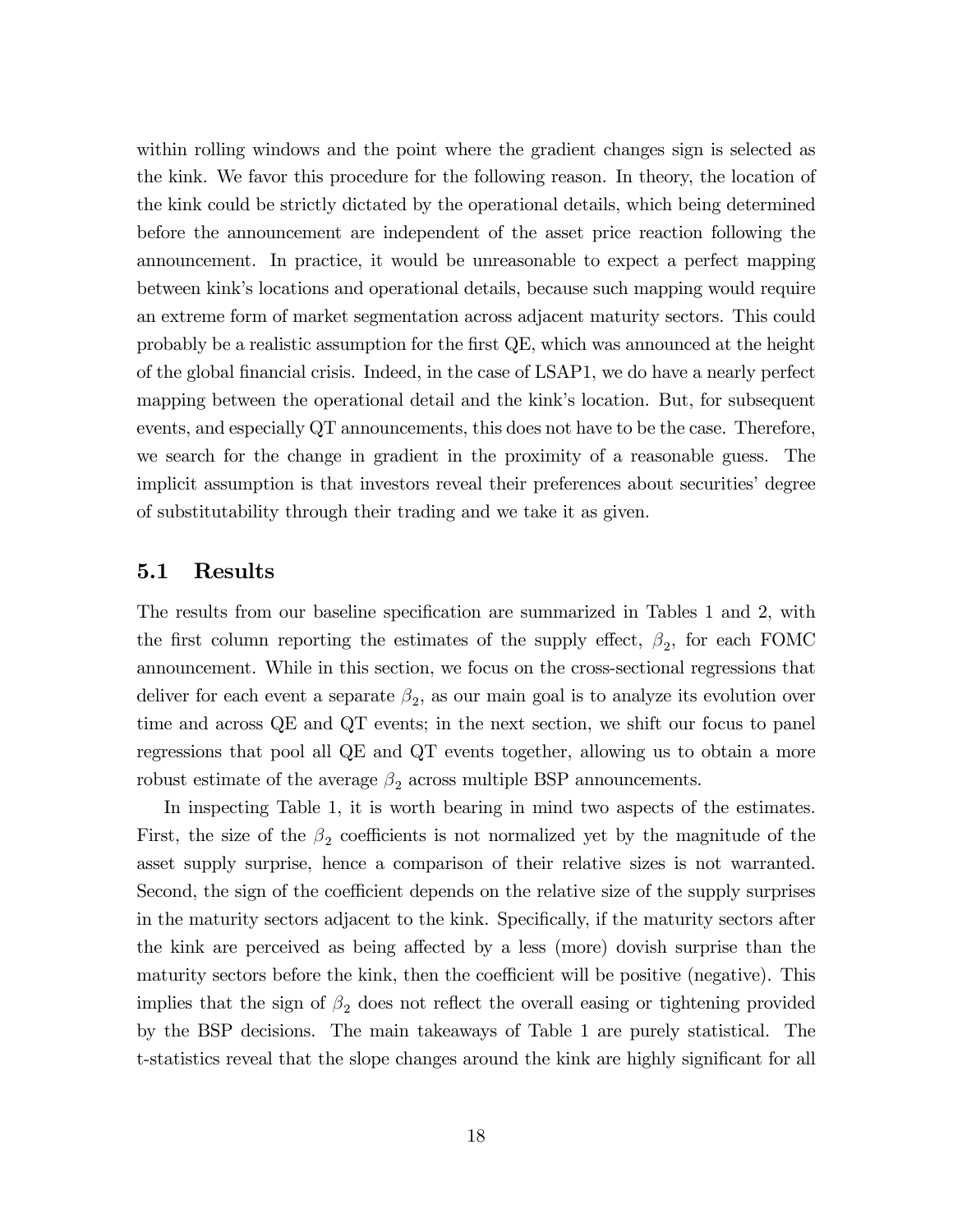within rolling windows and the point where the gradient changes sign is selected as the kink. We favor this procedure for the following reason. In theory, the location of the kink could be strictly dictated by the operational details, which being determined before the announcement are independent of the asset price reaction following the announcement. In practice, it would be unreasonable to expect a perfect mapping between kink's locations and operational details, because such mapping would require an extreme form of market segmentation across adjacent maturity sectors. This could probably be a realistic assumption for the first QE, which was announced at the height of the global financial crisis. Indeed, in the case of LSAP1, we do have a nearly perfect mapping between the operational detail and the kink's location. But, for subsequent events, and especially QT announcements, this does not have to be the case. Therefore, we search for the change in gradient in the proximity of a reasonable guess. The implicit assumption is that investors reveal their preferences about securities' degree of substitutability through their trading and we take it as given.

## 5.1 Results

The results from our baseline specification are summarized in Tables 1 and 2, with the first column reporting the estimates of the supply effect, $\beta_2$, for each FOMC announcement. While in this section, we focus on the cross-sectional regressions that deliver for each event a separate $\beta_2$, as our main goal is to analyze its evolution over time and across QE and QT events; in the next section, we shift our focus to panel regressions that pool all QE and QT events together, allowing us to obtain a more robust estimate of the average $\beta_2$ across multiple BSP announcements.

In inspecting Table 1, it is worth bearing in mind two aspects of the estimates. First, the size of the $\beta_2$ coefficients is not normalized yet by the magnitude of the asset supply surprise, hence a comparison of their relative sizes is not warranted. Second, the sign of the coefficient depends on the relative size of the supply surprises in the maturity sectors adjacent to the kink. Specifically, if the maturity sectors after the kink are perceived as being affected by a less (more) dovish surprise than the maturity sectors before the kink, then the coefficient will be positive (negative). This implies that the sign of $\beta_2$ does not reflect the overall easing or tightening provided by the BSP decisions. The main takeaways of Table 1 are purely statistical. The t-statistics reveal that the slope changes around the kink are highly significant for all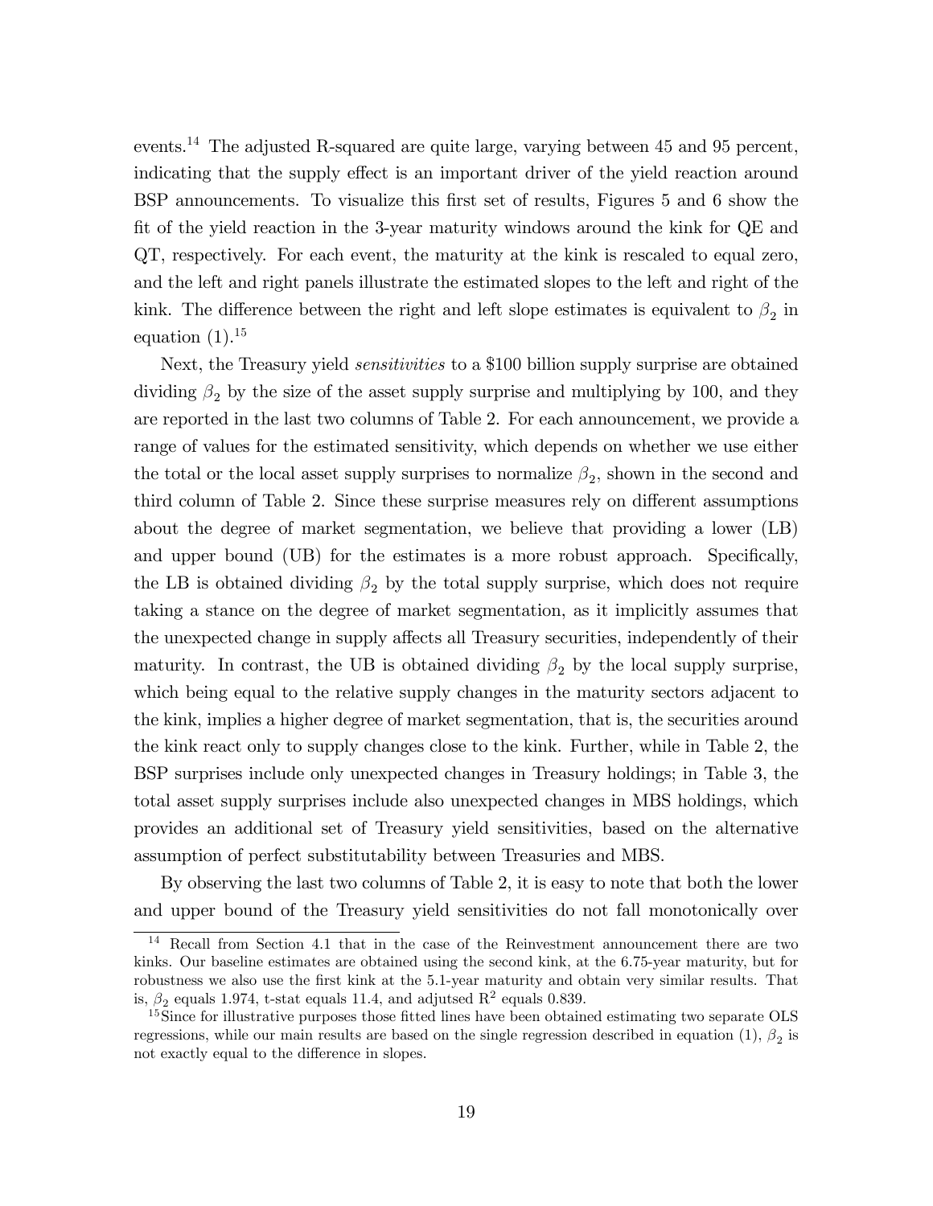events.[14] The adjusted R-squared are quite large, varying between 45 and 95 percent, indicating that the supply effect is an important driver of the yield reaction around BSP announcements. To visualize this first set of results, Figures 5 and 6 show the fit of the yield reaction in the 3-year maturity windows around the kink for QE and QT, respectively. For each event, the maturity at the kink is rescaled to equal zero, and the left and right panels illustrate the estimated slopes to the left and right of the kink. The difference between the right and left slope estimates is equivalent to $\beta_2$ in equation (1).[15]

Next, the Treasury yield *sensitivities* to a \$100 billion supply surprise are obtained dividing $\beta_2$ by the size of the asset supply surprise and multiplying by 100, and they are reported in the last two columns of Table 2. For each announcement, we provide a range of values for the estimated sensitivity, which depends on whether we use either the total or the local asset supply surprises to normalize $\beta_2$, shown in the second and third column of Table 2. Since these surprise measures rely on different assumptions about the degree of market segmentation, we believe that providing a lower (LB) and upper bound (UB) for the estimates is a more robust approach. Specifically, the LB is obtained dividing $\beta_2$ by the total supply surprise, which does not require taking a stance on the degree of market segmentation, as it implicitly assumes that the unexpected change in supply affects all Treasury securities, independently of their maturity. In contrast, the UB is obtained dividing $\beta_2$ by the local supply surprise, which being equal to the relative supply changes in the maturity sectors adjacent to the kink, implies a higher degree of market segmentation, that is, the securities around the kink react only to supply changes close to the kink. Further, while in Table 2, the BSP surprises include only unexpected changes in Treasury holdings; in Table 3, the total asset supply surprises include also unexpected changes in MBS holdings, which provides an additional set of Treasury yield sensitivities, based on the alternative assumption of perfect substitutability between Treasuries and MBS.

By observing the last two columns of Table 2, it is easy to note that both the lower and upper bound of the Treasury yield sensitivities do not fall monotonically over

---

[14] Recall from Section 4.1 that in the case of the Reinvestment announcement there are two kinks. Our baseline estimates are obtained using the second kink, at the 6.75-year maturity, but for robustness we also use the first kink at the 5.1-year maturity and obtain very similar results. That is, $\beta_2$ equals 1.974, t-stat equals 11.4, and adjutsed $R^2$ equals 0.839.

[15] Since for illustrative purposes those fitted lines have been obtained estimating two separate OLS regressions, while our main results are based on the single regression described in equation (1), $\beta_2$ is not exactly equal to the difference in slopes.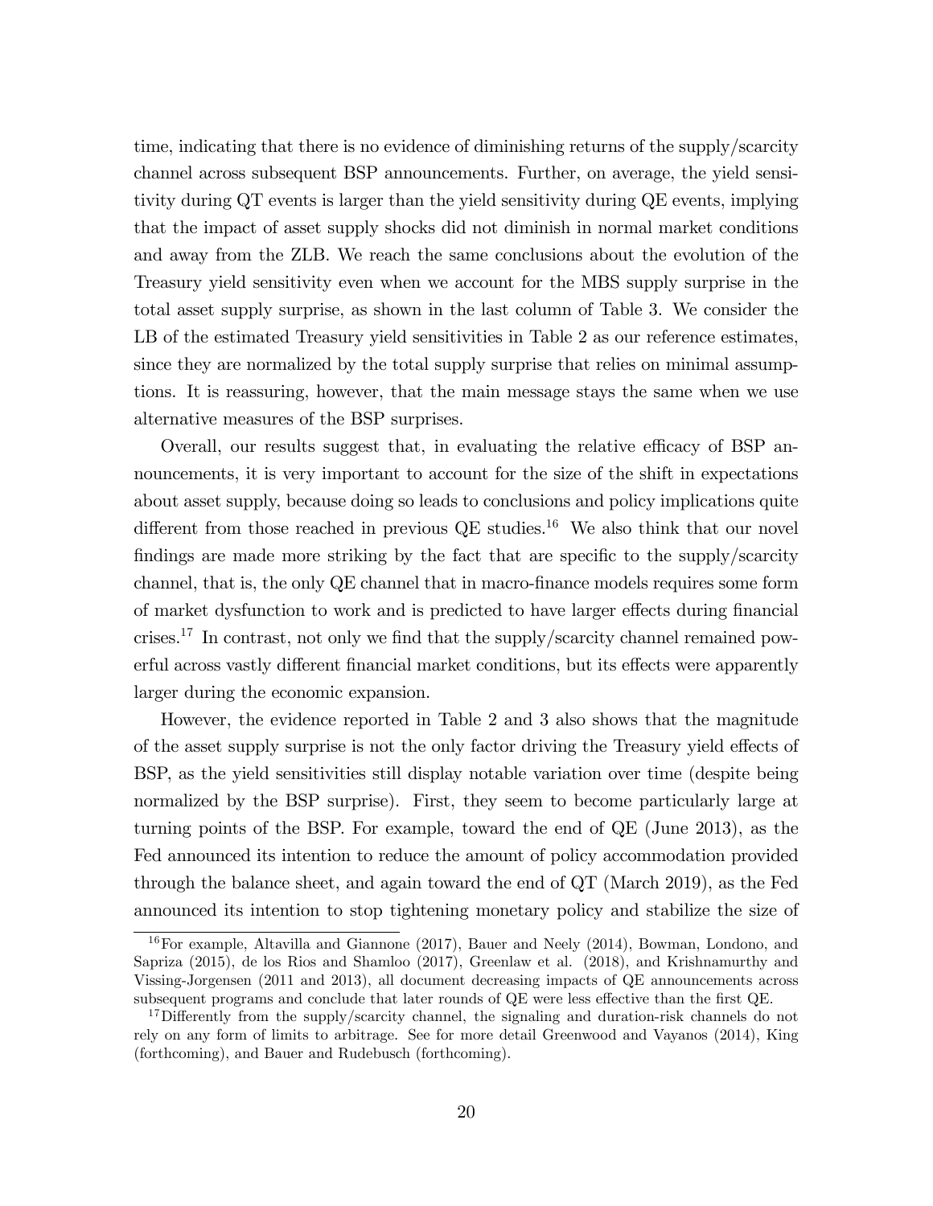time, indicating that there is no evidence of diminishing returns of the supply/scarcity channel across subsequent BSP announcements. Further, on average, the yield sensitivity during QT events is larger than the yield sensitivity during QE events, implying that the impact of asset supply shocks did not diminish in normal market conditions and away from the ZLB. We reach the same conclusions about the evolution of the Treasury yield sensitivity even when we account for the MBS supply surprise in the total asset supply surprise, as shown in the last column of Table 3. We consider the LB of the estimated Treasury yield sensitivities in Table 2 as our reference estimates, since they are normalized by the total supply surprise that relies on minimal assumptions. It is reassuring, however, that the main message stays the same when we use alternative measures of the BSP surprises.

Overall, our results suggest that, in evaluating the relative efficacy of BSP announcements, it is very important to account for the size of the shift in expectations about asset supply, because doing so leads to conclusions and policy implications quite different from those reached in previous QE studies.[16] We also think that our novel findings are made more striking by the fact that are specific to the supply/scarcity channel, that is, the only QE channel that in macro-finance models requires some form of market dysfunction to work and is predicted to have larger effects during financial crises.[17] In contrast, not only we find that the supply/scarcity channel remained powerful across vastly different financial market conditions, but its effects were apparently larger during the economic expansion.

However, the evidence reported in Table 2 and 3 also shows that the magnitude of the asset supply surprise is not the only factor driving the Treasury yield effects of BSP, as the yield sensitivities still display notable variation over time (despite being normalized by the BSP surprise). First, they seem to become particularly large at turning points of the BSP. For example, toward the end of QE (June 2013), as the Fed announced its intention to reduce the amount of policy accommodation provided through the balance sheet, and again toward the end of QT (March 2019), as the Fed announced its intention to stop tightening monetary policy and stabilize the size of

[16] For example, Altavilla and Giannone (2017), Bauer and Neely (2014), Bowman, Londono, and Sapriza (2015), de los Rios and Shamloo (2017), Greenlaw et al. (2018), and Krishnamurthy and Vissing-Jorgensen (2011 and 2013), all document decreasing impacts of QE announcements across subsequent programs and conclude that later rounds of QE were less effective than the first QE.

[17] Differently from the supply/scarcity channel, the signaling and duration-risk channels do not rely on any form of limits to arbitrage. See for more detail Greenwood and Vayanos (2014), King (forthcoming), and Bauer and Rudebusch (forthcoming).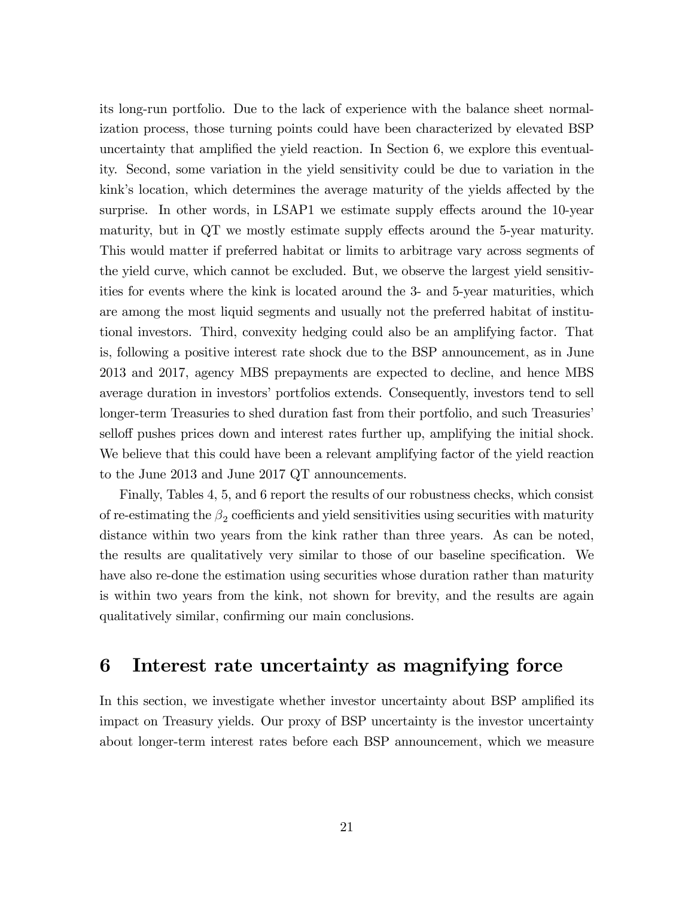its long-run portfolio. Due to the lack of experience with the balance sheet normalization process, those turning points could have been characterized by elevated BSP uncertainty that amplified the yield reaction. In Section 6, we explore this eventuality. Second, some variation in the yield sensitivity could be due to variation in the kink's location, which determines the average maturity of the yields affected by the surprise. In other words, in LSAP1 we estimate supply effects around the 10-year maturity, but in QT we mostly estimate supply effects around the 5-year maturity. This would matter if preferred habitat or limits to arbitrage vary across segments of the yield curve, which cannot be excluded. But, we observe the largest yield sensitivities for events where the kink is located around the 3- and 5-year maturities, which are among the most liquid segments and usually not the preferred habitat of institutional investors. Third, convexity hedging could also be an amplifying factor. That is, following a positive interest rate shock due to the BSP announcement, as in June 2013 and 2017, agency MBS prepayments are expected to decline, and hence MBS average duration in investors' portfolios extends. Consequently, investors tend to sell longer-term Treasuries to shed duration fast from their portfolio, and such Treasuries' selloff pushes prices down and interest rates further up, amplifying the initial shock. We believe that this could have been a relevant amplifying factor of the yield reaction to the June 2013 and June 2017 QT announcements.

Finally, Tables 4, 5, and 6 report the results of our robustness checks, which consist of re-estimating the $\beta_2$ coefficients and yield sensitivities using securities with maturity distance within two years from the kink rather than three years. As can be noted, the results are qualitatively very similar to those of our baseline specification. We have also re-done the estimation using securities whose duration rather than maturity is within two years from the kink, not shown for brevity, and the results are again qualitatively similar, confirming our main conclusions.

# 6 Interest rate uncertainty as magnifying force

In this section, we investigate whether investor uncertainty about BSP amplified its impact on Treasury yields. Our proxy of BSP uncertainty is the investor uncertainty about longer-term interest rates before each BSP announcement, which we measure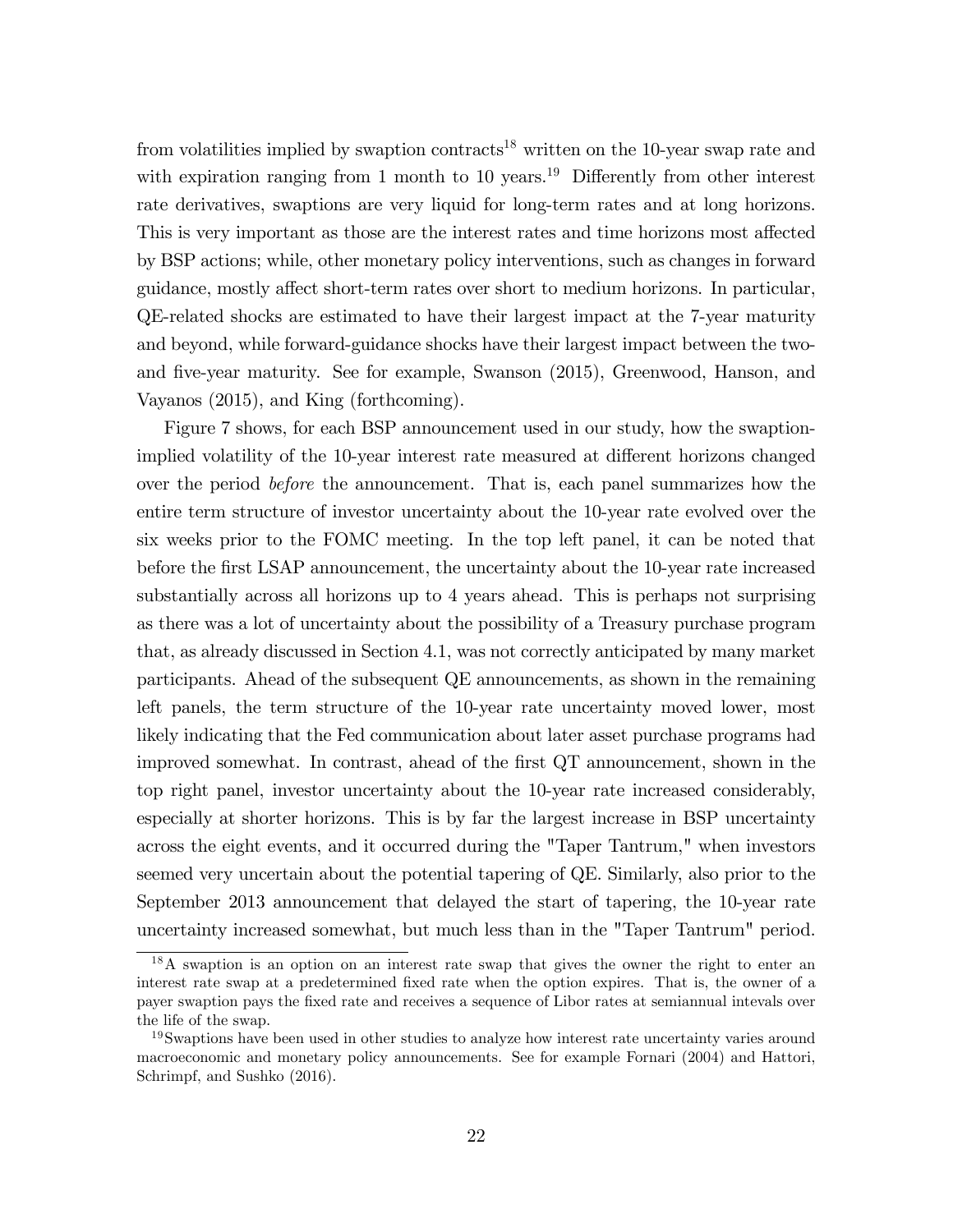from volatilities implied by swaption contracts[18] written on the 10-year swap rate and with expiration ranging from 1 month to 10 years.[19] Differently from other interest rate derivatives, swaptions are very liquid for long-term rates and at long horizons. This is very important as those are the interest rates and time horizons most affected by BSP actions; while, other monetary policy interventions, such as changes in forward guidance, mostly affect short-term rates over short to medium horizons. In particular, QE-related shocks are estimated to have their largest impact at the 7-year maturity and beyond, while forward-guidance shocks have their largest impact between the two- and five-year maturity. See for example, Swanson (2015), Greenwood, Hanson, and Vayanos (2015), and King (forthcoming).

Figure 7 shows, for each BSP announcement used in our study, how the swaption-implied volatility of the 10-year interest rate measured at different horizons changed over the period *before* the announcement. That is, each panel summarizes how the entire term structure of investor uncertainty about the 10-year rate evolved over the six weeks prior to the FOMC meeting. In the top left panel, it can be noted that before the first LSAP announcement, the uncertainty about the 10-year rate increased substantially across all horizons up to 4 years ahead. This is perhaps not surprising as there was a lot of uncertainty about the possibility of a Treasury purchase program that, as already discussed in Section 4.1, was not correctly anticipated by many market participants. Ahead of the subsequent QE announcements, as shown in the remaining left panels, the term structure of the 10-year rate uncertainty moved lower, most likely indicating that the Fed communication about later asset purchase programs had improved somewhat. In contrast, ahead of the first QT announcement, shown in the top right panel, investor uncertainty about the 10-year rate increased considerably, especially at shorter horizons. This is by far the largest increase in BSP uncertainty across the eight events, and it occurred during the "Taper Tantrum," when investors seemed very uncertain about the potential tapering of QE. Similarly, also prior to the September 2013 announcement that delayed the start of tapering, the 10-year rate uncertainty increased somewhat, but much less than in the "Taper Tantrum" period.

[18] A swaption is an option on an interest rate swap that gives the owner the right to enter an interest rate swap at a predetermined fixed rate when the option expires. That is, the owner of a payer swaption pays the fixed rate and receives a sequence of Libor rates at semiannual intevals over the life of the swap.

[19] Swaptions have been used in other studies to analyze how interest rate uncertainty varies around macroeconomic and monetary policy announcements. See for example Fornari (2004) and Hattori, Schrimpf, and Sushko (2016).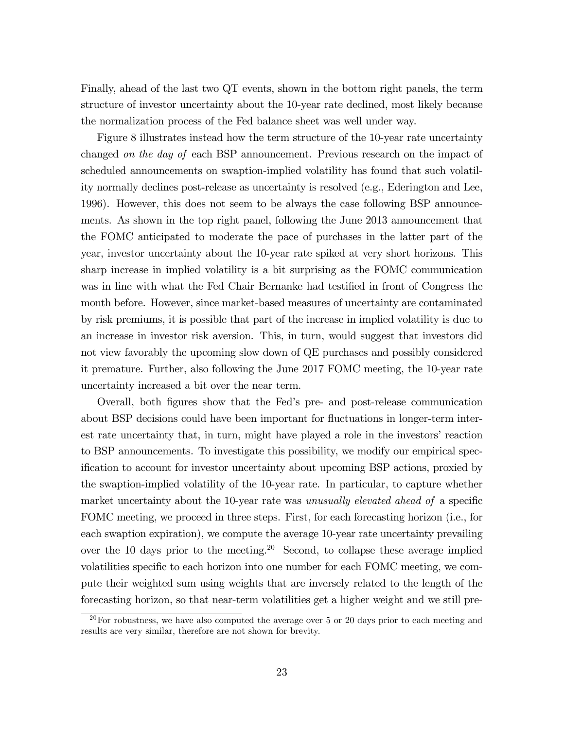Finally, ahead of the last two QT events, shown in the bottom right panels, the term structure of investor uncertainty about the 10-year rate declined, most likely because the normalization process of the Fed balance sheet was well under way.

Figure 8 illustrates instead how the term structure of the 10-year rate uncertainty changed *on the day of* each BSP announcement. Previous research on the impact of scheduled announcements on swaption-implied volatility has found that such volatility normally declines post-release as uncertainty is resolved (e.g., Ederington and Lee, 1996). However, this does not seem to be always the case following BSP announcements. As shown in the top right panel, following the June 2013 announcement that the FOMC anticipated to moderate the pace of purchases in the latter part of the year, investor uncertainty about the 10-year rate spiked at very short horizons. This sharp increase in implied volatility is a bit surprising as the FOMC communication was in line with what the Fed Chair Bernanke had testified in front of Congress the month before. However, since market-based measures of uncertainty are contaminated by risk premiums, it is possible that part of the increase in implied volatility is due to an increase in investor risk aversion. This, in turn, would suggest that investors did not view favorably the upcoming slow down of QE purchases and possibly considered it premature. Further, also following the June 2017 FOMC meeting, the 10-year rate uncertainty increased a bit over the near term.

Overall, both figures show that the Fed's pre- and post-release communication about BSP decisions could have been important for fluctuations in longer-term interest rate uncertainty that, in turn, might have played a role in the investors' reaction to BSP announcements. To investigate this possibility, we modify our empirical specification to account for investor uncertainty about upcoming BSP actions, proxied by the swaption-implied volatility of the 10-year rate. In particular, to capture whether market uncertainty about the 10-year rate was *unusually elevated ahead of* a specific FOMC meeting, we proceed in three steps. First, for each forecasting horizon (i.e., for each swaption expiration), we compute the average 10-year rate uncertainty prevailing over the 10 days prior to the meeting.[20] Second, to collapse these average implied volatilities specific to each horizon into one number for each FOMC meeting, we compute their weighted sum using weights that are inversely related to the length of the forecasting horizon, so that near-term volatilities get a higher weight and we still pre-

[20] For robustness, we have also computed the average over 5 or 20 days prior to each meeting and results are very similar, therefore are not shown for brevity.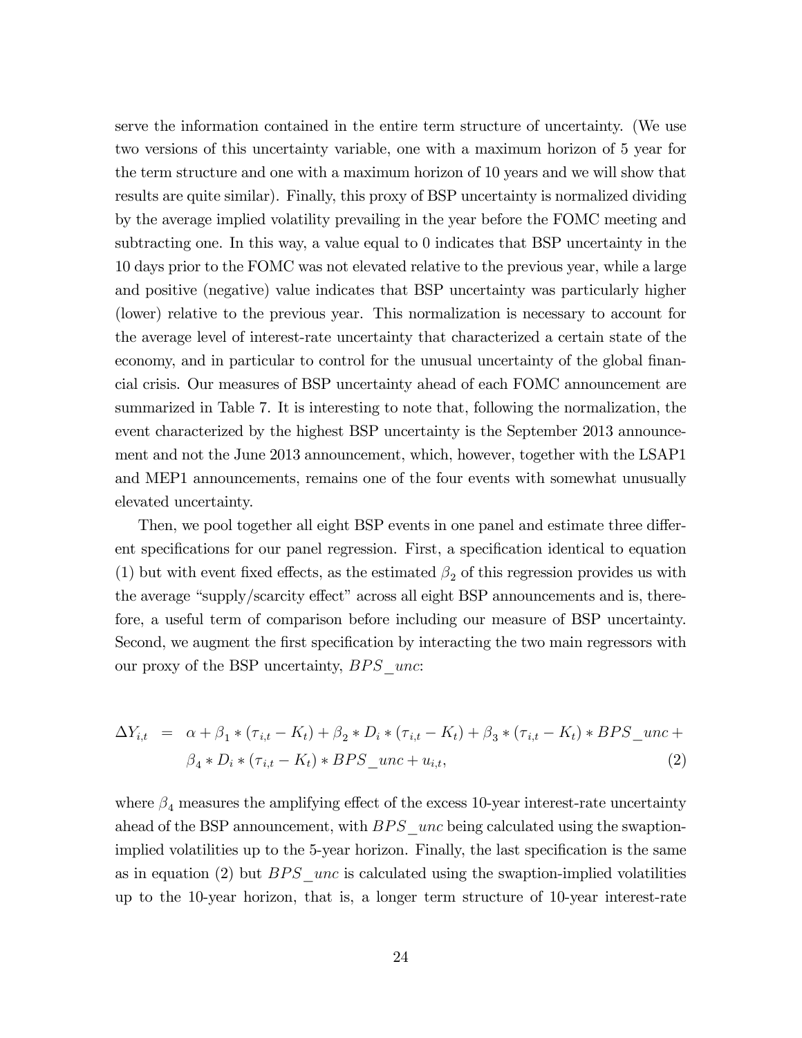serve the information contained in the entire term structure of uncertainty. (We use two versions of this uncertainty variable, one with a maximum horizon of 5 year for the term structure and one with a maximum horizon of 10 years and we will show that results are quite similar). Finally, this proxy of BSP uncertainty is normalized dividing by the average implied volatility prevailing in the year before the FOMC meeting and subtracting one. In this way, a value equal to 0 indicates that BSP uncertainty in the 10 days prior to the FOMC was not elevated relative to the previous year, while a large and positive (negative) value indicates that BSP uncertainty was particularly higher (lower) relative to the previous year. This normalization is necessary to account for the average level of interest-rate uncertainty that characterized a certain state of the economy, and in particular to control for the unusual uncertainty of the global financial crisis. Our measures of BSP uncertainty ahead of each FOMC announcement are summarized in Table 7. It is interesting to note that, following the normalization, the event characterized by the highest BSP uncertainty is the September 2013 announcement and not the June 2013 announcement, which, however, together with the LSAP1 and MEP1 announcements, remains one of the four events with somewhat unusually elevated uncertainty.

Then, we pool together all eight BSP events in one panel and estimate three different specifications for our panel regression. First, a specification identical to equation (1) but with event fixed effects, as the estimated $\beta_2$ of this regression provides us with the average "supply/scarcity effect" across all eight BSP announcements and is, therefore, a useful term of comparison before including our measure of BSP uncertainty. Second, we augment the first specification by interacting the two main regressors with our proxy of the BSP uncertainty, $BPS\_unc$:

$$
\begin{aligned}
\Delta Y_{i,t} \;=\; & \alpha + \beta_1 * (\tau_{i,t} - K_t) + \beta_2 * D_i * (\tau_{i,t} - K_t) + \beta_3 * (\tau_{i,t} - K_t) * BPS\_unc + \\
& \beta_4 * D_i * (\tau_{i,t} - K_t) * BPS\_unc + u_{i,t}, \qquad (2)
\end{aligned}
$$

where $\beta_4$ measures the amplifying effect of the excess 10-year interest-rate uncertainty ahead of the BSP announcement, with $BPS\_unc$ being calculated using the swaption-implied volatilities up to the 5-year horizon. Finally, the last specification is the same as in equation (2) but $BPS\_unc$ is calculated using the swaption-implied volatilities up to the 10-year horizon, that is, a longer term structure of 10-year interest-rate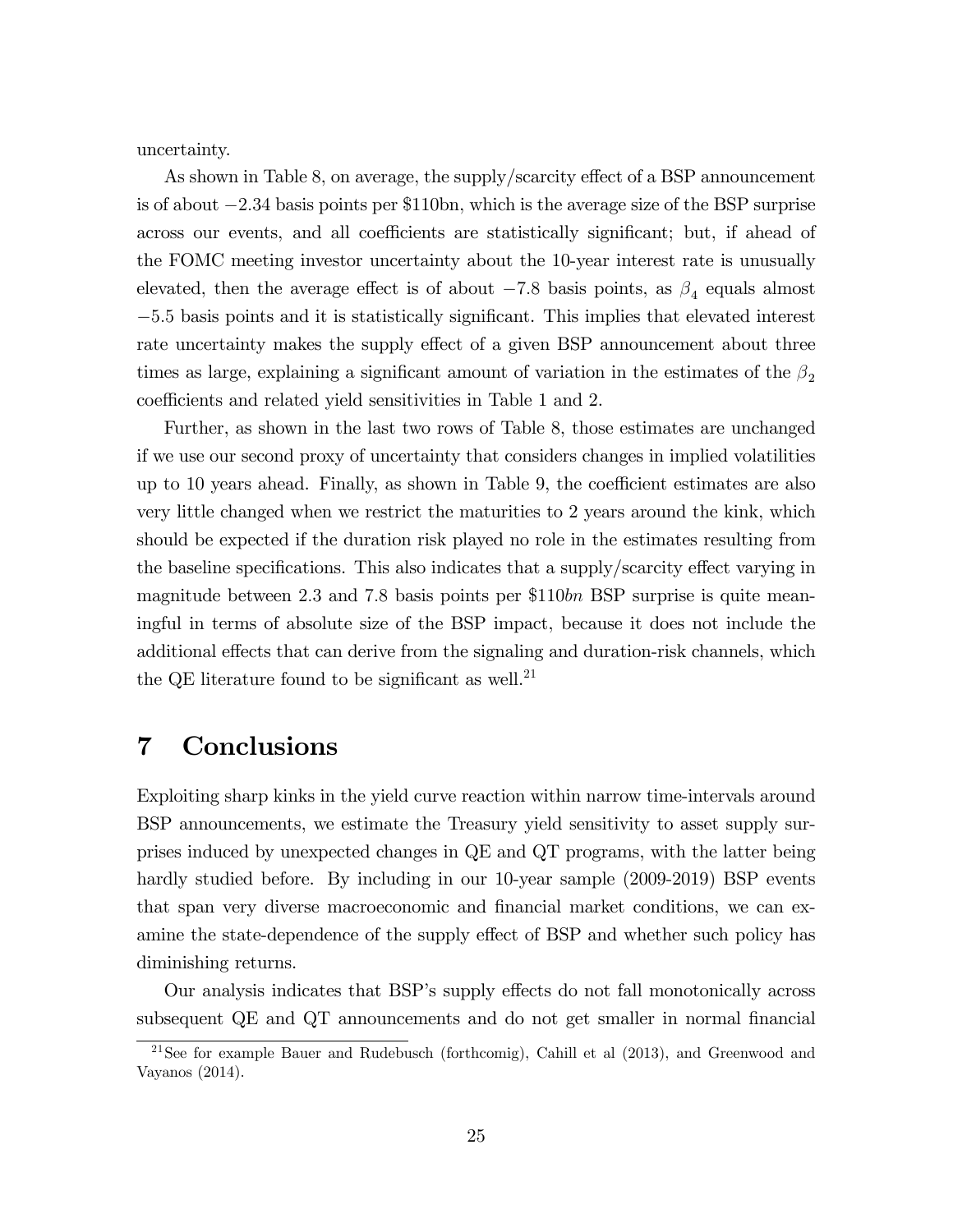uncertainty.

As shown in Table 8, on average, the supply/scarcity effect of a BSP announcement is of about $-2.34$ basis points per \$110bn, which is the average size of the BSP surprise across our events, and all coefficients are statistically significant; but, if ahead of the FOMC meeting investor uncertainty about the 10-year interest rate is unusually elevated, then the average effect is of about $-7.8$ basis points, as $\beta_4$ equals almost $-5.5$ basis points and it is statistically significant. This implies that elevated interest rate uncertainty makes the supply effect of a given BSP announcement about three times as large, explaining a significant amount of variation in the estimates of the $\beta_2$ coefficients and related yield sensitivities in Table 1 and 2.

Further, as shown in the last two rows of Table 8, those estimates are unchanged if we use our second proxy of uncertainty that considers changes in implied volatilities up to 10 years ahead. Finally, as shown in Table 9, the coefficient estimates are also very little changed when we restrict the maturities to 2 years around the kink, which should be expected if the duration risk played no role in the estimates resulting from the baseline specifications. This also indicates that a supply/scarcity effect varying in magnitude between 2.3 and 7.8 basis points per \$110*bn* BSP surprise is quite meaningful in terms of absolute size of the BSP impact, because it does not include the additional effects that can derive from the signaling and duration-risk channels, which the QE literature found to be significant as well.[21]

# 7 Conclusions

Exploiting sharp kinks in the yield curve reaction within narrow time-intervals around BSP announcements, we estimate the Treasury yield sensitivity to asset supply surprises induced by unexpected changes in QE and QT programs, with the latter being hardly studied before. By including in our 10-year sample (2009-2019) BSP events that span very diverse macroeconomic and financial market conditions, we can examine the state-dependence of the supply effect of BSP and whether such policy has diminishing returns.

Our analysis indicates that BSP's supply effects do not fall monotonically across subsequent QE and QT announcements and do not get smaller in normal financial

[21] See for example Bauer and Rudebusch (forthcomig), Cahill et al (2013), and Greenwood and Vayanos (2014).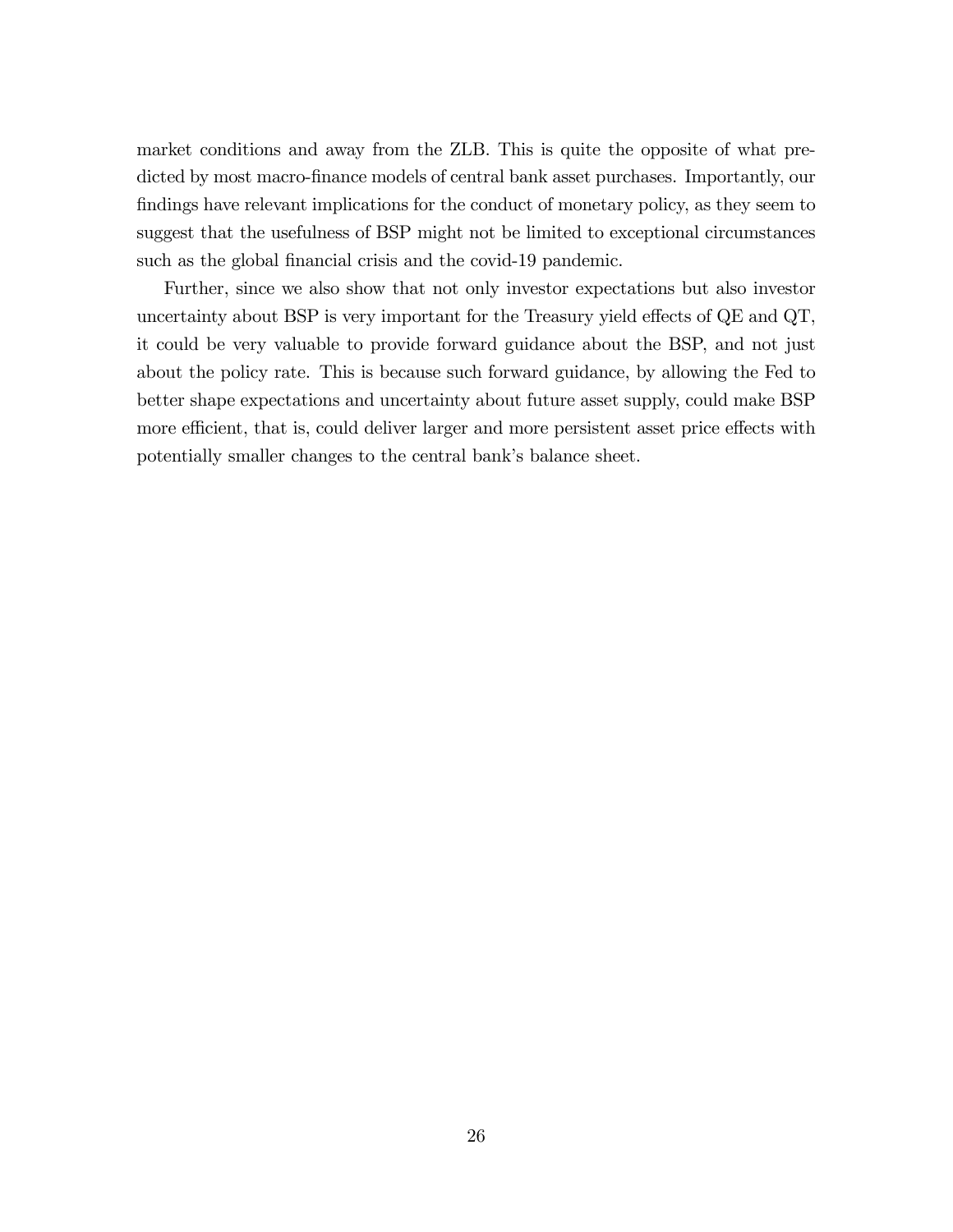market conditions and away from the ZLB. This is quite the opposite of what predicted by most macro-finance models of central bank asset purchases. Importantly, our findings have relevant implications for the conduct of monetary policy, as they seem to suggest that the usefulness of BSP might not be limited to exceptional circumstances such as the global financial crisis and the covid-19 pandemic.

Further, since we also show that not only investor expectations but also investor uncertainty about BSP is very important for the Treasury yield effects of QE and QT, it could be very valuable to provide forward guidance about the BSP, and not just about the policy rate. This is because such forward guidance, by allowing the Fed to better shape expectations and uncertainty about future asset supply, could make BSP more efficient, that is, could deliver larger and more persistent asset price effects with potentially smaller changes to the central bank's balance sheet.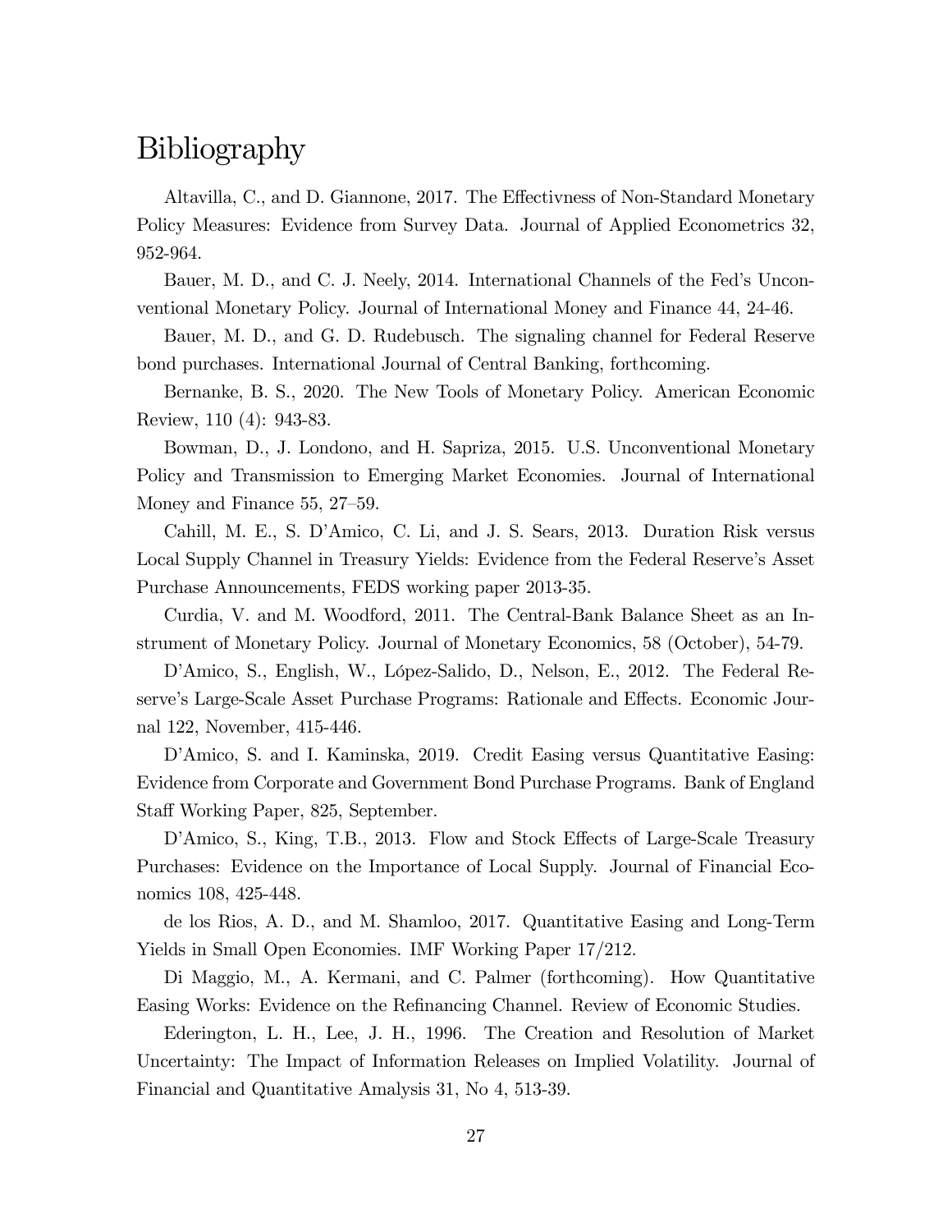# Bibliography

Altavilla, C., and D. Giannone, 2017. The Effectivness of Non-Standard Monetary Policy Measures: Evidence from Survey Data. Journal of Applied Econometrics 32, 952-964.

Bauer, M. D., and C. J. Neely, 2014. International Channels of the Fed's Unconventional Monetary Policy. Journal of International Money and Finance 44, 24-46.

Bauer, M. D., and G. D. Rudebusch. The signaling channel for Federal Reserve bond purchases. International Journal of Central Banking, forthcoming.

Bernanke, B. S., 2020. The New Tools of Monetary Policy. American Economic Review, 110 (4): 943-83.

Bowman, D., J. Londono, and H. Sapriza, 2015. U.S. Unconventional Monetary Policy and Transmission to Emerging Market Economies. Journal of International Money and Finance 55, 27–59.

Cahill, M. E., S. D'Amico, C. Li, and J. S. Sears, 2013. Duration Risk versus Local Supply Channel in Treasury Yields: Evidence from the Federal Reserve's Asset Purchase Announcements, FEDS working paper 2013-35.

Curdia, V. and M. Woodford, 2011. The Central-Bank Balance Sheet as an Instrument of Monetary Policy. Journal of Monetary Economics, 58 (October), 54-79.

D'Amico, S., English, W., López-Salido, D., Nelson, E., 2012. The Federal Reserve's Large-Scale Asset Purchase Programs: Rationale and Effects. Economic Journal 122, November, 415-446.

D'Amico, S. and I. Kaminska, 2019. Credit Easing versus Quantitative Easing: Evidence from Corporate and Government Bond Purchase Programs. Bank of England Staff Working Paper, 825, September.

D'Amico, S., King, T.B., 2013. Flow and Stock Effects of Large-Scale Treasury Purchases: Evidence on the Importance of Local Supply. Journal of Financial Economics 108, 425-448.

de los Rios, A. D., and M. Shamloo, 2017. Quantitative Easing and Long-Term Yields in Small Open Economies. IMF Working Paper 17/212.

Di Maggio, M., A. Kermani, and C. Palmer (forthcoming). How Quantitative Easing Works: Evidence on the Refinancing Channel. Review of Economic Studies.

Ederington, L. H., Lee, J. H., 1996. The Creation and Resolution of Market Uncertainty: The Impact of Information Releases on Implied Volatility. Journal of Financial and Quantitative Amalysis 31, No 4, 513-39.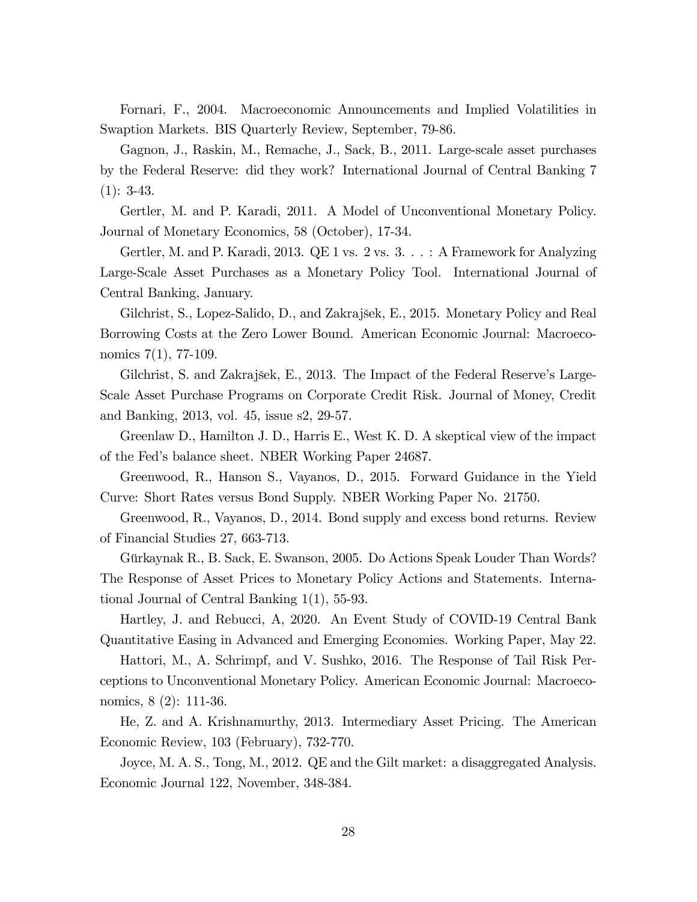Fornari, F., 2004. Macroeconomic Announcements and Implied Volatilities in Swaption Markets. BIS Quarterly Review, September, 79-86.

Gagnon, J., Raskin, M., Remache, J., Sack, B., 2011. Large-scale asset purchases by the Federal Reserve: did they work? International Journal of Central Banking 7 (1): 3-43.

Gertler, M. and P. Karadi, 2011. A Model of Unconventional Monetary Policy. Journal of Monetary Economics, 58 (October), 17-34.

Gertler, M. and P. Karadi, 2013. QE 1 vs. 2 vs. 3. . . : A Framework for Analyzing Large-Scale Asset Purchases as a Monetary Policy Tool. International Journal of Central Banking, January.

Gilchrist, S., Lopez-Salido, D., and Zakrajšek, E., 2015. Monetary Policy and Real Borrowing Costs at the Zero Lower Bound. American Economic Journal: Macroeconomics 7(1), 77-109.

Gilchrist, S. and Zakrajšek, E., 2013. The Impact of the Federal Reserve's Large-Scale Asset Purchase Programs on Corporate Credit Risk. Journal of Money, Credit and Banking, 2013, vol. 45, issue s2, 29-57.

Greenlaw D., Hamilton J. D., Harris E., West K. D. A skeptical view of the impact of the Fed's balance sheet. NBER Working Paper 24687.

Greenwood, R., Hanson S., Vayanos, D., 2015. Forward Guidance in the Yield Curve: Short Rates versus Bond Supply. NBER Working Paper No. 21750.

Greenwood, R., Vayanos, D., 2014. Bond supply and excess bond returns. Review of Financial Studies 27, 663-713.

Gürkaynak R., B. Sack, E. Swanson, 2005. Do Actions Speak Louder Than Words? The Response of Asset Prices to Monetary Policy Actions and Statements. International Journal of Central Banking 1(1), 55-93.

Hartley, J. and Rebucci, A, 2020. An Event Study of COVID-19 Central Bank Quantitative Easing in Advanced and Emerging Economies. Working Paper, May 22.

Hattori, M., A. Schrimpf, and V. Sushko, 2016. The Response of Tail Risk Perceptions to Unconventional Monetary Policy. American Economic Journal: Macroeconomics, 8 (2): 111-36.

He, Z. and A. Krishnamurthy, 2013. Intermediary Asset Pricing. The American Economic Review, 103 (February), 732-770.

Joyce, M. A. S., Tong, M., 2012. QE and the Gilt market: a disaggregated Analysis. Economic Journal 122, November, 348-384.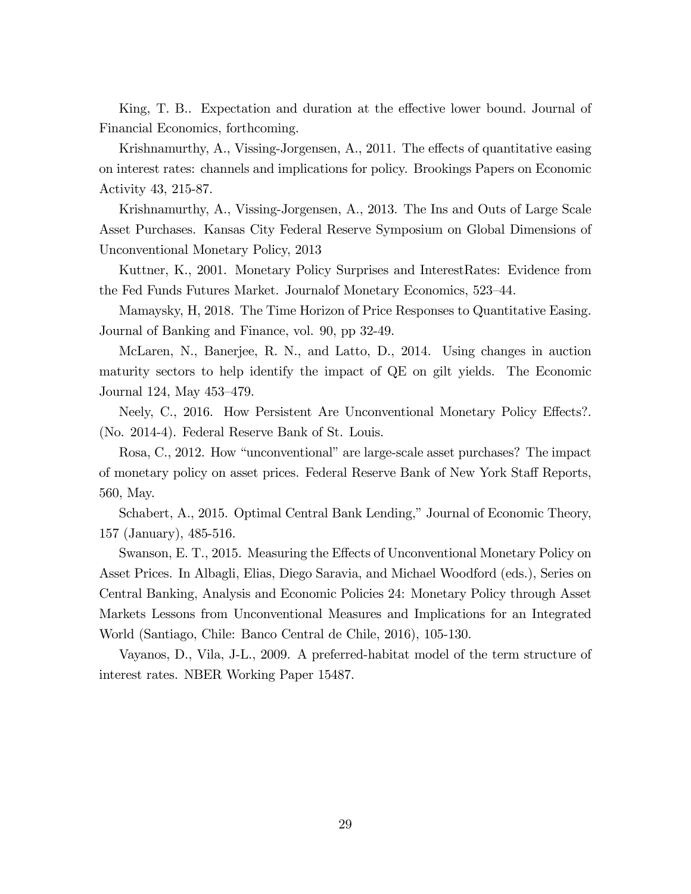King, T. B.. Expectation and duration at the effective lower bound. Journal of Financial Economics, forthcoming.

Krishnamurthy, A., Vissing-Jorgensen, A., 2011. The effects of quantitative easing on interest rates: channels and implications for policy. Brookings Papers on Economic Activity 43, 215-87.

Krishnamurthy, A., Vissing-Jorgensen, A., 2013. The Ins and Outs of Large Scale Asset Purchases. Kansas City Federal Reserve Symposium on Global Dimensions of Unconventional Monetary Policy, 2013

Kuttner, K., 2001. Monetary Policy Surprises and InterestRates: Evidence from the Fed Funds Futures Market. Journalof Monetary Economics, 523–44.

Mamaysky, H, 2018. The Time Horizon of Price Responses to Quantitative Easing. Journal of Banking and Finance, vol. 90, pp 32-49.

McLaren, N., Banerjee, R. N., and Latto, D., 2014. Using changes in auction maturity sectors to help identify the impact of QE on gilt yields. The Economic Journal 124, May 453–479.

Neely, C., 2016. How Persistent Are Unconventional Monetary Policy Effects?. (No. 2014-4). Federal Reserve Bank of St. Louis.

Rosa, C., 2012. How "unconventional" are large-scale asset purchases? The impact of monetary policy on asset prices. Federal Reserve Bank of New York Staff Reports, 560, May.

Schabert, A., 2015. Optimal Central Bank Lending," Journal of Economic Theory, 157 (January), 485-516.

Swanson, E. T., 2015. Measuring the Effects of Unconventional Monetary Policy on Asset Prices. In Albagli, Elias, Diego Saravia, and Michael Woodford (eds.), Series on Central Banking, Analysis and Economic Policies 24: Monetary Policy through Asset Markets Lessons from Unconventional Measures and Implications for an Integrated World (Santiago, Chile: Banco Central de Chile, 2016), 105-130.

Vayanos, D., Vila, J-L., 2009. A preferred-habitat model of the term structure of interest rates. NBER Working Paper 15487.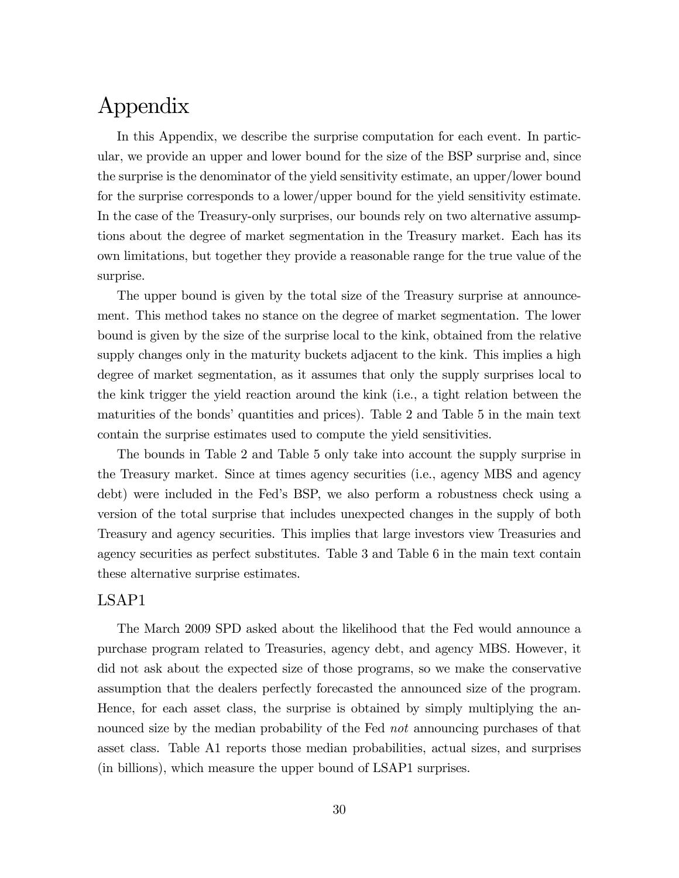# Appendix

In this Appendix, we describe the surprise computation for each event. In particular, we provide an upper and lower bound for the size of the BSP surprise and, since the surprise is the denominator of the yield sensitivity estimate, an upper/lower bound for the surprise corresponds to a lower/upper bound for the yield sensitivity estimate. In the case of the Treasury-only surprises, our bounds rely on two alternative assumptions about the degree of market segmentation in the Treasury market. Each has its own limitations, but together they provide a reasonable range for the true value of the surprise.

The upper bound is given by the total size of the Treasury surprise at announcement. This method takes no stance on the degree of market segmentation. The lower bound is given by the size of the surprise local to the kink, obtained from the relative supply changes only in the maturity buckets adjacent to the kink. This implies a high degree of market segmentation, as it assumes that only the supply surprises local to the kink trigger the yield reaction around the kink (i.e., a tight relation between the maturities of the bonds' quantities and prices). Table 2 and Table 5 in the main text contain the surprise estimates used to compute the yield sensitivities.

The bounds in Table 2 and Table 5 only take into account the supply surprise in the Treasury market. Since at times agency securities (i.e., agency MBS and agency debt) were included in the Fed's BSP, we also perform a robustness check using a version of the total surprise that includes unexpected changes in the supply of both Treasury and agency securities. This implies that large investors view Treasuries and agency securities as perfect substitutes. Table 3 and Table 6 in the main text contain these alternative surprise estimates.

## LSAP1

The March 2009 SPD asked about the likelihood that the Fed would announce a purchase program related to Treasuries, agency debt, and agency MBS. However, it did not ask about the expected size of those programs, so we make the conservative assumption that the dealers perfectly forecasted the announced size of the program. Hence, for each asset class, the surprise is obtained by simply multiplying the announced size by the median probability of the Fed *not* announcing purchases of that asset class. Table A1 reports those median probabilities, actual sizes, and surprises (in billions), which measure the upper bound of LSAP1 surprises.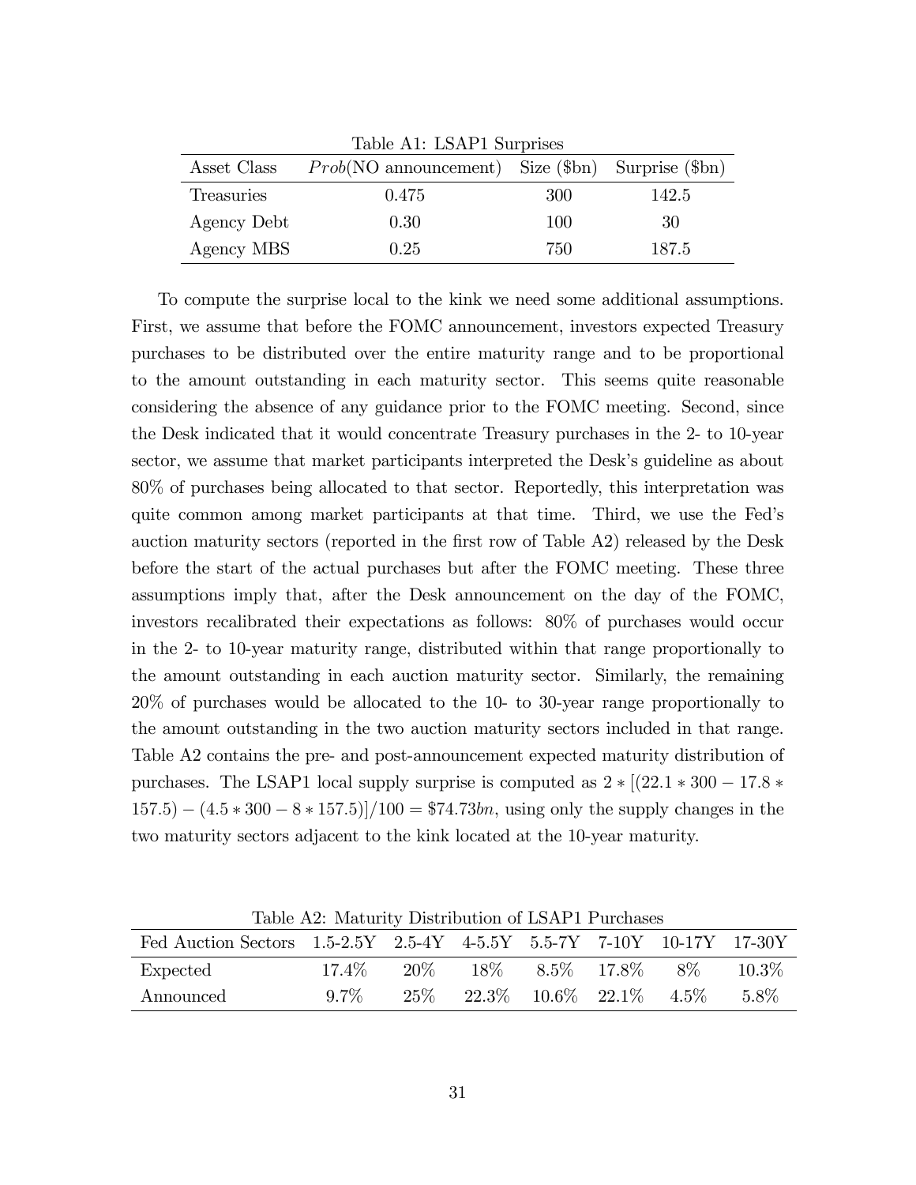Table A1: LSAP1 Surprises

| Asset Class | $Prob$(NO announcement) | Size ($bn) | Surprise ($bn) |
|---|---|---|---|
| Treasuries | 0.475 | 300 | 142.5 |
| Agency Debt | 0.30 | 100 | 30 |
| Agency MBS | 0.25 | 750 | 187.5 |

To compute the surprise local to the kink we need some additional assumptions. First, we assume that before the FOMC announcement, investors expected Treasury purchases to be distributed over the entire maturity range and to be proportional to the amount outstanding in each maturity sector. This seems quite reasonable considering the absence of any guidance prior to the FOMC meeting. Second, since the Desk indicated that it would concentrate Treasury purchases in the 2- to 10-year sector, we assume that market participants interpreted the Desk's guideline as about 80% of purchases being allocated to that sector. Reportedly, this interpretation was quite common among market participants at that time. Third, we use the Fed's auction maturity sectors (reported in the first row of Table A2) released by the Desk before the start of the actual purchases but after the FOMC meeting. These three assumptions imply that, after the Desk announcement on the day of the FOMC, investors recalibrated their expectations as follows: 80% of purchases would occur in the 2- to 10-year maturity range, distributed within that range proportionally to the amount outstanding in each auction maturity sector. Similarly, the remaining 20% of purchases would be allocated to the 10- to 30-year range proportionally to the amount outstanding in the two auction maturity sectors included in that range. Table A2 contains the pre- and post-announcement expected maturity distribution of purchases. The LSAP1 local supply surprise is computed as $2 * [(22.1 * 300 - 17.8 * 157.5) - (4.5 * 300 - 8 * 157.5)]/100 = \$74.73bn$, using only the supply changes in the two maturity sectors adjacent to the kink located at the 10-year maturity.

Table A2: Maturity Distribution of LSAP1 Purchases

| Fed Auction Sectors | 1.5-2.5Y | 2.5-4Y | 4-5.5Y | 5.5-7Y | 7-10Y | 10-17Y | 17-30Y |
|---|---|---|---|---|---|---|---|
| Expected | 17.4% | 20% | 18% | 8.5% | 17.8% | 8% | 10.3% |
| Announced | 9.7% | 25% | 22.3% | 10.6% | 22.1% | 4.5% | 5.8% |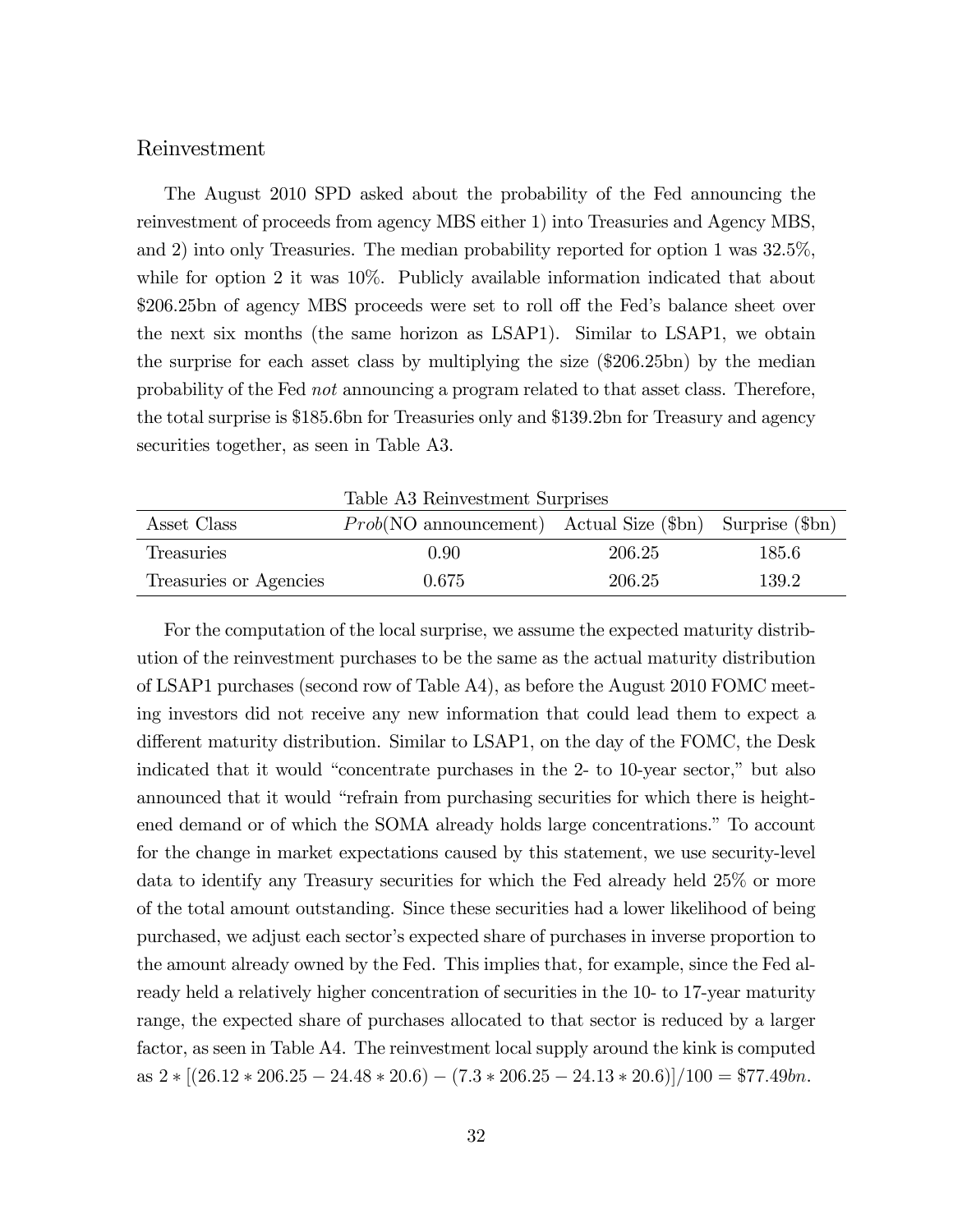### Reinvestment

The August 2010 SPD asked about the probability of the Fed announcing the reinvestment of proceeds from agency MBS either 1) into Treasuries and Agency MBS, and 2) into only Treasuries. The median probability reported for option 1 was 32.5%, while for option 2 it was 10%. Publicly available information indicated that about \$206.25bn of agency MBS proceeds were set to roll off the Fed's balance sheet over the next six months (the same horizon as LSAP1). Similar to LSAP1, we obtain the surprise for each asset class by multiplying the size (\$206.25bn) by the median probability of the Fed *not* announcing a program related to that asset class. Therefore, the total surprise is \$185.6bn for Treasuries only and \$139.2bn for Treasury and agency securities together, as seen in Table A3.

Table A3 Reinvestment Surprises

| Asset Class | $Prob$(NO announcement) | Actual Size (\$bn) | Surprise (\$bn) |
|---|---|---|---|
| Treasuries | 0.90 | 206.25 | 185.6 |
| Treasuries or Agencies | 0.675 | 206.25 | 139.2 |

For the computation of the local surprise, we assume the expected maturity distribution of the reinvestment purchases to be the same as the actual maturity distribution of LSAP1 purchases (second row of Table A4), as before the August 2010 FOMC meeting investors did not receive any new information that could lead them to expect a different maturity distribution. Similar to LSAP1, on the day of the FOMC, the Desk indicated that it would "concentrate purchases in the 2- to 10-year sector," but also announced that it would "refrain from purchasing securities for which there is heightened demand or of which the SOMA already holds large concentrations." To account for the change in market expectations caused by this statement, we use security-level data to identify any Treasury securities for which the Fed already held 25% or more of the total amount outstanding. Since these securities had a lower likelihood of being purchased, we adjust each sector's expected share of purchases in inverse proportion to the amount already owned by the Fed. This implies that, for example, since the Fed already held a relatively higher concentration of securities in the 10- to 17-year maturity range, the expected share of purchases allocated to that sector is reduced by a larger factor, as seen in Table A4. The reinvestment local supply around the kink is computed as $2 * [(26.12 * 206.25 - 24.48 * 20.6) - (7.3 * 206.25 - 24.13 * 20.6)]/100 = \$77.49bn$.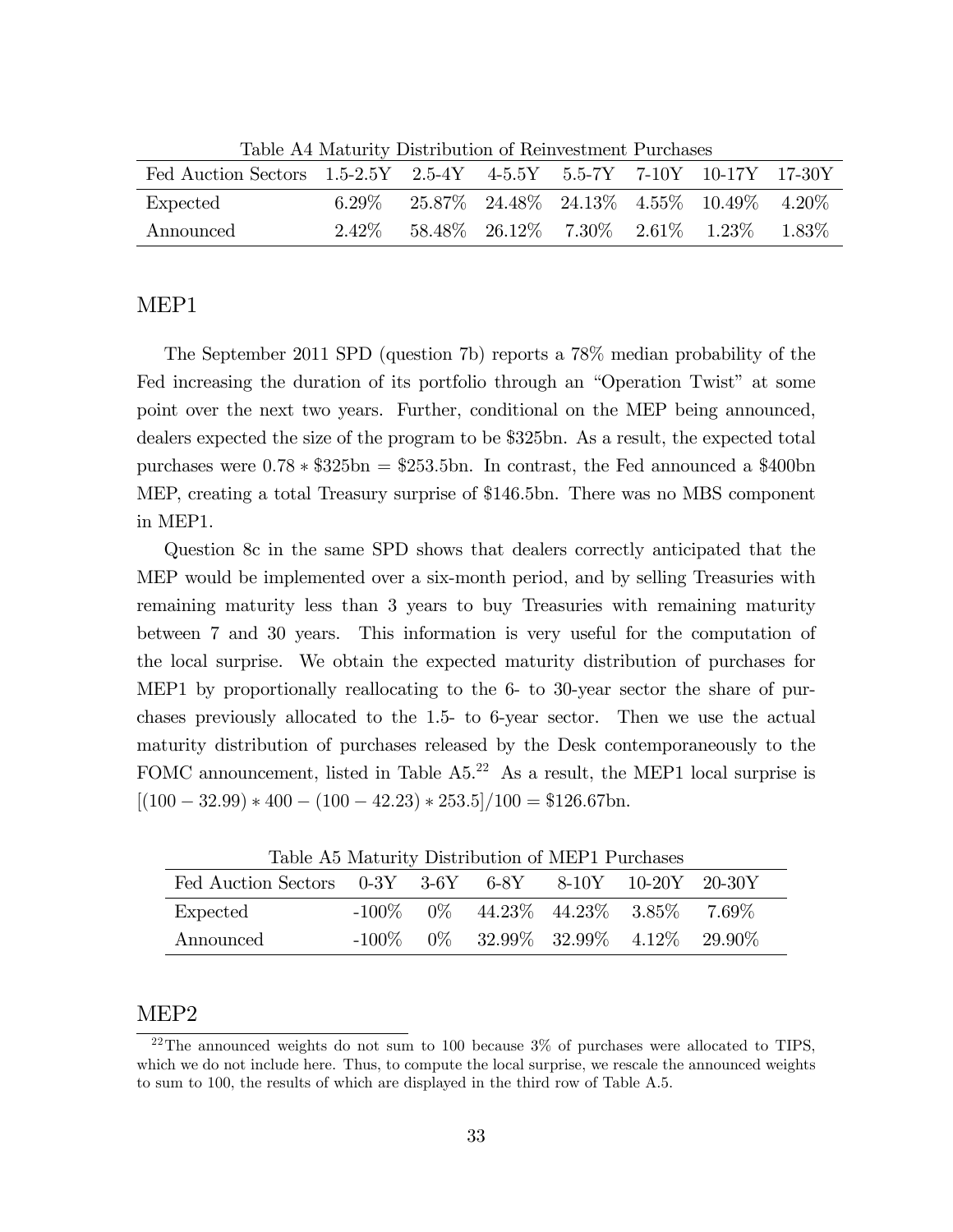Table A4 Maturity Distribution of Reinvestment Purchases

| Fed Auction Sectors | 1.5-2.5Y | 2.5-4Y | 4-5.5Y | 5.5-7Y | 7-10Y | 10-17Y | 17-30Y |
|---|---|---|---|---|---|---|---|
| Expected | 6.29% | 25.87% | 24.48% | 24.13% | 4.55% | 10.49% | 4.20% |
| Announced | 2.42% | 58.48% | 26.12% | 7.30% | 2.61% | 1.23% | 1.83% |

## MEP1

The September 2011 SPD (question 7b) reports a 78% median probability of the Fed increasing the duration of its portfolio through an "Operation Twist" at some point over the next two years. Further, conditional on the MEP being announced, dealers expected the size of the program to be \$325bn. As a result, the expected total purchases were $0.78 * \$325\text{bn} = \$253.5\text{bn}$. In contrast, the Fed announced a \$400bn MEP, creating a total Treasury surprise of \$146.5bn. There was no MBS component in MEP1.

Question 8c in the same SPD shows that dealers correctly anticipated that the MEP would be implemented over a six-month period, and by selling Treasuries with remaining maturity less than 3 years to buy Treasuries with remaining maturity between 7 and 30 years. This information is very useful for the computation of the local surprise. We obtain the expected maturity distribution of purchases for MEP1 by proportionally reallocating to the 6- to 30-year sector the share of purchases previously allocated to the 1.5- to 6-year sector. Then we use the actual maturity distribution of purchases released by the Desk contemporaneously to the FOMC announcement, listed in Table A5.[22] As a result, the MEP1 local surprise is $[(100 - 32.99) * 400 - (100 - 42.23) * 253.5]/100 = \$126.67\text{bn}$.

Table A5 Maturity Distribution of MEP1 Purchases

| Fed Auction Sectors | 0-3Y | 3-6Y | 6-8Y | 8-10Y | 10-20Y | 20-30Y |
|---|---|---|---|---|---|---|
| Expected | -100% | 0% | 44.23% | 44.23% | 3.85% | 7.69% |
| Announced | -100% | 0% | 32.99% | 32.99% | 4.12% | 29.90% |

## MEP2

[22] The announced weights do not sum to 100 because 3% of purchases were allocated to TIPS, which we do not include here. Thus, to compute the local surprise, we rescale the announced weights to sum to 100, the results of which are displayed in the third row of Table A.5.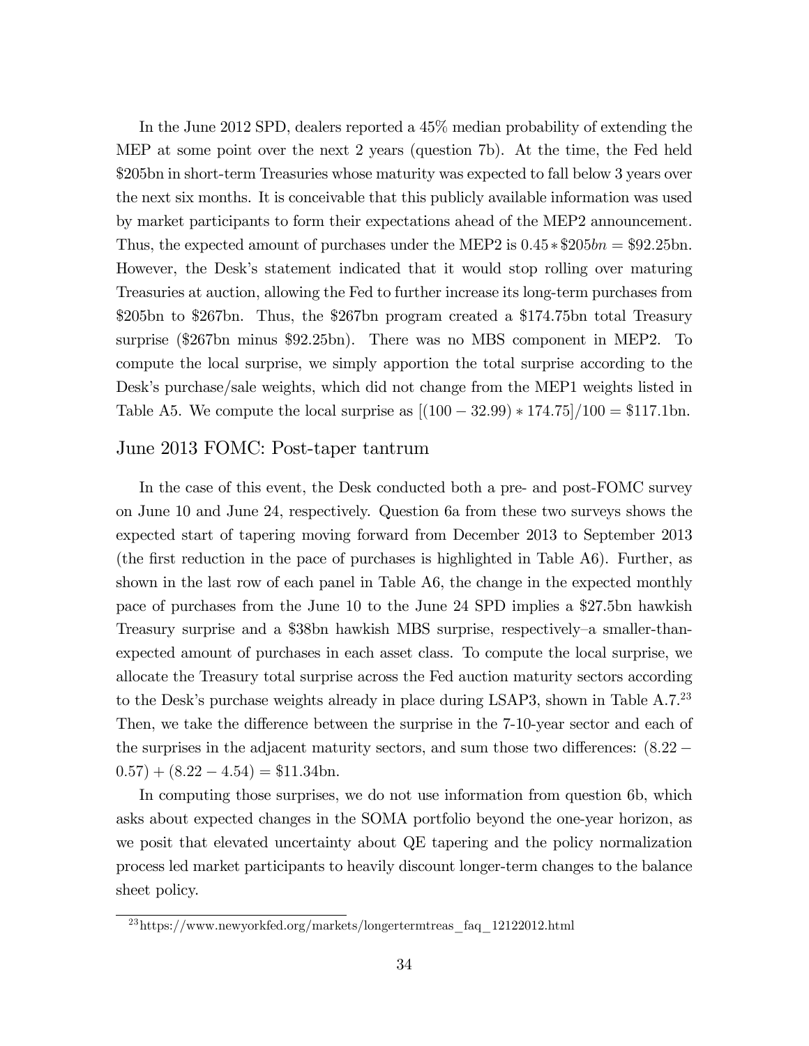In the June 2012 SPD, dealers reported a 45% median probability of extending the MEP at some point over the next 2 years (question 7b). At the time, the Fed held \$205bn in short-term Treasuries whose maturity was expected to fall below 3 years over the next six months. It is conceivable that this publicly available information was used by market participants to form their expectations ahead of the MEP2 announcement. Thus, the expected amount of purchases under the MEP2 is $0.45 * \$205bn = \$92.25$bn. However, the Desk's statement indicated that it would stop rolling over maturing Treasuries at auction, allowing the Fed to further increase its long-term purchases from \$205bn to \$267bn. Thus, the \$267bn program created a \$174.75bn total Treasury surprise (\$267bn minus \$92.25bn). There was no MBS component in MEP2. To compute the local surprise, we simply apportion the total surprise according to the Desk's purchase/sale weights, which did not change from the MEP1 weights listed in Table A5. We compute the local surprise as $[(100 - 32.99) * 174.75]/100 = \$117.1$bn.

## June 2013 FOMC: Post-taper tantrum

In the case of this event, the Desk conducted both a pre- and post-FOMC survey on June 10 and June 24, respectively. Question 6a from these two surveys shows the expected start of tapering moving forward from December 2013 to September 2013 (the first reduction in the pace of purchases is highlighted in Table A6). Further, as shown in the last row of each panel in Table A6, the change in the expected monthly pace of purchases from the June 10 to the June 24 SPD implies a \$27.5bn hawkish Treasury surprise and a \$38bn hawkish MBS surprise, respectively–a smaller-than-expected amount of purchases in each asset class. To compute the local surprise, we allocate the Treasury total surprise across the Fed auction maturity sectors according to the Desk's purchase weights already in place during LSAP3, shown in Table A.7.[23] Then, we take the difference between the surprise in the 7-10-year sector and each of the surprises in the adjacent maturity sectors, and sum those two differences: $(8.22 - 0.57) + (8.22 - 4.54) = \$11.34$bn.

In computing those surprises, we do not use information from question 6b, which asks about expected changes in the SOMA portfolio beyond the one-year horizon, as we posit that elevated uncertainty about QE tapering and the policy normalization process led market participants to heavily discount longer-term changes to the balance sheet policy.

[23] https://www.newyorkfed.org/markets/longertermtreas_faq_12122012.html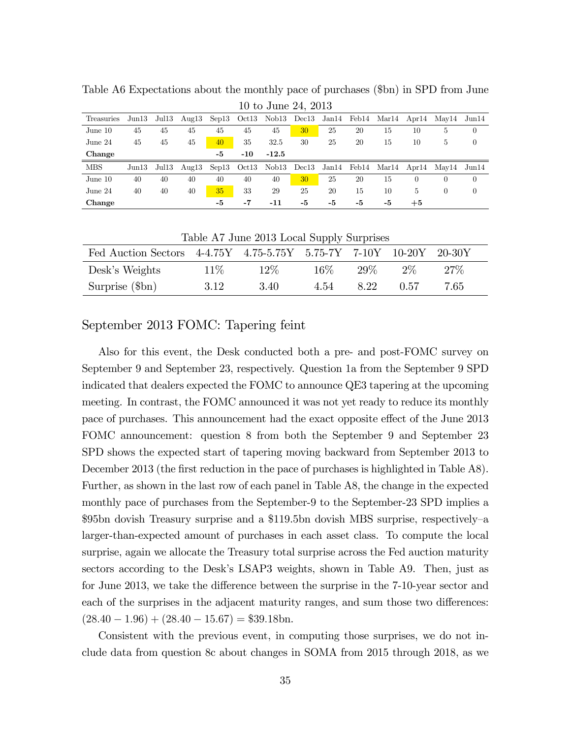Table A6 Expectations about the monthly pace of purchases ($bn) in SPD from June 10 to June 24, 2013

| Treasuries | Jun13 | Jul13 | Aug13 | Sep13 | Oct13 | Nob13 | Dec13 | Jan14 | Feb14 | Mar14 | Apr14 | May14 | Jun14 |
|---|---|---|---|---|---|---|---|---|---|---|---|---|---|
| June 10 | 45 | 45 | 45 | 45 | 45 | 45 | 30 | 25 | 20 | 15 | 10 | 5 | 0 |
| June 24 | 45 | 45 | 45 | 40 | 35 | 32.5 | 30 | 25 | 20 | 15 | 10 | 5 | 0 |
| **Change** | | | | **-5** | **-10** | **-12.5** | | | | | | | |
| MBS | Jun13 | Jul13 | Aug13 | Sep13 | Oct13 | Nob13 | Dec13 | Jan14 | Feb14 | Mar14 | Apr14 | May14 | Jun14 |
| June 10 | 40 | 40 | 40 | 40 | 40 | 40 | 30 | 25 | 20 | 15 | 0 | 0 | 0 |
| June 24 | 40 | 40 | 40 | 35 | 33 | 29 | 25 | 20 | 15 | 10 | 5 | 0 | 0 |
| **Change** | | | | **-5** | **-7** | **-11** | **-5** | **-5** | **-5** | **-5** | **+5** | | |

Table A7 June 2013 Local Supply Surprises

| Fed Auction Sectors | 4-4.75Y | 4.75-5.75Y | 5.75-7Y | 7-10Y | 10-20Y | 20-30Y |
|---|---|---|---|---|---|---|
| Desk's Weights | 11% | 12% | 16% | 29% | 2% | 27% |
| Surprise ($bn) | 3.12 | 3.40 | 4.54 | 8.22 | 0.57 | 7.65 |

## September 2013 FOMC: Tapering feint

Also for this event, the Desk conducted both a pre- and post-FOMC survey on September 9 and September 23, respectively. Question 1a from the September 9 SPD indicated that dealers expected the FOMC to announce QE3 tapering at the upcoming meeting. In contrast, the FOMC announced it was not yet ready to reduce its monthly pace of purchases. This announcement had the exact opposite effect of the June 2013 FOMC announcement: question 8 from both the September 9 and September 23 SPD shows the expected start of tapering moving backward from September 2013 to December 2013 (the first reduction in the pace of purchases is highlighted in Table A8). Further, as shown in the last row of each panel in Table A8, the change in the expected monthly pace of purchases from the September-9 to the September-23 SPD implies a $95bn dovish Treasury surprise and a $119.5bn dovish MBS surprise, respectively–a larger-than-expected amount of purchases in each asset class. To compute the local surprise, again we allocate the Treasury total surprise across the Fed auction maturity sectors according to the Desk's LSAP3 weights, shown in Table A9. Then, just as for June 2013, we take the difference between the surprise in the 7-10-year sector and each of the surprises in the adjacent maturity ranges, and sum those two differences: $(28.40 - 1.96) + (28.40 - 15.67) = \$39.18$bn.

Consistent with the previous event, in computing those surprises, we do not include data from question 8c about changes in SOMA from 2015 through 2018, as we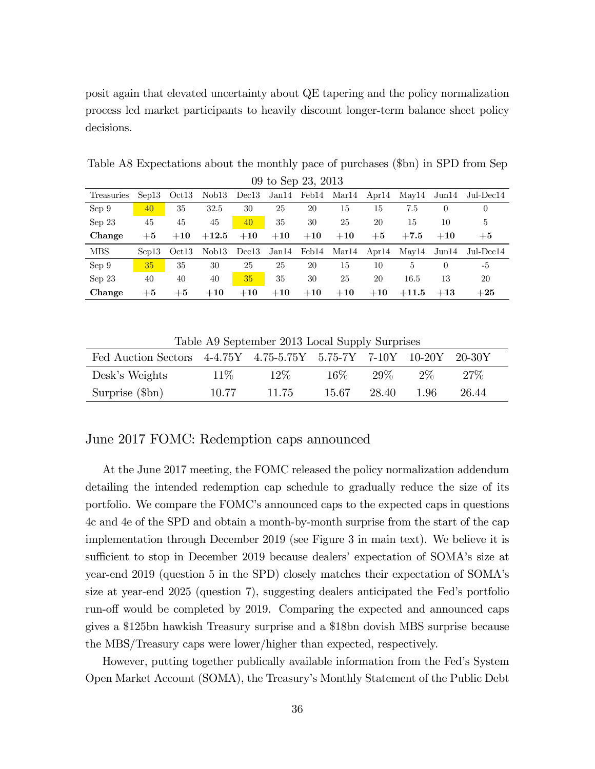posit again that elevated uncertainty about QE tapering and the policy normalization process led market participants to heavily discount longer-term balance sheet policy decisions.

Table A8 Expectations about the monthly pace of purchases ($bn) in SPD from Sep 09 to Sep 23, 2013

| Treasuries | Sep13 | Oct13 | Nob13 | Dec13 | Jan14 | Feb14 | Mar14 | Apr14 | May14 | Jun14 | Jul-Dec14 |
|---|---|---|---|---|---|---|---|---|---|---|---|
| Sep 9 | 40 | 35 | 32.5 | 30 | 25 | 20 | 15 | 15 | 7.5 | 0 | 0 |
| Sep 23 | 45 | 45 | 45 | 40 | 35 | 30 | 25 | 20 | 15 | 10 | 5 |
| **Change** | **+5** | **+10** | **+12.5** | **+10** | **+10** | **+10** | **+10** | **+5** | **+7.5** | **+10** | **+5** |
| MBS | Sep13 | Oct13 | Nob13 | Dec13 | Jan14 | Feb14 | Mar14 | Apr14 | May14 | Jun14 | Jul-Dec14 |
| Sep 9 | 35 | 35 | 30 | 25 | 25 | 20 | 15 | 10 | 5 | 0 | -5 |
| Sep 23 | 40 | 40 | 40 | 35 | 35 | 30 | 25 | 20 | 16.5 | 13 | 20 |
| **Change** | **+5** | **+5** | **+10** | **+10** | **+10** | **+10** | **+10** | **+10** | **+11.5** | **+13** | **+25** |

Table A9 September 2013 Local Supply Surprises

| Fed Auction Sectors | 4-4.75Y | 4.75-5.75Y | 5.75-7Y | 7-10Y | 10-20Y | 20-30Y |
|---|---|---|---|---|---|---|
| Desk's Weights | 11% | 12% | 16% | 29% | 2% | 27% |
| Surprise ($bn) | 10.77 | 11.75 | 15.67 | 28.40 | 1.96 | 26.44 |

## June 2017 FOMC: Redemption caps announced

At the June 2017 meeting, the FOMC released the policy normalization addendum detailing the intended redemption cap schedule to gradually reduce the size of its portfolio. We compare the FOMC's announced caps to the expected caps in questions 4c and 4e of the SPD and obtain a month-by-month surprise from the start of the cap implementation through December 2019 (see Figure 3 in main text). We believe it is sufficient to stop in December 2019 because dealers' expectation of SOMA's size at year-end 2019 (question 5 in the SPD) closely matches their expectation of SOMA's size at year-end 2025 (question 7), suggesting dealers anticipated the Fed's portfolio run-off would be completed by 2019. Comparing the expected and announced caps gives a $125bn hawkish Treasury surprise and a $18bn dovish MBS surprise because the MBS/Treasury caps were lower/higher than expected, respectively.

However, putting together publically available information from the Fed's System Open Market Account (SOMA), the Treasury's Monthly Statement of the Public Debt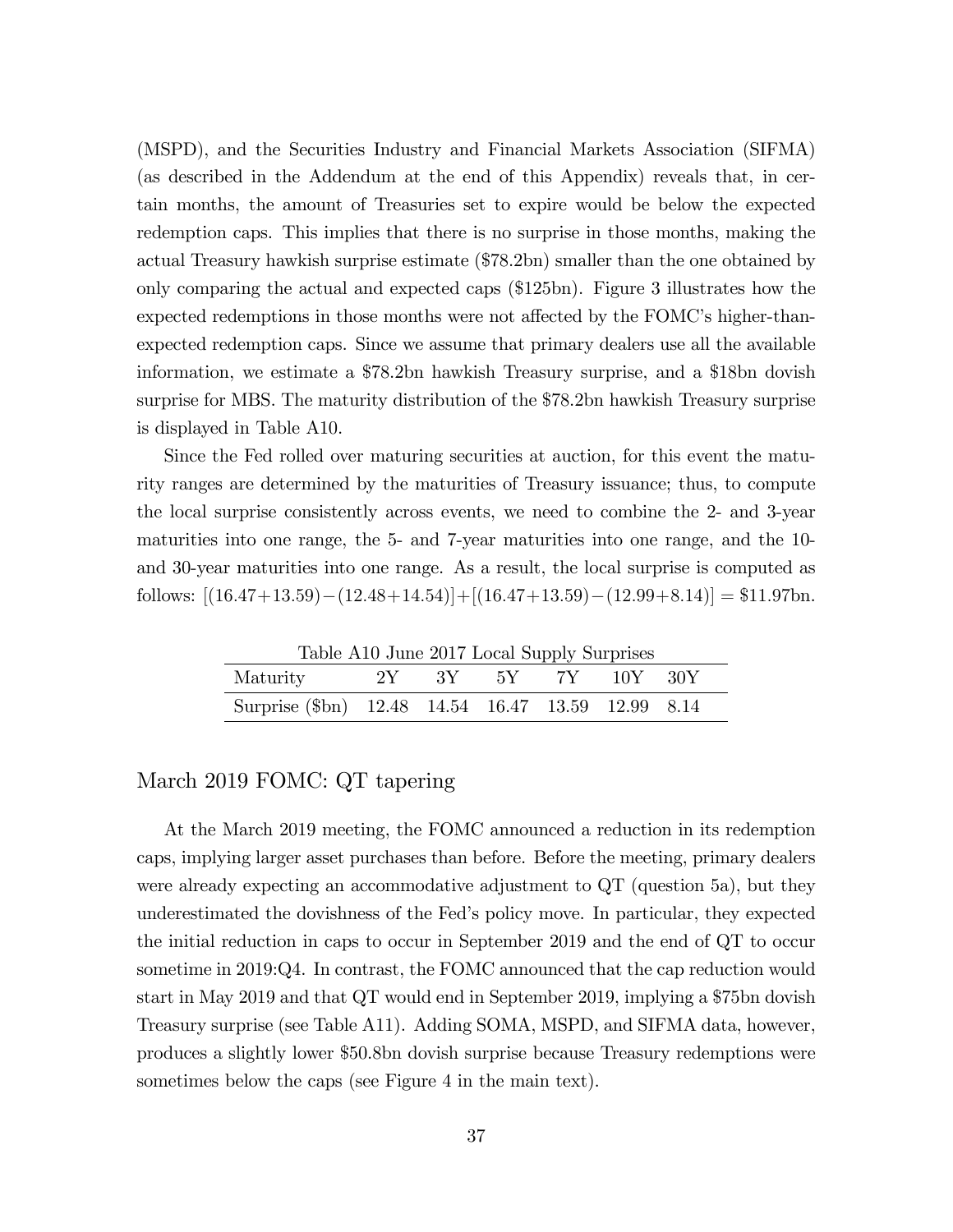(MSPD), and the Securities Industry and Financial Markets Association (SIFMA) (as described in the Addendum at the end of this Appendix) reveals that, in certain months, the amount of Treasuries set to expire would be below the expected redemption caps. This implies that there is no surprise in those months, making the actual Treasury hawkish surprise estimate ($78.2bn) smaller than the one obtained by only comparing the actual and expected caps ($125bn). Figure 3 illustrates how the expected redemptions in those months were not affected by the FOMC's higher-than-expected redemption caps. Since we assume that primary dealers use all the available information, we estimate a $78.2bn hawkish Treasury surprise, and a $18bn dovish surprise for MBS. The maturity distribution of the $78.2bn hawkish Treasury surprise is displayed in Table A10.

Since the Fed rolled over maturing securities at auction, for this event the maturity ranges are determined by the maturities of Treasury issuance; thus, to compute the local surprise consistently across events, we need to combine the 2- and 3-year maturities into one range, the 5- and 7-year maturities into one range, and the 10- and 30-year maturities into one range. As a result, the local surprise is computed as follows: $[(16.47+13.59)-(12.48+14.54)]+[(16.47+13.59)-(12.99+8.14)] = \$11.97$bn.

Table A10 June 2017 Local Supply Surprises

| Maturity | 2Y | 3Y | 5Y | 7Y | 10Y | 30Y |
|---|---|---|---|---|---|---|
| Surprise ($bn) | 12.48 | 14.54 | 16.47 | 13.59 | 12.99 | 8.14 |

## March 2019 FOMC: QT tapering

At the March 2019 meeting, the FOMC announced a reduction in its redemption caps, implying larger asset purchases than before. Before the meeting, primary dealers were already expecting an accommodative adjustment to QT (question 5a), but they underestimated the dovishness of the Fed's policy move. In particular, they expected the initial reduction in caps to occur in September 2019 and the end of QT to occur sometime in 2019:Q4. In contrast, the FOMC announced that the cap reduction would start in May 2019 and that QT would end in September 2019, implying a $75bn dovish Treasury surprise (see Table A11). Adding SOMA, MSPD, and SIFMA data, however, produces a slightly lower $50.8bn dovish surprise because Treasury redemptions were sometimes below the caps (see Figure 4 in the main text).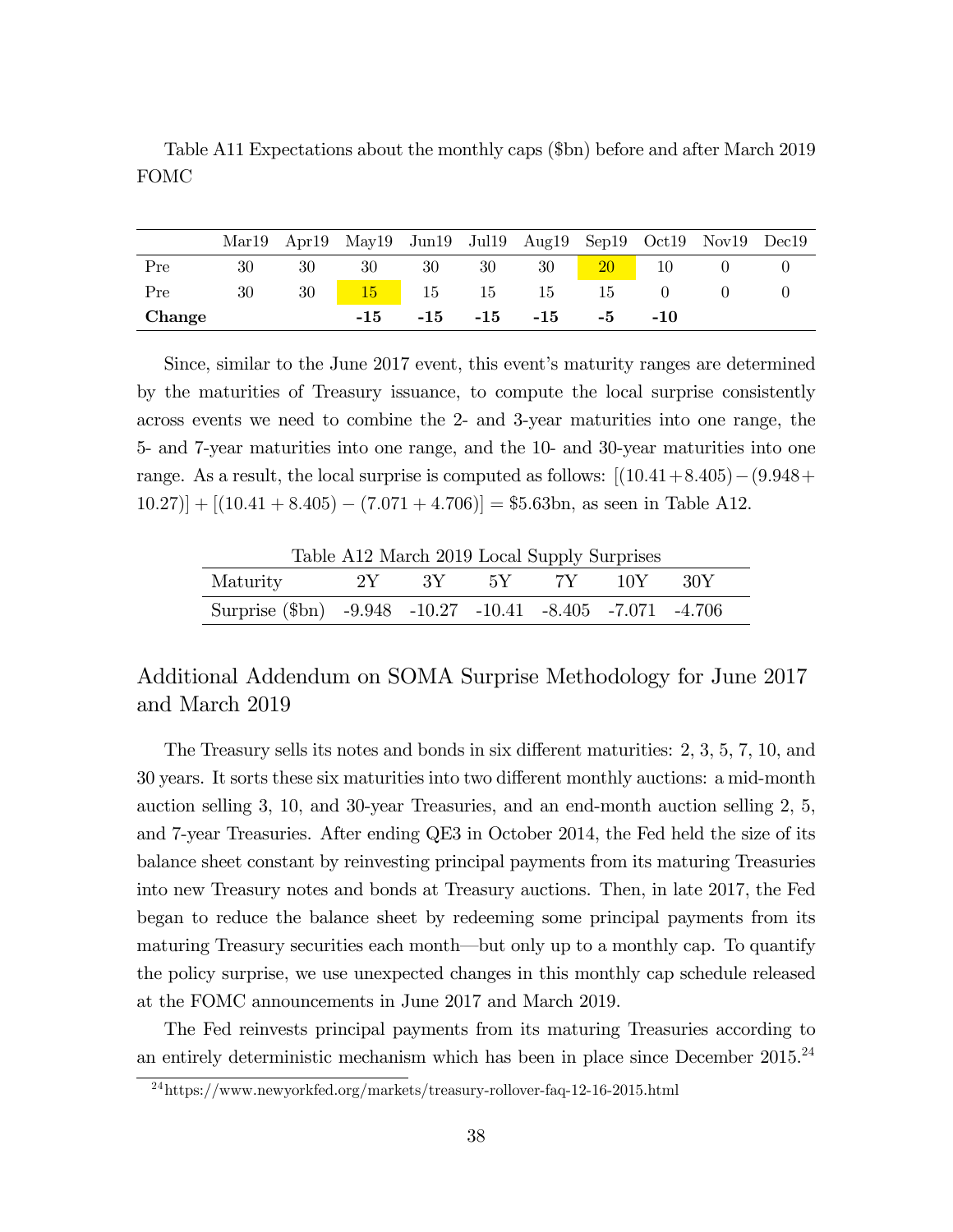Table A11 Expectations about the monthly caps ($bn) before and after March 2019 FOMC

| | Mar19 | Apr19 | May19 | Jun19 | Jul19 | Aug19 | Sep19 | Oct19 | Nov19 | Dec19 |
|---|---|---|---|---|---|---|---|---|---|---|
| Pre | 30 | 30 | 30 | 30 | 30 | 30 | 20 | 10 | 0 | 0 |
| Pre | 30 | 30 | 15 | 15 | 15 | 15 | 15 | 0 | 0 | 0 |
| **Change** | | | **-15** | **-15** | **-15** | **-15** | **-5** | **-10** | | |

Since, similar to the June 2017 event, this event's maturity ranges are determined by the maturities of Treasury issuance, to compute the local surprise consistently across events we need to combine the 2- and 3-year maturities into one range, the 5- and 7-year maturities into one range, and the 10- and 30-year maturities into one range. As a result, the local surprise is computed as follows: $[(10.41+8.405)-(9.948+10.27)]+[(10.41+8.405)-(7.071+4.706)] = \$5.63$bn, as seen in Table A12.

Table A12 March 2019 Local Supply Surprises

| Maturity | 2Y | 3Y | 5Y | 7Y | 10Y | 30Y |
|---|---|---|---|---|---|---|
| Surprise ($bn) | -9.948 | -10.27 | -10.41 | -8.405 | -7.071 | -4.706 |

## Additional Addendum on SOMA Surprise Methodology for June 2017 and March 2019

The Treasury sells its notes and bonds in six different maturities: 2, 3, 5, 7, 10, and 30 years. It sorts these six maturities into two different monthly auctions: a mid-month auction selling 3, 10, and 30-year Treasuries, and an end-month auction selling 2, 5, and 7-year Treasuries. After ending QE3 in October 2014, the Fed held the size of its balance sheet constant by reinvesting principal payments from its maturing Treasuries into new Treasury notes and bonds at Treasury auctions. Then, in late 2017, the Fed began to reduce the balance sheet by redeeming some principal payments from its maturing Treasury securities each month—but only up to a monthly cap. To quantify the policy surprise, we use unexpected changes in this monthly cap schedule released at the FOMC announcements in June 2017 and March 2019.

The Fed reinvests principal payments from its maturing Treasuries according to an entirely deterministic mechanism which has been in place since December 2015.[24]

[24] https://www.newyorkfed.org/markets/treasury-rollover-faq-12-16-2015.html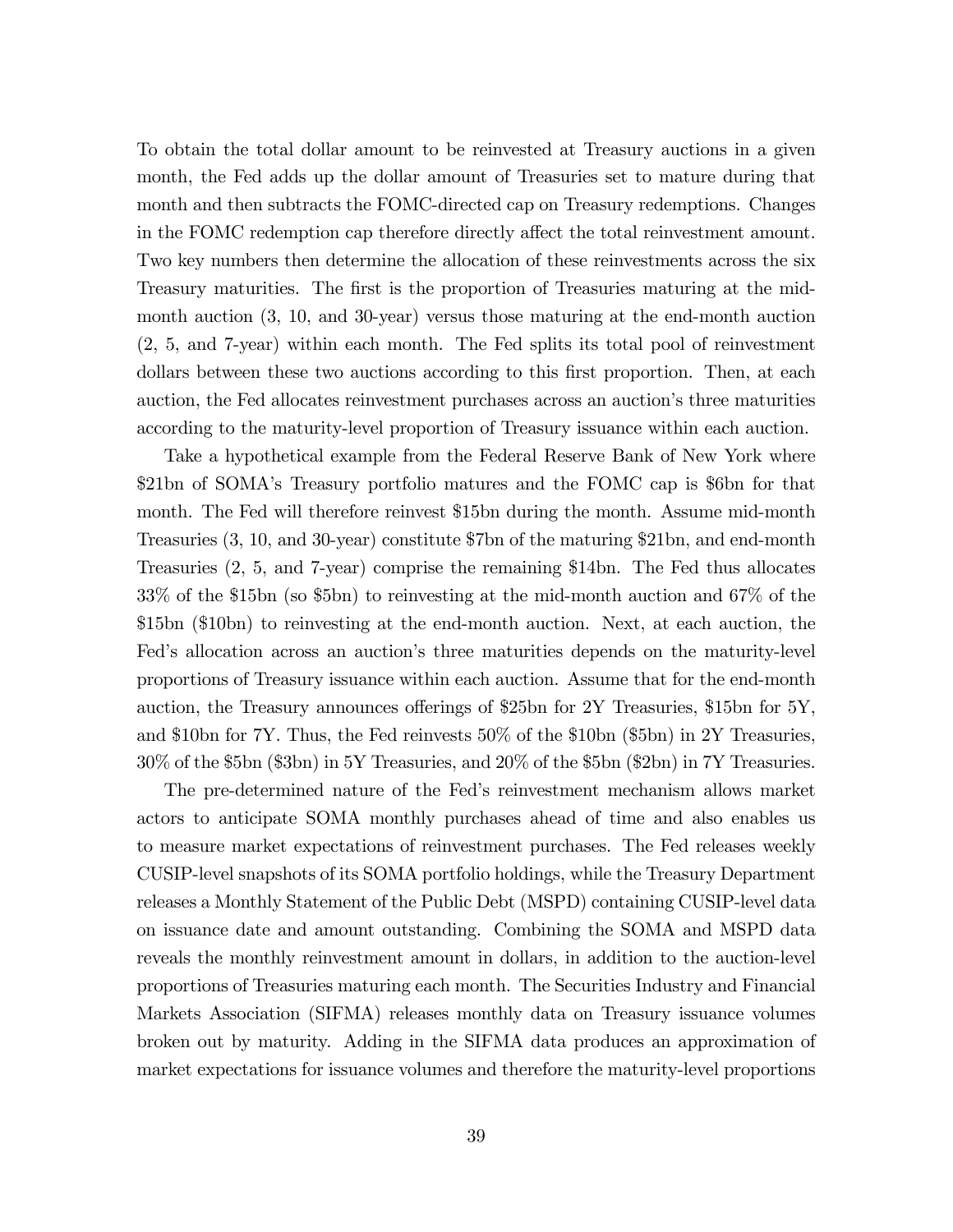To obtain the total dollar amount to be reinvested at Treasury auctions in a given month, the Fed adds up the dollar amount of Treasuries set to mature during that month and then subtracts the FOMC-directed cap on Treasury redemptions. Changes in the FOMC redemption cap therefore directly affect the total reinvestment amount. Two key numbers then determine the allocation of these reinvestments across the six Treasury maturities. The first is the proportion of Treasuries maturing at the mid-month auction (3, 10, and 30-year) versus those maturing at the end-month auction (2, 5, and 7-year) within each month. The Fed splits its total pool of reinvestment dollars between these two auctions according to this first proportion. Then, at each auction, the Fed allocates reinvestment purchases across an auction's three maturities according to the maturity-level proportion of Treasury issuance within each auction.

Take a hypothetical example from the Federal Reserve Bank of New York where \$21bn of SOMA's Treasury portfolio matures and the FOMC cap is \$6bn for that month. The Fed will therefore reinvest \$15bn during the month. Assume mid-month Treasuries (3, 10, and 30-year) constitute \$7bn of the maturing \$21bn, and end-month Treasuries (2, 5, and 7-year) comprise the remaining \$14bn. The Fed thus allocates 33% of the \$15bn (so \$5bn) to reinvesting at the mid-month auction and 67% of the \$15bn (\$10bn) to reinvesting at the end-month auction. Next, at each auction, the Fed's allocation across an auction's three maturities depends on the maturity-level proportions of Treasury issuance within each auction. Assume that for the end-month auction, the Treasury announces offerings of \$25bn for 2Y Treasuries, \$15bn for 5Y, and \$10bn for 7Y. Thus, the Fed reinvests 50% of the \$10bn (\$5bn) in 2Y Treasuries, 30% of the \$5bn (\$3bn) in 5Y Treasuries, and 20% of the \$5bn (\$2bn) in 7Y Treasuries.

The pre-determined nature of the Fed's reinvestment mechanism allows market actors to anticipate SOMA monthly purchases ahead of time and also enables us to measure market expectations of reinvestment purchases. The Fed releases weekly CUSIP-level snapshots of its SOMA portfolio holdings, while the Treasury Department releases a Monthly Statement of the Public Debt (MSPD) containing CUSIP-level data on issuance date and amount outstanding. Combining the SOMA and MSPD data reveals the monthly reinvestment amount in dollars, in addition to the auction-level proportions of Treasuries maturing each month. The Securities Industry and Financial Markets Association (SIFMA) releases monthly data on Treasury issuance volumes broken out by maturity. Adding in the SIFMA data produces an approximation of market expectations for issuance volumes and therefore the maturity-level proportions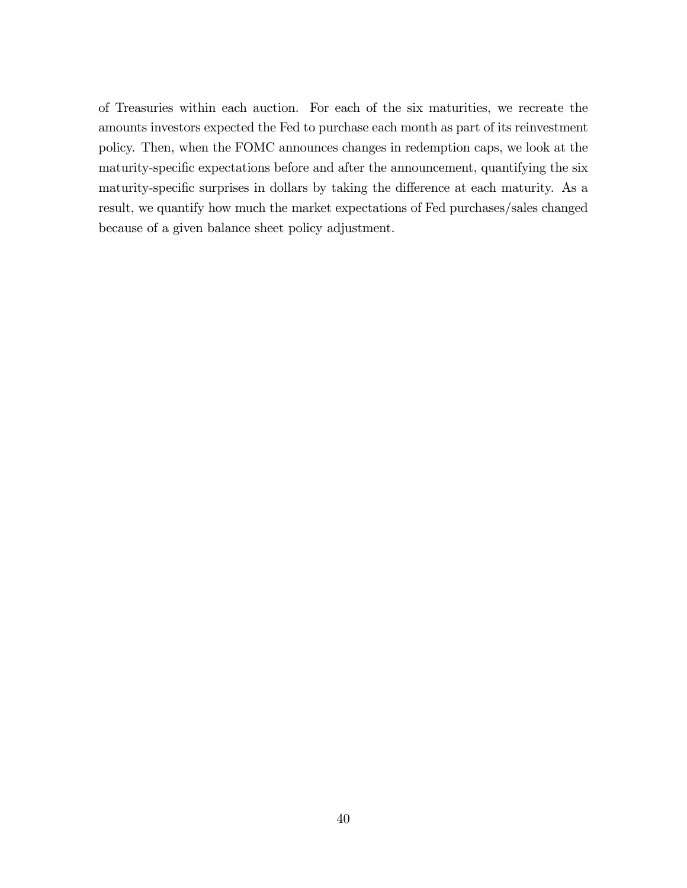of Treasuries within each auction. For each of the six maturities, we recreate the amounts investors expected the Fed to purchase each month as part of its reinvestment policy. Then, when the FOMC announces changes in redemption caps, we look at the maturity-specific expectations before and after the announcement, quantifying the six maturity-specific surprises in dollars by taking the difference at each maturity. As a result, we quantify how much the market expectations of Fed purchases/sales changed because of a given balance sheet policy adjustment.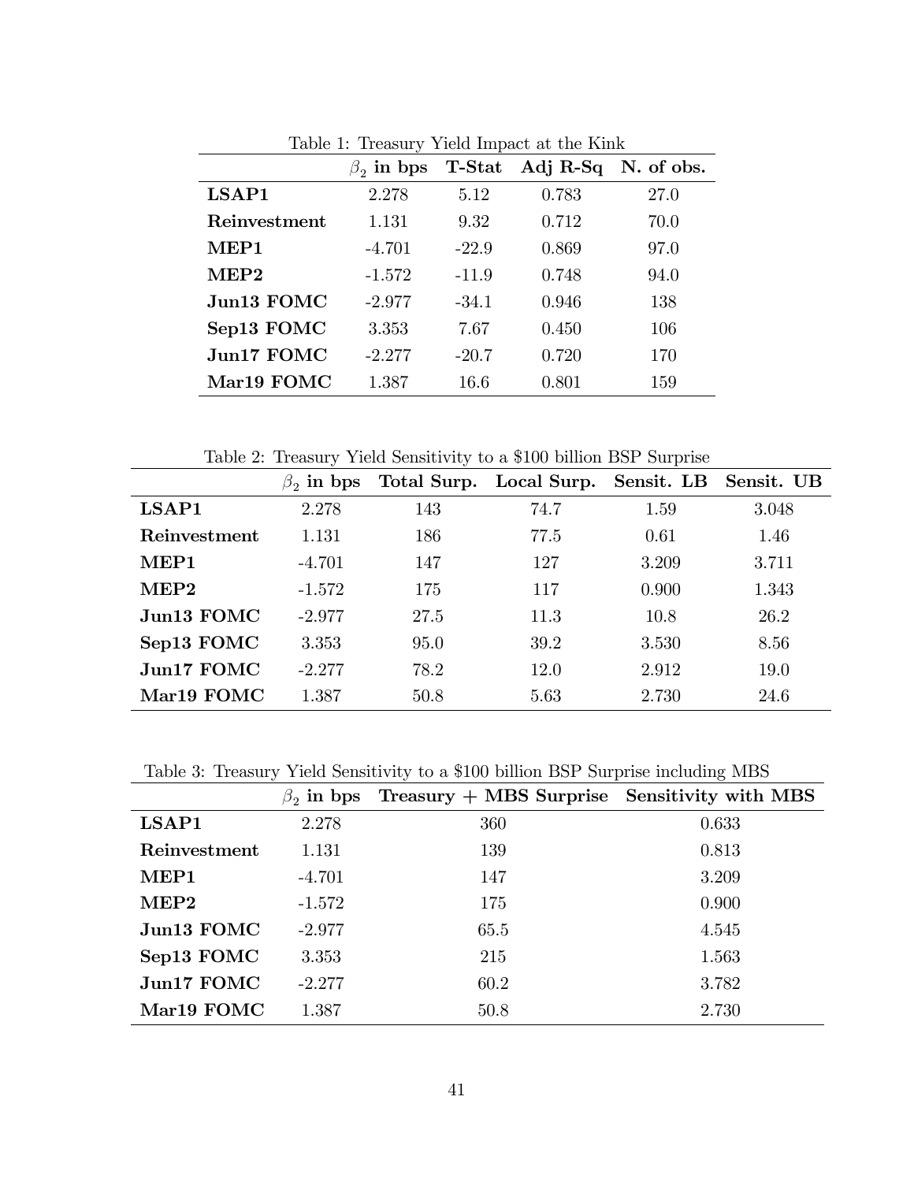Table 1: Treasury Yield Impact at the Kink

| | $\beta_2$ in bps | T-Stat | Adj R-Sq | N. of obs. |
|---|---|---|---|---|
| **LSAP1** | 2.278 | 5.12 | 0.783 | 27.0 |
| **Reinvestment** | 1.131 | 9.32 | 0.712 | 70.0 |
| **MEP1** | -4.701 | -22.9 | 0.869 | 97.0 |
| **MEP2** | -1.572 | -11.9 | 0.748 | 94.0 |
| **Jun13 FOMC** | -2.977 | -34.1 | 0.946 | 138 |
| **Sep13 FOMC** | 3.353 | 7.67 | 0.450 | 106 |
| **Jun17 FOMC** | -2.277 | -20.7 | 0.720 | 170 |
| **Mar19 FOMC** | 1.387 | 16.6 | 0.801 | 159 |

Table 2: Treasury Yield Sensitivity to a $100 billion BSP Surprise

| | $\beta_2$ in bps | Total Surp. | Local Surp. | Sensit. LB | Sensit. UB |
|---|---|---|---|---|---|
| **LSAP1** | 2.278 | 143 | 74.7 | 1.59 | 3.048 |
| **Reinvestment** | 1.131 | 186 | 77.5 | 0.61 | 1.46 |
| **MEP1** | -4.701 | 147 | 127 | 3.209 | 3.711 |
| **MEP2** | -1.572 | 175 | 117 | 0.900 | 1.343 |
| **Jun13 FOMC** | -2.977 | 27.5 | 11.3 | 10.8 | 26.2 |
| **Sep13 FOMC** | 3.353 | 95.0 | 39.2 | 3.530 | 8.56 |
| **Jun17 FOMC** | -2.277 | 78.2 | 12.0 | 2.912 | 19.0 |
| **Mar19 FOMC** | 1.387 | 50.8 | 5.63 | 2.730 | 24.6 |

Table 3: Treasury Yield Sensitivity to a $100 billion BSP Surprise including MBS

| | $\beta_2$ in bps | Treasury + MBS Surprise | Sensitivity with MBS |
|---|---|---|---|
| **LSAP1** | 2.278 | 360 | 0.633 |
| **Reinvestment** | 1.131 | 139 | 0.813 |
| **MEP1** | -4.701 | 147 | 3.209 |
| **MEP2** | -1.572 | 175 | 0.900 |
| **Jun13 FOMC** | -2.977 | 65.5 | 4.545 |
| **Sep13 FOMC** | 3.353 | 215 | 1.563 |
| **Jun17 FOMC** | -2.277 | 60.2 | 3.782 |
| **Mar19 FOMC** | 1.387 | 50.8 | 2.730 |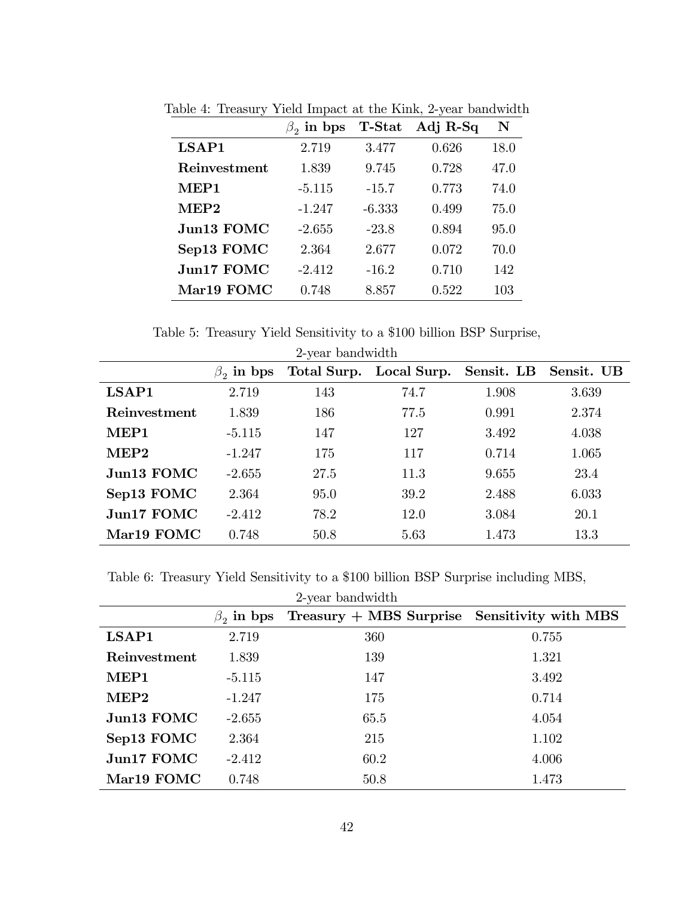Table 4: Treasury Yield Impact at the Kink, 2-year bandwidth

| | $\beta_2$ in bps | T-Stat | Adj R-Sq | N |
|---|---|---|---|---|
| **LSAP1** | 2.719 | 3.477 | 0.626 | 18.0 |
| **Reinvestment** | 1.839 | 9.745 | 0.728 | 47.0 |
| **MEP1** | -5.115 | -15.7 | 0.773 | 74.0 |
| **MEP2** | -1.247 | -6.333 | 0.499 | 75.0 |
| **Jun13 FOMC** | -2.655 | -23.8 | 0.894 | 95.0 |
| **Sep13 FOMC** | 2.364 | 2.677 | 0.072 | 70.0 |
| **Jun17 FOMC** | -2.412 | -16.2 | 0.710 | 142 |
| **Mar19 FOMC** | 0.748 | 8.857 | 0.522 | 103 |

Table 5: Treasury Yield Sensitivity to a \$100 billion BSP Surprise, 2-year bandwidth

| | $\beta_2$ in bps | Total Surp. | Local Surp. | Sensit. LB | Sensit. UB |
|---|---|---|---|---|---|
| **LSAP1** | 2.719 | 143 | 74.7 | 1.908 | 3.639 |
| **Reinvestment** | 1.839 | 186 | 77.5 | 0.991 | 2.374 |
| **MEP1** | -5.115 | 147 | 127 | 3.492 | 4.038 |
| **MEP2** | -1.247 | 175 | 117 | 0.714 | 1.065 |
| **Jun13 FOMC** | -2.655 | 27.5 | 11.3 | 9.655 | 23.4 |
| **Sep13 FOMC** | 2.364 | 95.0 | 39.2 | 2.488 | 6.033 |
| **Jun17 FOMC** | -2.412 | 78.2 | 12.0 | 3.084 | 20.1 |
| **Mar19 FOMC** | 0.748 | 50.8 | 5.63 | 1.473 | 13.3 |

Table 6: Treasury Yield Sensitivity to a \$100 billion BSP Surprise including MBS, 2-year bandwidth

| | $\beta_2$ in bps | Treasury + MBS Surprise | Sensitivity with MBS |
|---|---|---|---|
| **LSAP1** | 2.719 | 360 | 0.755 |
| **Reinvestment** | 1.839 | 139 | 1.321 |
| **MEP1** | -5.115 | 147 | 3.492 |
| **MEP2** | -1.247 | 175 | 0.714 |
| **Jun13 FOMC** | -2.655 | 65.5 | 4.054 |
| **Sep13 FOMC** | 2.364 | 215 | 1.102 |
| **Jun17 FOMC** | -2.412 | 60.2 | 4.006 |
| **Mar19 FOMC** | 0.748 | 50.8 | 1.473 |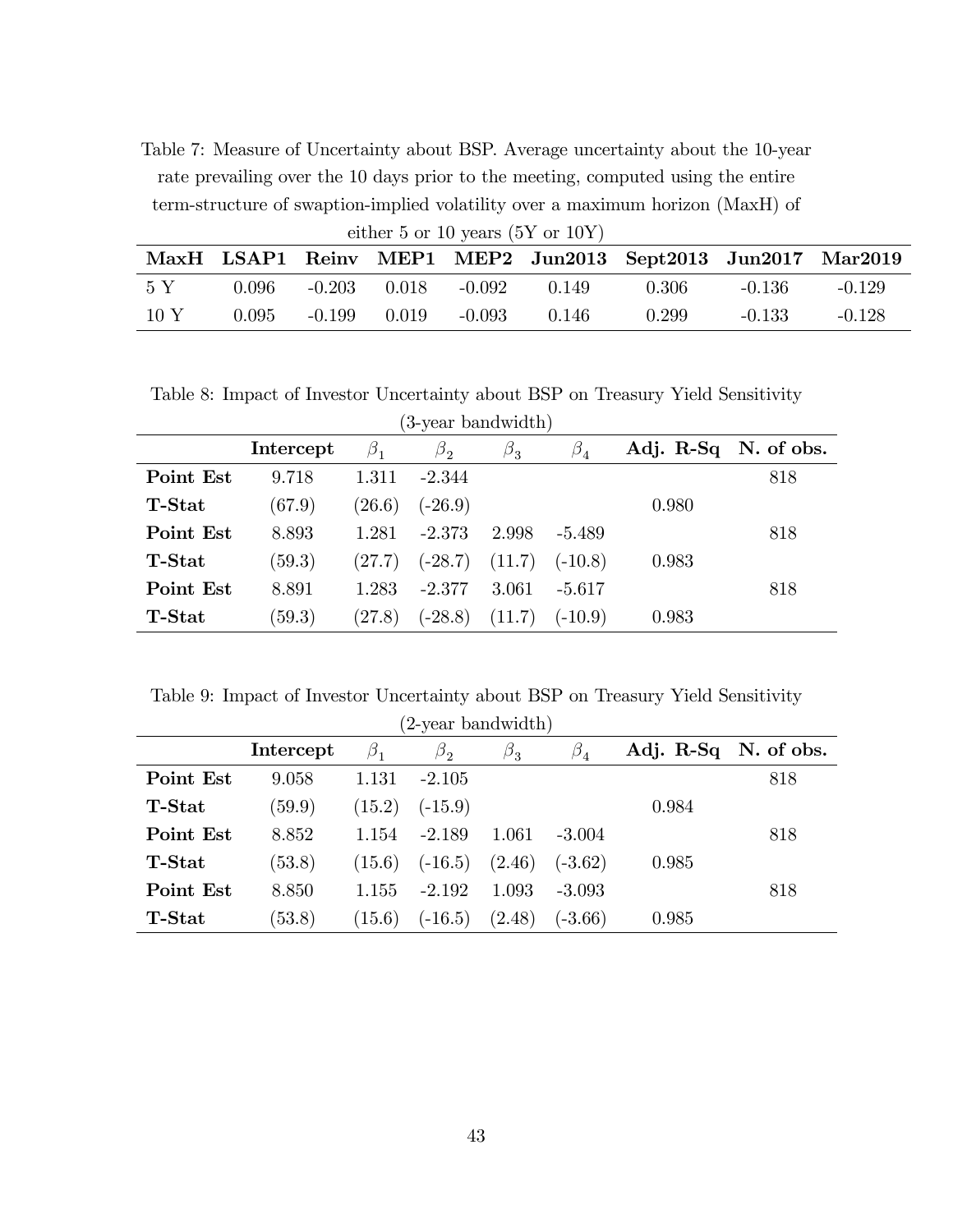Table 7: Measure of Uncertainty about BSP. Average uncertainty about the 10-year rate prevailing over the 10 days prior to the meeting, computed using the entire term-structure of swaption-implied volatility over a maximum horizon (MaxH) of either 5 or 10 years (5Y or 10Y)

| MaxH | LSAP1 | Reinv | MEP1 | MEP2 | Jun2013 | Sept2013 | Jun2017 | Mar2019 |
|---|---|---|---|---|---|---|---|---|
| 5 Y | 0.096 | -0.203 | 0.018 | -0.092 | 0.149 | 0.306 | -0.136 | -0.129 |
| 10 Y | 0.095 | -0.199 | 0.019 | -0.093 | 0.146 | 0.299 | -0.133 | -0.128 |

Table 8: Impact of Investor Uncertainty about BSP on Treasury Yield Sensitivity (3-year bandwidth)

| | Intercept | $\beta_1$ | $\beta_2$ | $\beta_3$ | $\beta_4$ | Adj. R-Sq | N. of obs. |
|---|---|---|---|---|---|---|---|
| **Point Est** | 9.718 | 1.311 | -2.344 | | | | 818 |
| **T-Stat** | (67.9) | (26.6) | (-26.9) | | | 0.980 | |
| **Point Est** | 8.893 | 1.281 | -2.373 | 2.998 | -5.489 | | 818 |
| **T-Stat** | (59.3) | (27.7) | (-28.7) | (11.7) | (-10.8) | 0.983 | |
| **Point Est** | 8.891 | 1.283 | -2.377 | 3.061 | -5.617 | | 818 |
| **T-Stat** | (59.3) | (27.8) | (-28.8) | (11.7) | (-10.9) | 0.983 | |

Table 9: Impact of Investor Uncertainty about BSP on Treasury Yield Sensitivity (2-year bandwidth)

| | Intercept | $\beta_1$ | $\beta_2$ | $\beta_3$ | $\beta_4$ | Adj. R-Sq | N. of obs. |
|---|---|---|---|---|---|---|---|
| **Point Est** | 9.058 | 1.131 | -2.105 | | | | 818 |
| **T-Stat** | (59.9) | (15.2) | (-15.9) | | | 0.984 | |
| **Point Est** | 8.852 | 1.154 | -2.189 | 1.061 | -3.004 | | 818 |
| **T-Stat** | (53.8) | (15.6) | (-16.5) | (2.46) | (-3.62) | 0.985 | |
| **Point Est** | 8.850 | 1.155 | -2.192 | 1.093 | -3.093 | | 818 |
| **T-Stat** | (53.8) | (15.6) | (-16.5) | (2.48) | (-3.66) | 0.985 | |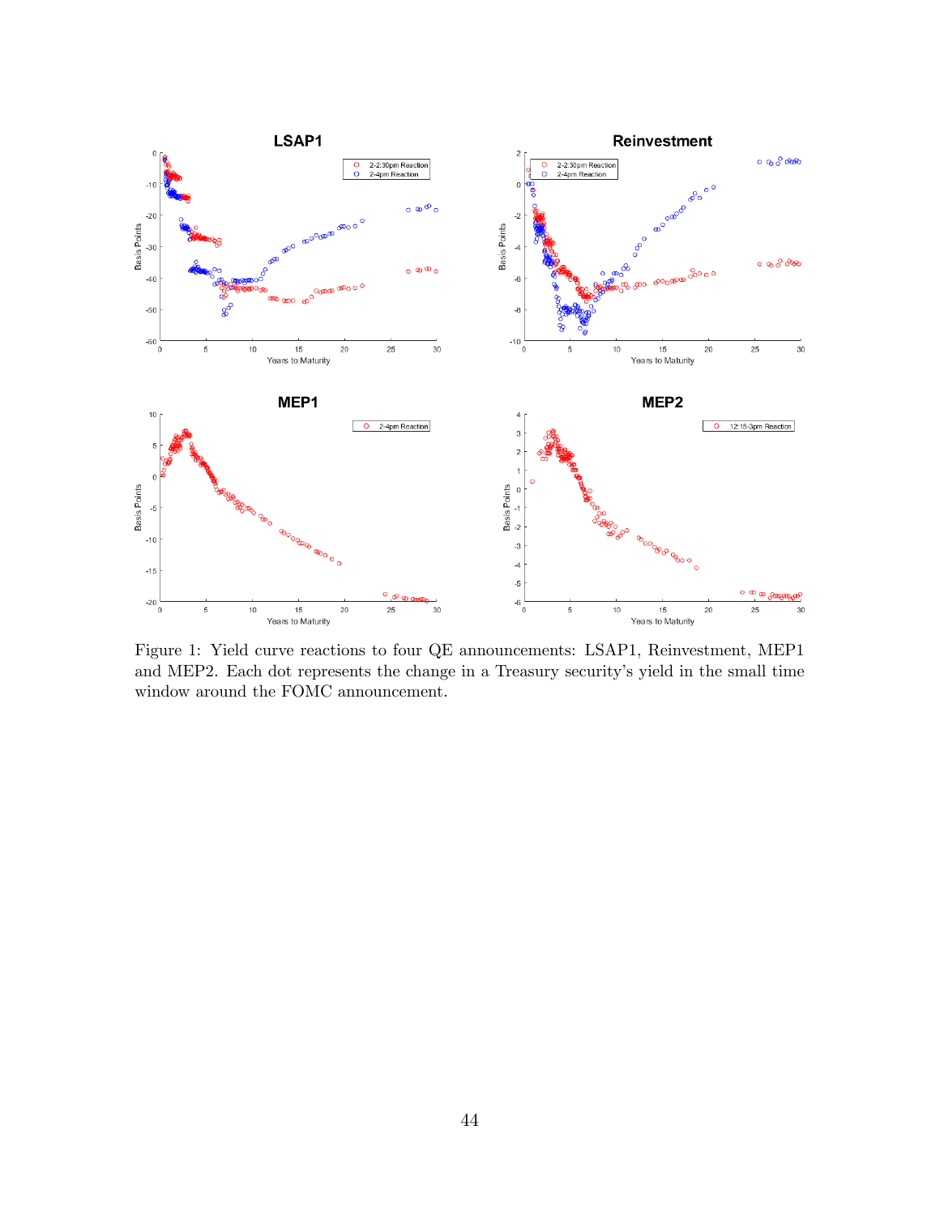Figure 1: Yield curve reactions to four QE announcements: LSAP1, Reinvestment, MEP1 and MEP2. Each dot represents the change in a Treasury security's yield in the small time window around the FOMC announcement.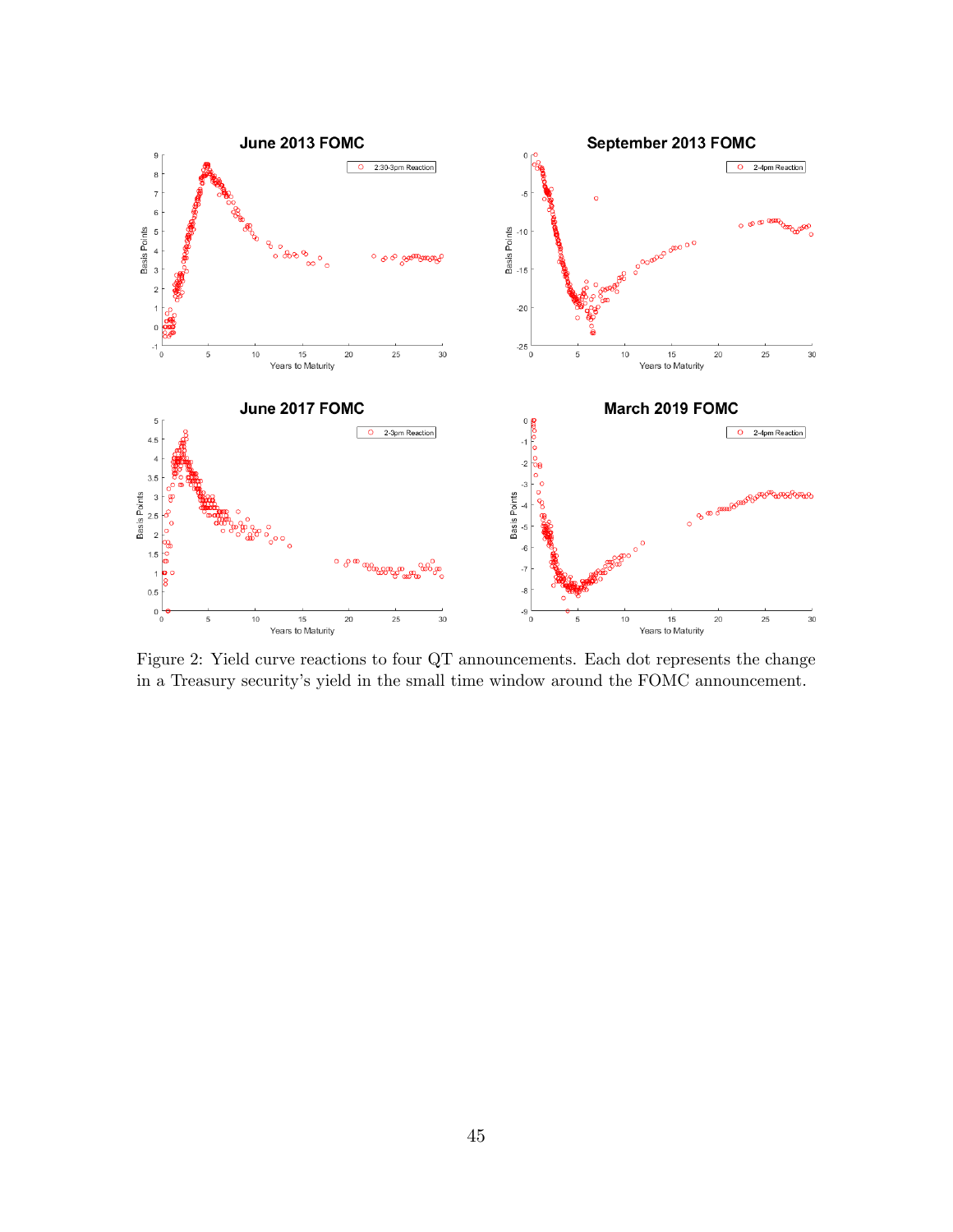Figure 2: Yield curve reactions to four QT announcements. Each dot represents the change in a Treasury security's yield in the small time window around the FOMC announcement.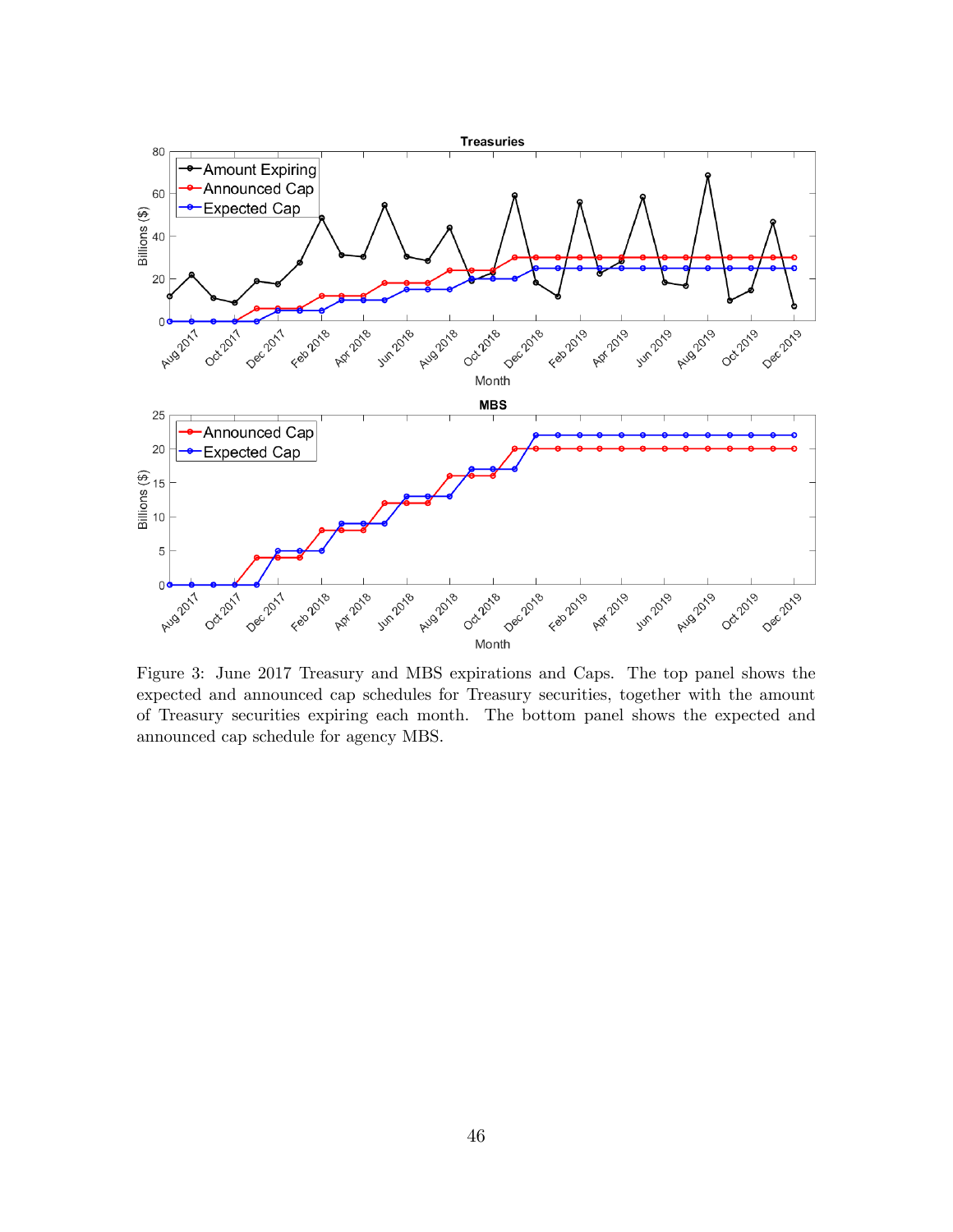Figure 3: June 2017 Treasury and MBS expirations and Caps. The top panel shows the expected and announced cap schedules for Treasury securities, together with the amount of Treasury securities expiring each month. The bottom panel shows the expected and announced cap schedule for agency MBS.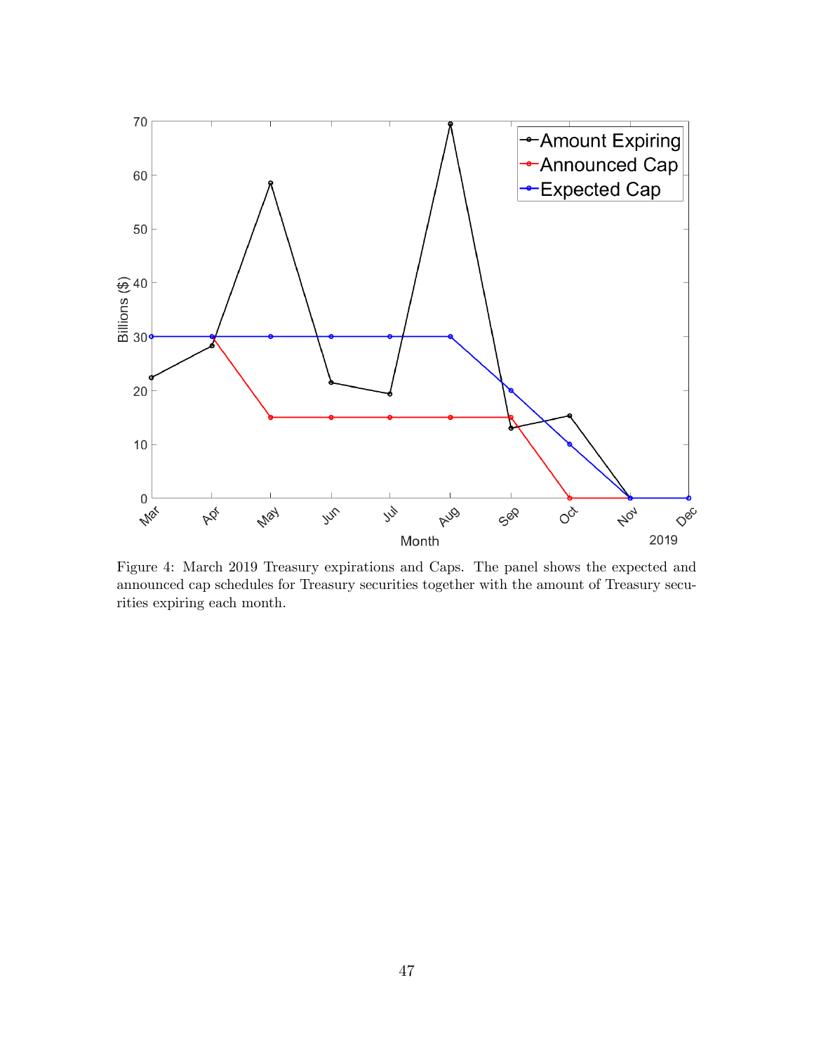Figure 4: March 2019 Treasury expirations and Caps. The panel shows the expected and announced cap schedules for Treasury securities together with the amount of Treasury securities expiring each month.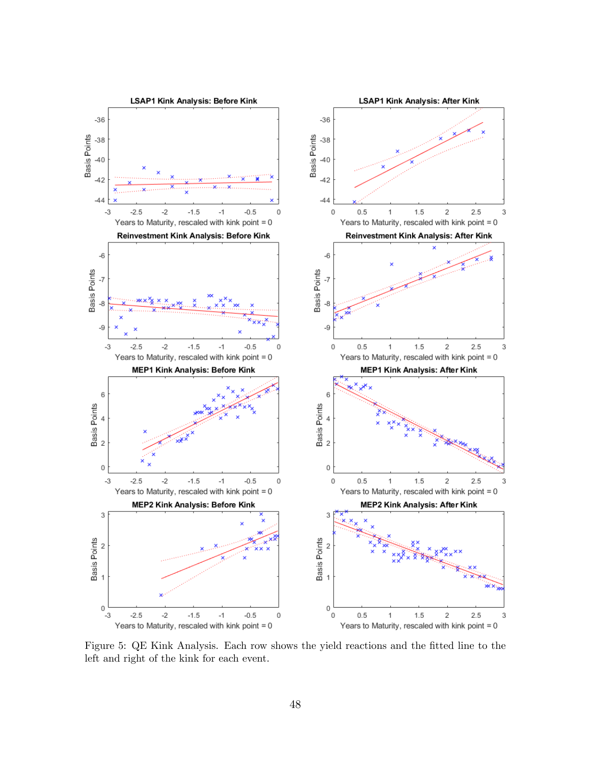Figure 5: QE Kink Analysis. Each row shows the yield reactions and the fitted line to the left and right of the kink for each event.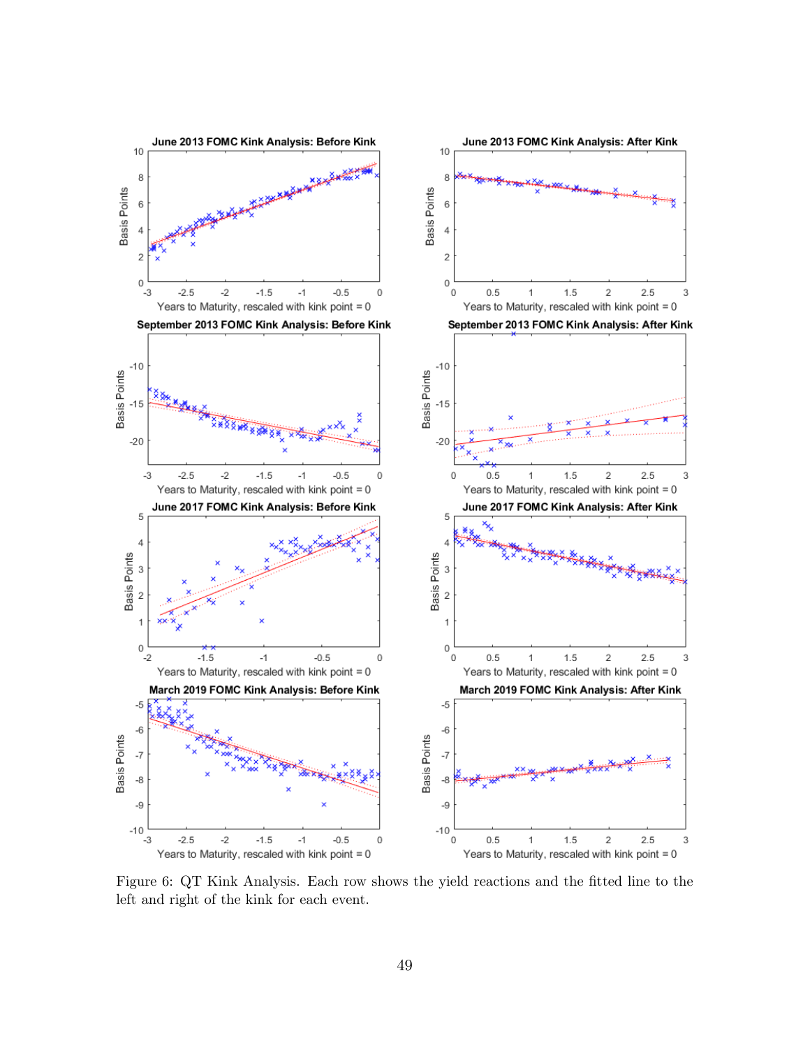Figure 6: QT Kink Analysis. Each row shows the yield reactions and the fitted line to the left and right of the kink for each event.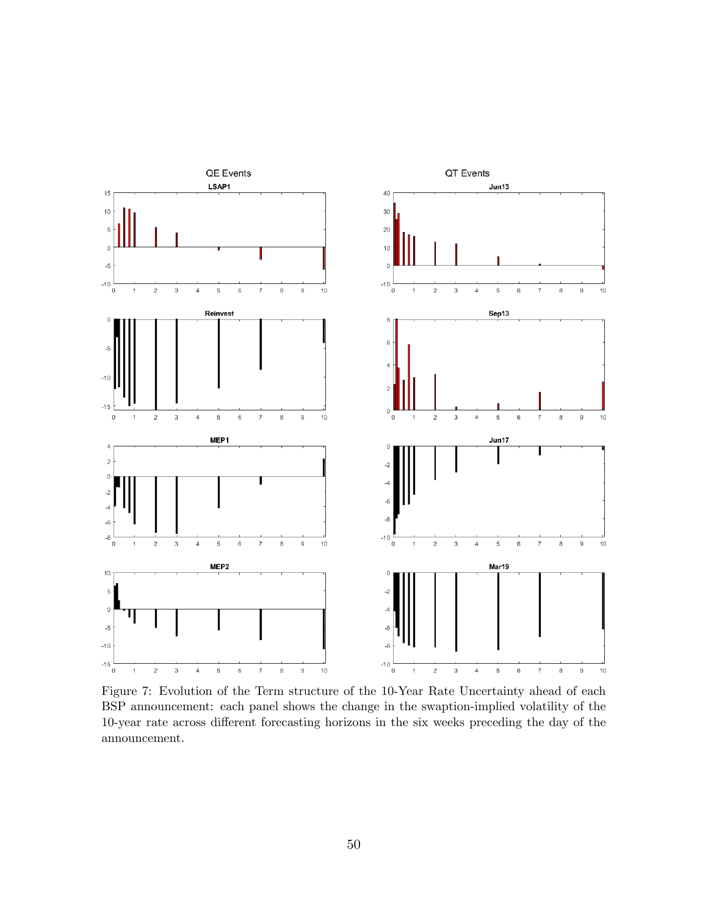Figure 7: Evolution of the Term structure of the 10-Year Rate Uncertainty ahead of each BSP announcement: each panel shows the change in the swaption-implied volatility of the 10-year rate across different forecasting horizons in the six weeks preceding the day of the announcement.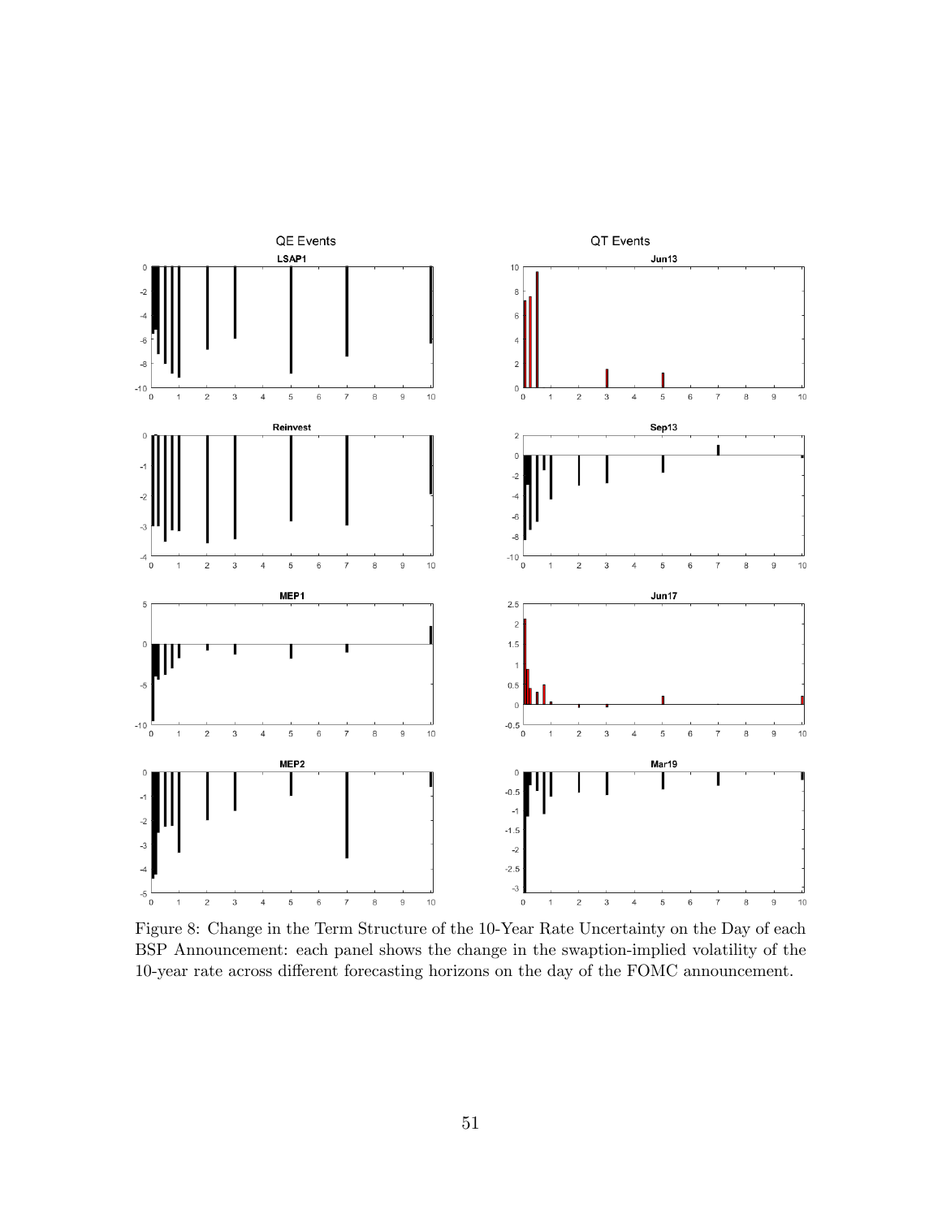QE Events

LSAP1

Reinvest

MEP1

MEP2

QT Events

Jun13

Sep13

Jun17

Mar19

Figure 8: Change in the Term Structure of the 10-Year Rate Uncertainty on the Day of each BSP Announcement: each panel shows the change in the swaption-implied volatility of the 10-year rate across different forecasting horizons on the day of the FOMC announcement.